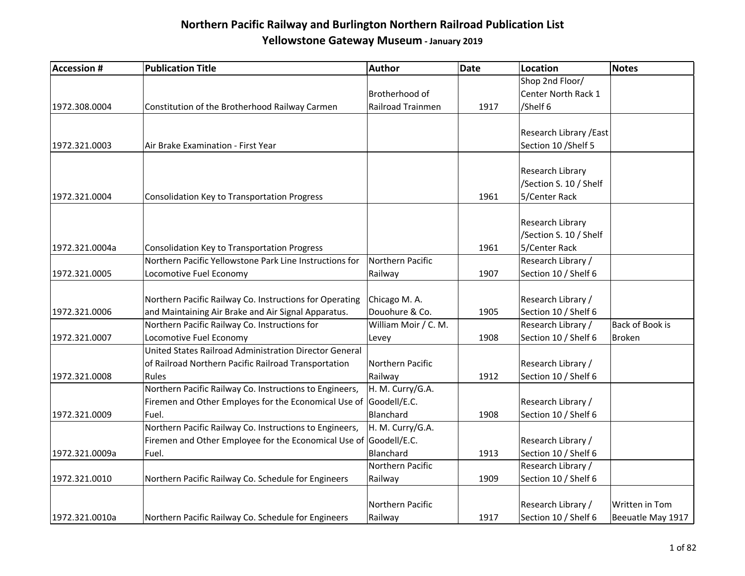# Northern Pacific Railway and Burlington Northern Railroad Publication List

## Yellowstone Gateway Museum - January 2019

| Accession # | Publication Title | Author | Date | Location | Notes |
|---|---|---|---|---|---|
| 1972.308.0004 | Constitution of the Brotherhood Railway Carmen | Brotherhood of Railroad Trainmen | 1917 | Shop 2nd Floor/ Center North Rack 1 /Shelf 6 | |
| 1972.321.0003 | Air Brake Examination - First Year | | | Research Library /East Section 10 /Shelf 5 | |
| 1972.321.0004 | Consolidation Key to Transportation Progress | | 1961 | Research Library /Section S. 10 / Shelf 5/Center Rack | |
| 1972.321.0004a | Consolidation Key to Transportation Progress | | 1961 | Research Library /Section S. 10 / Shelf 5/Center Rack | |
| 1972.321.0005 | Northern Pacific Yellowstone Park Line Instructions for Locomotive Fuel Economy | Northern Pacific Railway | 1907 | Research Library / Section 10 / Shelf 6 | |
| 1972.321.0006 | Northern Pacific Railway Co. Instructions for Operating and Maintaining Air Brake and Air Signal Apparatus. | Chicago M. A. Douohure & Co. | 1905 | Research Library / Section 10 / Shelf 6 | |
| 1972.321.0007 | Northern Pacific Railway Co. Instructions for Locomotive Fuel Economy | William Moir / C. M. Levey | 1908 | Research Library / Section 10 / Shelf 6 | Back of Book is Broken |
| 1972.321.0008 | United States Railroad Administration Director General of Railroad Northern Pacific Railroad Transportation Rules | Northern Pacific Railway | 1912 | Research Library / Section 10 / Shelf 6 | |
| 1972.321.0009 | Northern Pacific Railway Co. Instructions to Engineers, Firemen and Other Employes for the Economical Use of Fuel. | H. M. Curry/G.A. Goodell/E.C. Blanchard | 1908 | Research Library / Section 10 / Shelf 6 | |
| 1972.321.0009a | Northern Pacific Railway Co. Instructions to Engineers, Firemen and Other Employee for the Economical Use of Fuel. | H. M. Curry/G.A. Goodell/E.C. Blanchard | 1913 | Research Library / Section 10 / Shelf 6 | |
| 1972.321.0010 | Northern Pacific Railway Co. Schedule for Engineers | Northern Pacific Railway | 1909 | Research Library / Section 10 / Shelf 6 | |
| 1972.321.0010a | Northern Pacific Railway Co. Schedule for Engineers | Northern Pacific Railway | 1917 | Research Library / Section 10 / Shelf 6 | Written in Tom Beeuatle May 1917 |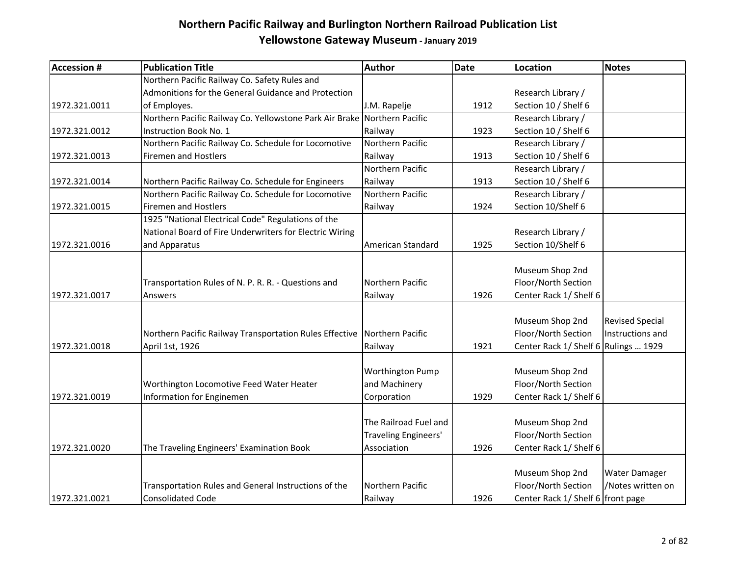# Northern Pacific Railway and Burlington Northern Railroad Publication List

## Yellowstone Gateway Museum - January 2019

| Accession # | Publication Title | Author | Date | Location | Notes |
|---|---|---|---|---|---|
| 1972.321.0011 | Northern Pacific Railway Co. Safety Rules and Admonitions for the General Guidance and Protection of Employes. | J.M. Rapelje | 1912 | Research Library / Section 10 / Shelf 6 | |
| 1972.321.0012 | Northern Pacific Railway Co. Yellowstone Park Air Brake Instruction Book No. 1 | Northern Pacific Railway | 1923 | Research Library / Section 10 / Shelf 6 | |
| 1972.321.0013 | Northern Pacific Railway Co. Schedule for Locomotive Firemen and Hostlers | Northern Pacific Railway | 1913 | Research Library / Section 10 / Shelf 6 | |
| 1972.321.0014 | Northern Pacific Railway Co. Schedule for Engineers | Northern Pacific Railway | 1913 | Research Library / Section 10 / Shelf 6 | |
| 1972.321.0015 | Northern Pacific Railway Co. Schedule for Locomotive Firemen and Hostlers | Northern Pacific Railway | 1924 | Research Library / Section 10/Shelf 6 | |
| 1972.321.0016 | 1925 "National Electrical Code" Regulations of the National Board of Fire Underwriters for Electric Wiring and Apparatus | American Standard | 1925 | Research Library / Section 10/Shelf 6 | |
| 1972.321.0017 | Transportation Rules of N. P. R. R. - Questions and Answers | Northern Pacific Railway | 1926 | Museum Shop 2nd Floor/North Section Center Rack 1/ Shelf 6 | |
| 1972.321.0018 | Northern Pacific Railway Transportation Rules Effective April 1st, 1926 | Northern Pacific Railway | 1921 | Museum Shop 2nd Floor/North Section Center Rack 1/ Shelf 6 | Revised Special Instructions and Rulings … 1929 |
| 1972.321.0019 | Worthington Locomotive Feed Water Heater Information for Enginemen | Worthington Pump and Machinery Corporation | 1929 | Museum Shop 2nd Floor/North Section Center Rack 1/ Shelf 6 | |
| 1972.321.0020 | The Traveling Engineers' Examination Book | The Railroad Fuel and Traveling Engineers' Association | 1926 | Museum Shop 2nd Floor/North Section Center Rack 1/ Shelf 6 | |
| 1972.321.0021 | Transportation Rules and General Instructions of the Consolidated Code | Northern Pacific Railway | 1926 | Museum Shop 2nd Floor/North Section Center Rack 1/ Shelf 6 | Water Damager /Notes written on front page |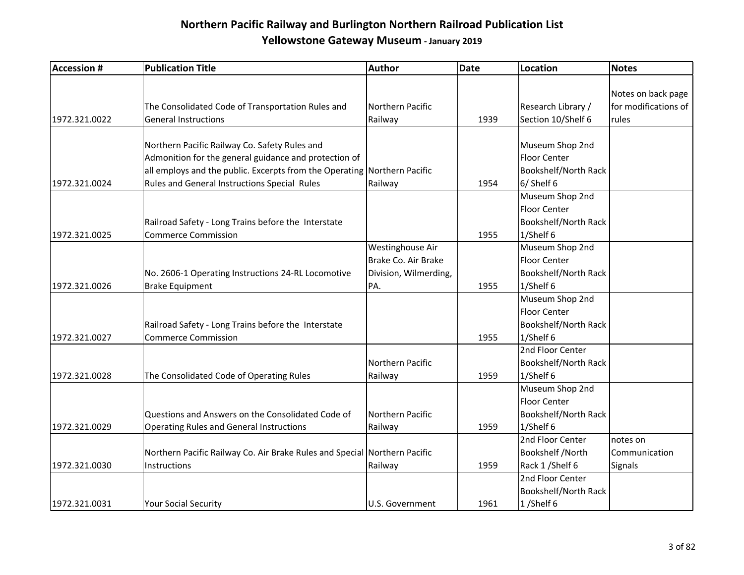# Northern Pacific Railway and Burlington Northern Railroad Publication List

## Yellowstone Gateway Museum - January 2019

| Accession # | Publication Title | Author | Date | Location | Notes |
|---|---|---|---|---|---|
| 1972.321.0022 | The Consolidated Code of Transportation Rules and General Instructions | Northern Pacific Railway | 1939 | Research Library / Section 10/Shelf 6 | Notes on back page for modifications of rules |
| 1972.321.0024 | Northern Pacific Railway Co. Safety Rules and Admonition for the general guidance and protection of all employs and the public. Excerpts from the Operating Rules and General Instructions Special Rules | Northern Pacific Railway | 1954 | Museum Shop 2nd Floor Center Bookshelf/North Rack 6/ Shelf 6 | |
| 1972.321.0025 | Railroad Safety - Long Trains before the Interstate Commerce Commission | | 1955 | Museum Shop 2nd Floor Center Bookshelf/North Rack 1/Shelf 6 | |
| 1972.321.0026 | No. 2606-1 Operating Instructions 24-RL Locomotive Brake Equipment | Westinghouse Air Brake Co. Air Brake Division, Wilmerding, PA. | 1955 | Museum Shop 2nd Floor Center Bookshelf/North Rack 1/Shelf 6 | |
| 1972.321.0027 | Railroad Safety - Long Trains before the Interstate Commerce Commission | | 1955 | Museum Shop 2nd Floor Center Bookshelf/North Rack 1/Shelf 6 | |
| 1972.321.0028 | The Consolidated Code of Operating Rules | Northern Pacific Railway | 1959 | 2nd Floor Center Bookshelf/North Rack 1/Shelf 6 | |
| 1972.321.0029 | Questions and Answers on the Consolidated Code of Operating Rules and General Instructions | Northern Pacific Railway | 1959 | Museum Shop 2nd Floor Center Bookshelf/North Rack 1/Shelf 6 | |
| 1972.321.0030 | Northern Pacific Railway Co. Air Brake Rules and Special Instructions | Northern Pacific Railway | 1959 | 2nd Floor Center Bookshelf /North Rack 1 /Shelf 6 | notes on Communication Signals |
| 1972.321.0031 | Your Social Security | U.S. Government | 1961 | 2nd Floor Center Bookshelf/North Rack 1 /Shelf 6 | |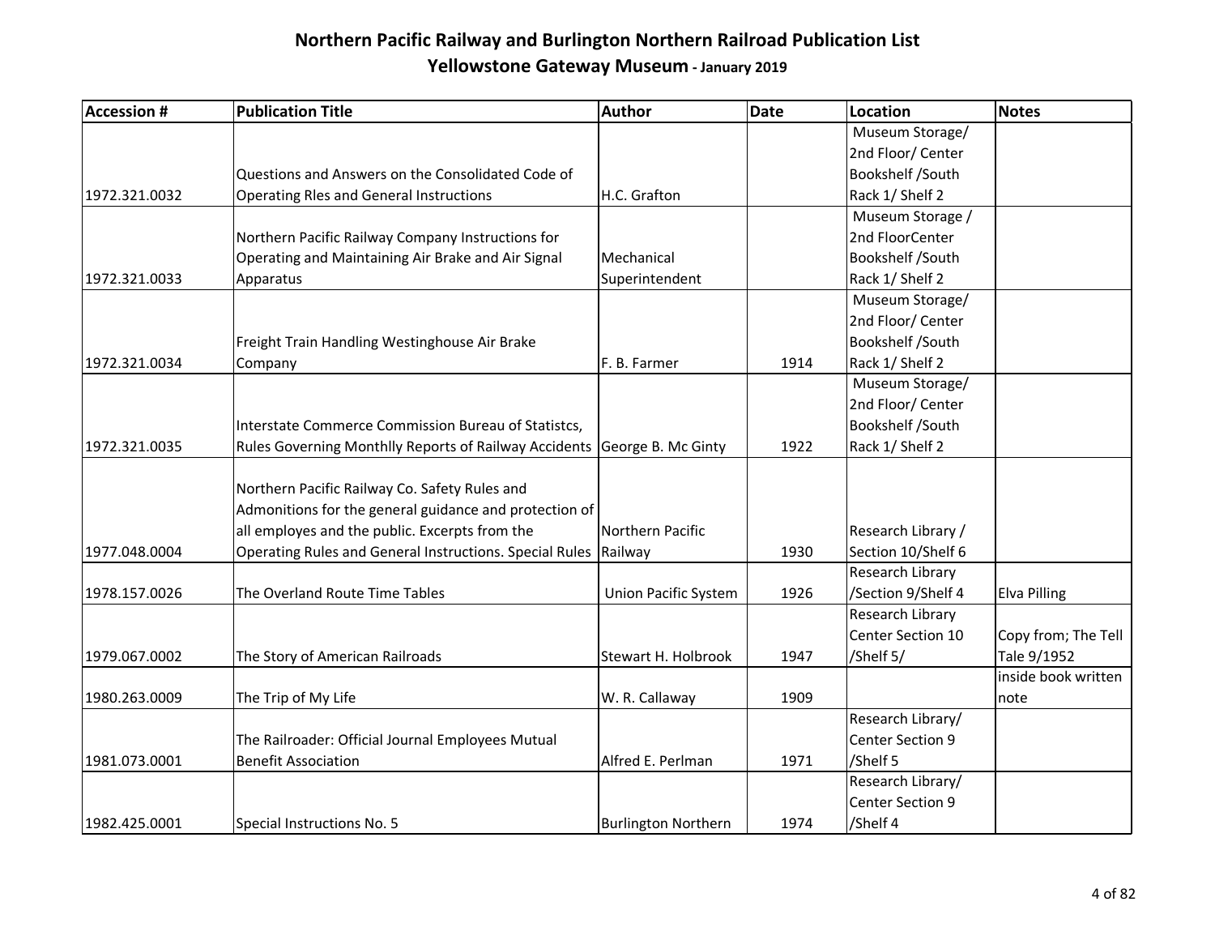# Northern Pacific Railway and Burlington Northern Railroad Publication List

## Yellowstone Gateway Museum - January 2019

| Accession # | Publication Title | Author | Date | Location | Notes |
|---|---|---|---|---|---|
| 1972.321.0032 | Questions and Answers on the Consolidated Code of Operating Rles and General Instructions | H.C. Grafton | | Museum Storage/ 2nd Floor/ Center Bookshelf /South Rack 1/ Shelf 2 | |
| 1972.321.0033 | Northern Pacific Railway Company Instructions for Operating and Maintaining Air Brake and Air Signal Apparatus | Mechanical Superintendent | | Museum Storage / 2nd FloorCenter Bookshelf /South Rack 1/ Shelf 2 | |
| 1972.321.0034 | Freight Train Handling Westinghouse Air Brake Company | F. B. Farmer | 1914 | Museum Storage/ 2nd Floor/ Center Bookshelf /South Rack 1/ Shelf 2 | |
| 1972.321.0035 | Interstate Commerce Commission Bureau of Statistcs, Rules Governing Monthlly Reports of Railway Accidents | George B. Mc Ginty | 1922 | Museum Storage/ 2nd Floor/ Center Bookshelf /South Rack 1/ Shelf 2 | |
| 1977.048.0004 | Northern Pacific Railway Co. Safety Rules and Admonitions for the general guidance and protection of all employes and the public. Excerpts from the Operating Rules and General Instructions. Special Rules | Northern Pacific Railway | 1930 | Research Library / Section 10/Shelf 6 | |
| 1978.157.0026 | The Overland Route Time Tables | Union Pacific System | 1926 | Research Library /Section 9/Shelf 4 | Elva Pilling |
| 1979.067.0002 | The Story of American Railroads | Stewart H. Holbrook | 1947 | Research Library Center Section 10 /Shelf 5/ | Copy from; The Tell Tale 9/1952 |
| 1980.263.0009 | The Trip of My Life | W. R. Callaway | 1909 | | inside book written note |
| 1981.073.0001 | The Railroader: Official Journal Employees Mutual Benefit Association | Alfred E. Perlman | 1971 | Research Library/ Center Section 9 /Shelf 5 | |
| 1982.425.0001 | Special Instructions No. 5 | Burlington Northern | 1974 | Research Library/ Center Section 9 /Shelf 4 | |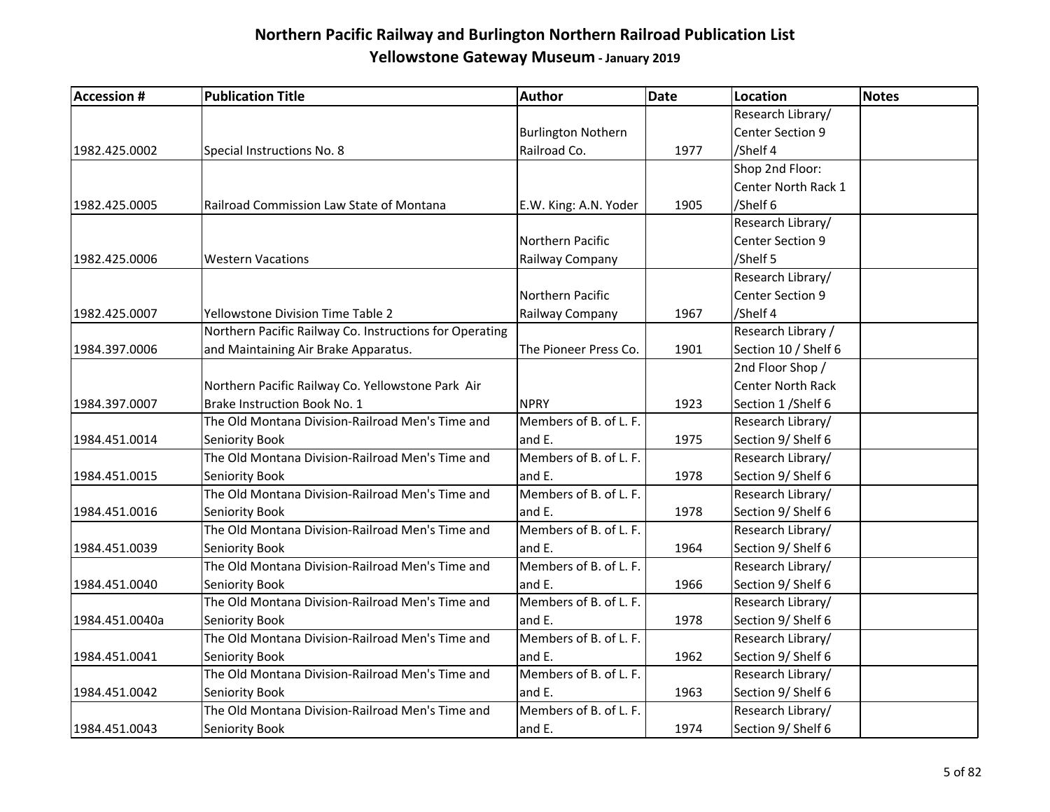# Northern Pacific Railway and Burlington Northern Railroad Publication List

## Yellowstone Gateway Museum - January 2019

| Accession # | Publication Title | Author | Date | Location | Notes |
|---|---|---|---|---|---|
| 1982.425.0002 | Special Instructions No. 8 | Burlington Nothern Railroad Co. | 1977 | Research Library/ Center Section 9 /Shelf 4 | |
| 1982.425.0005 | Railroad Commission Law State of Montana | E.W. King: A.N. Yoder | 1905 | Shop 2nd Floor: Center North Rack 1 /Shelf 6 | |
| 1982.425.0006 | Western Vacations | Northern Pacific Railway Company | | Research Library/ Center Section 9 /Shelf 5 | |
| 1982.425.0007 | Yellowstone Division Time Table 2 | Northern Pacific Railway Company | 1967 | Research Library/ Center Section 9 /Shelf 4 | |
| 1984.397.0006 | Northern Pacific Railway Co. Instructions for Operating and Maintaining Air Brake Apparatus. | The Pioneer Press Co. | 1901 | Research Library / Section 10 / Shelf 6 | |
| 1984.397.0007 | Northern Pacific Railway Co. Yellowstone Park Air Brake Instruction Book No. 1 | NPRY | 1923 | 2nd Floor Shop / Center North Rack Section 1 /Shelf 6 | |
| 1984.451.0014 | The Old Montana Division-Railroad Men's Time and Seniority Book | Members of B. of L. F. and E. | 1975 | Research Library/ Section 9/ Shelf 6 | |
| 1984.451.0015 | The Old Montana Division-Railroad Men's Time and Seniority Book | Members of B. of L. F. and E. | 1978 | Research Library/ Section 9/ Shelf 6 | |
| 1984.451.0016 | The Old Montana Division-Railroad Men's Time and Seniority Book | Members of B. of L. F. and E. | 1978 | Research Library/ Section 9/ Shelf 6 | |
| 1984.451.0039 | The Old Montana Division-Railroad Men's Time and Seniority Book | Members of B. of L. F. and E. | 1964 | Research Library/ Section 9/ Shelf 6 | |
| 1984.451.0040 | The Old Montana Division-Railroad Men's Time and Seniority Book | Members of B. of L. F. and E. | 1966 | Research Library/ Section 9/ Shelf 6 | |
| 1984.451.0040a | The Old Montana Division-Railroad Men's Time and Seniority Book | Members of B. of L. F. and E. | 1978 | Research Library/ Section 9/ Shelf 6 | |
| 1984.451.0041 | The Old Montana Division-Railroad Men's Time and Seniority Book | Members of B. of L. F. and E. | 1962 | Research Library/ Section 9/ Shelf 6 | |
| 1984.451.0042 | The Old Montana Division-Railroad Men's Time and Seniority Book | Members of B. of L. F. and E. | 1963 | Research Library/ Section 9/ Shelf 6 | |
| 1984.451.0043 | The Old Montana Division-Railroad Men's Time and Seniority Book | Members of B. of L. F. and E. | 1974 | Research Library/ Section 9/ Shelf 6 | |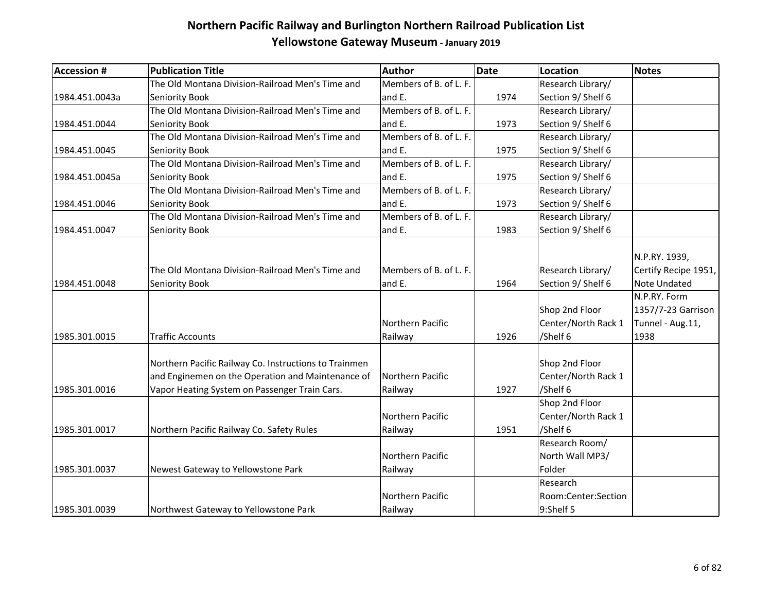# Northern Pacific Railway and Burlington Northern Railroad Publication List

## Yellowstone Gateway Museum - January 2019

| Accession # | Publication Title | Author | Date | Location | Notes |
|---|---|---|---|---|---|
| 1984.451.0043a | The Old Montana Division-Railroad Men's Time and Seniority Book | Members of B. of L. F. and E. | 1974 | Research Library/ Section 9/ Shelf 6 | |
| 1984.451.0044 | The Old Montana Division-Railroad Men's Time and Seniority Book | Members of B. of L. F. and E. | 1973 | Research Library/ Section 9/ Shelf 6 | |
| 1984.451.0045 | The Old Montana Division-Railroad Men's Time and Seniority Book | Members of B. of L. F. and E. | 1975 | Research Library/ Section 9/ Shelf 6 | |
| 1984.451.0045a | The Old Montana Division-Railroad Men's Time and Seniority Book | Members of B. of L. F. and E. | 1975 | Research Library/ Section 9/ Shelf 6 | |
| 1984.451.0046 | The Old Montana Division-Railroad Men's Time and Seniority Book | Members of B. of L. F. and E. | 1973 | Research Library/ Section 9/ Shelf 6 | |
| 1984.451.0047 | The Old Montana Division-Railroad Men's Time and Seniority Book | Members of B. of L. F. and E. | 1983 | Research Library/ Section 9/ Shelf 6 | |
| 1984.451.0048 | The Old Montana Division-Railroad Men's Time and Seniority Book | Members of B. of L. F. and E. | 1964 | Research Library/ Section 9/ Shelf 6 | N.P.RY. 1939, Certify Recipe 1951, Note Undated |
| 1985.301.0015 | Traffic Accounts | Northern Pacific Railway | 1926 | Shop 2nd Floor Center/North Rack 1 /Shelf 6 | N.P.RY. Form 1357/7-23 Garrison Tunnel - Aug.11, 1938 |
| 1985.301.0016 | Northern Pacific Railway Co. Instructions to Trainmen and Enginemen on the Operation and Maintenance of Vapor Heating System on Passenger Train Cars. | Northern Pacific Railway | 1927 | Shop 2nd Floor Center/North Rack 1 /Shelf 6 | |
| 1985.301.0017 | Northern Pacific Railway Co. Safety Rules | Northern Pacific Railway | 1951 | Shop 2nd Floor Center/North Rack 1 /Shelf 6 | |
| 1985.301.0037 | Newest Gateway to Yellowstone Park | Northern Pacific Railway | | Research Room/ North Wall MP3/ Folder | |
| 1985.301.0039 | Northwest Gateway to Yellowstone Park | Northern Pacific Railway | | Research Room:Center:Section 9:Shelf 5 | |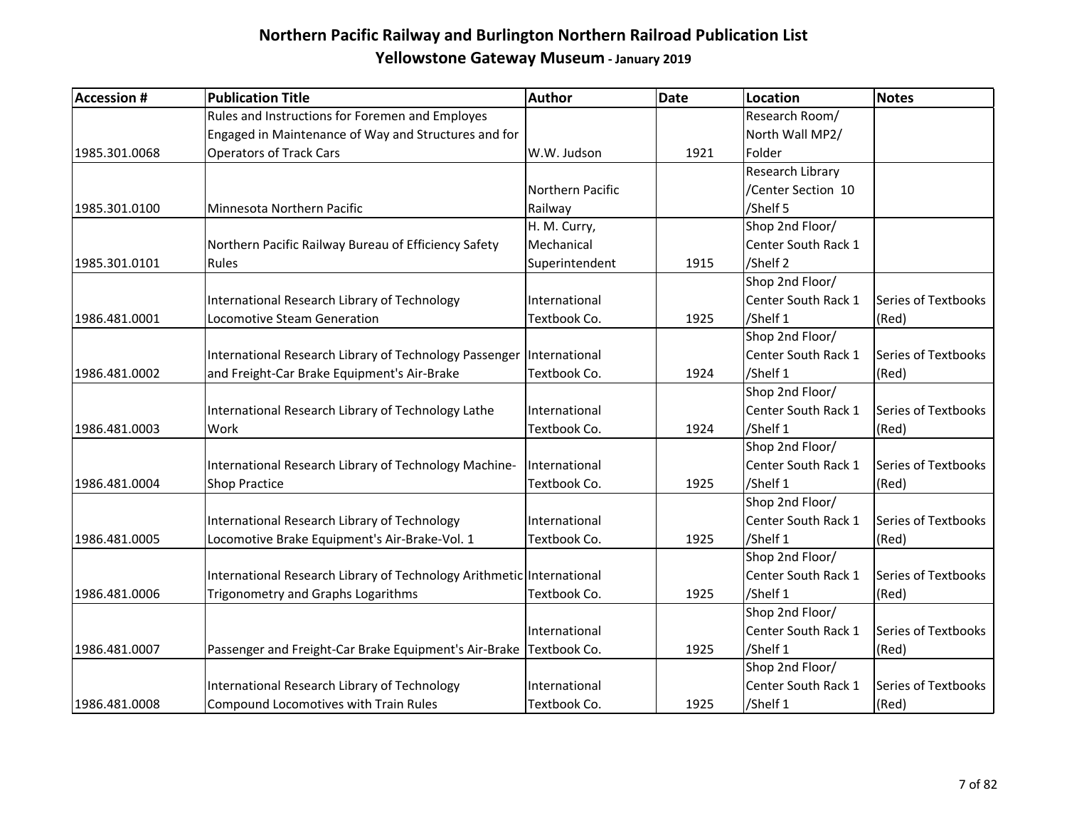# Northern Pacific Railway and Burlington Northern Railroad Publication List

## Yellowstone Gateway Museum - January 2019

| Accession # | Publication Title | Author | Date | Location | Notes |
|---|---|---|---|---|---|
| 1985.301.0068 | Rules and Instructions for Foremen and Employes Engaged in Maintenance of Way and Structures and for Operators of Track Cars | W.W. Judson | 1921 | Research Room/ North Wall MP2/ Folder | |
| 1985.301.0100 | Minnesota Northern Pacific | Northern Pacific Railway | | Research Library /Center Section 10 /Shelf 5 | |
| 1985.301.0101 | Northern Pacific Railway Bureau of Efficiency Safety Rules | H. M. Curry, Mechanical Superintendent | 1915 | Shop 2nd Floor/ Center South Rack 1 /Shelf 2 | |
| 1986.481.0001 | International Research Library of Technology Locomotive Steam Generation | International Textbook Co. | 1925 | Shop 2nd Floor/ Center South Rack 1 /Shelf 1 | Series of Textbooks (Red) |
| 1986.481.0002 | International Research Library of Technology Passenger and Freight-Car Brake Equipment's Air-Brake | International Textbook Co. | 1924 | Shop 2nd Floor/ Center South Rack 1 /Shelf 1 | Series of Textbooks (Red) |
| 1986.481.0003 | International Research Library of Technology Lathe Work | International Textbook Co. | 1924 | Shop 2nd Floor/ Center South Rack 1 /Shelf 1 | Series of Textbooks (Red) |
| 1986.481.0004 | International Research Library of Technology Machine-Shop Practice | International Textbook Co. | 1925 | Shop 2nd Floor/ Center South Rack 1 /Shelf 1 | Series of Textbooks (Red) |
| 1986.481.0005 | International Research Library of Technology Locomotive Brake Equipment's Air-Brake-Vol. 1 | International Textbook Co. | 1925 | Shop 2nd Floor/ Center South Rack 1 /Shelf 1 | Series of Textbooks (Red) |
| 1986.481.0006 | International Research Library of Technology Arithmetic Trigonometry and Graphs Logarithms | International Textbook Co. | 1925 | Shop 2nd Floor/ Center South Rack 1 /Shelf 1 | Series of Textbooks (Red) |
| 1986.481.0007 | Passenger and Freight-Car Brake Equipment's Air-Brake | International Textbook Co. | 1925 | Shop 2nd Floor/ Center South Rack 1 /Shelf 1 | Series of Textbooks (Red) |
| 1986.481.0008 | International Research Library of Technology Compound Locomotives with Train Rules | International Textbook Co. | 1925 | Shop 2nd Floor/ Center South Rack 1 /Shelf 1 | Series of Textbooks (Red) |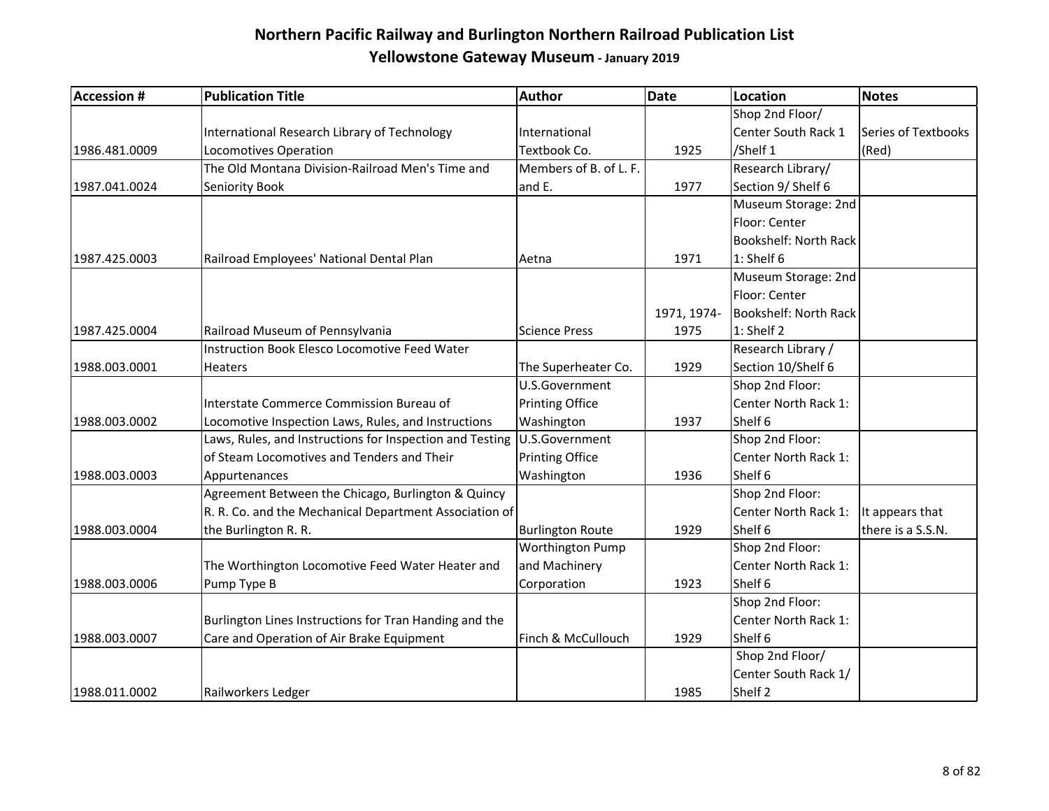# Northern Pacific Railway and Burlington Northern Railroad Publication List

## Yellowstone Gateway Museum - January 2019

| Accession # | Publication Title | Author | Date | Location | Notes |
|---|---|---|---|---|---|
| 1986.481.0009 | International Research Library of Technology Locomotives Operation | International Textbook Co. | 1925 | Shop 2nd Floor/ Center South Rack 1 /Shelf 1 | Series of Textbooks (Red) |
| 1987.041.0024 | The Old Montana Division-Railroad Men's Time and Seniority Book | Members of B. of L. F. and E. | 1977 | Research Library/ Section 9/ Shelf 6 | |
| 1987.425.0003 | Railroad Employees' National Dental Plan | Aetna | 1971 | Museum Storage: 2nd Floor: Center Bookshelf: North Rack 1: Shelf 6 | |
| 1987.425.0004 | Railroad Museum of Pennsylvania | Science Press | 1971, 1974-1975 | Museum Storage: 2nd Floor: Center Bookshelf: North Rack 1: Shelf 2 | |
| 1988.003.0001 | Instruction Book Elesco Locomotive Feed Water Heaters | The Superheater Co. | 1929 | Research Library / Section 10/Shelf 6 | |
| 1988.003.0002 | Interstate Commerce Commission Bureau of Locomotive Inspection Laws, Rules, and Instructions | U.S.Government Printing Office Washington | 1937 | Shop 2nd Floor: Center North Rack 1: Shelf 6 | |
| 1988.003.0003 | Laws, Rules, and Instructions for Inspection and Testing of Steam Locomotives and Tenders and Their Appurtenances | U.S.Government Printing Office Washington | 1936 | Shop 2nd Floor: Center North Rack 1: Shelf 6 | |
| 1988.003.0004 | Agreement Between the Chicago, Burlington & Quincy R. R. Co. and the Mechanical Department Association of the Burlington R. R. | Burlington Route | 1929 | Shop 2nd Floor: Center North Rack 1: Shelf 6 | It appears that there is a S.S.N. |
| 1988.003.0006 | The Worthington Locomotive Feed Water Heater and Pump Type B | Worthington Pump and Machinery Corporation | 1923 | Shop 2nd Floor: Center North Rack 1: Shelf 6 | |
| 1988.003.0007 | Burlington Lines Instructions for Tran Handing and the Care and Operation of Air Brake Equipment | Finch & McCullouch | 1929 | Shop 2nd Floor: Center North Rack 1: Shelf 6 | |
| 1988.011.0002 | Railworkers Ledger | | 1985 | Shop 2nd Floor/ Center South Rack 1/ Shelf 2 | |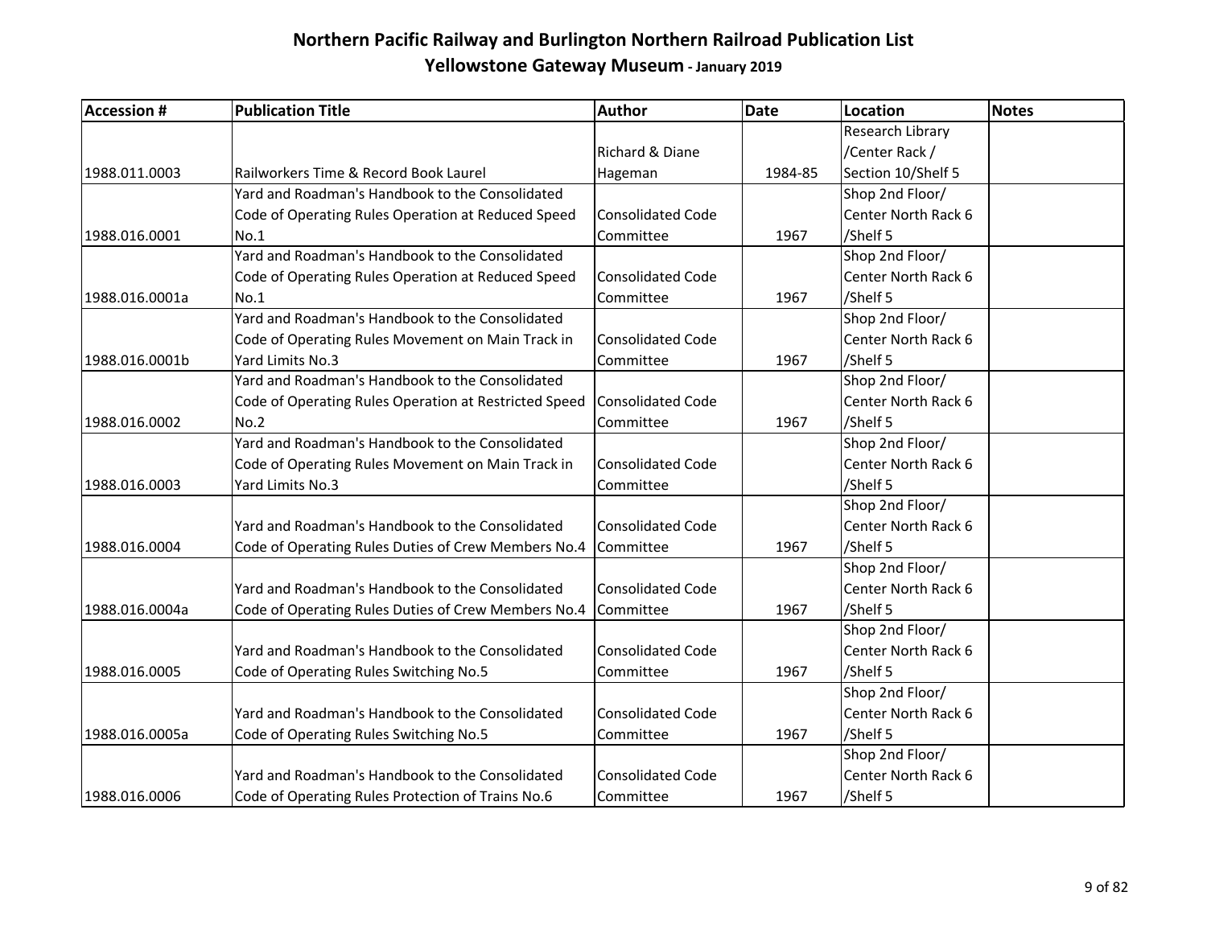# Northern Pacific Railway and Burlington Northern Railroad Publication List

## Yellowstone Gateway Museum - January 2019

| Accession # | Publication Title | Author | Date | Location | Notes |
|---|---|---|---|---|---|
| 1988.011.0003 | Railworkers Time & Record Book Laurel | Richard & Diane Hageman | 1984-85 | Research Library /Center Rack / Section 10/Shelf 5 | |
| 1988.016.0001 | Yard and Roadman's Handbook to the Consolidated Code of Operating Rules Operation at Reduced Speed No.1 | Consolidated Code Committee | 1967 | Shop 2nd Floor/ Center North Rack 6 /Shelf 5 | |
| 1988.016.0001a | Yard and Roadman's Handbook to the Consolidated Code of Operating Rules Operation at Reduced Speed No.1 | Consolidated Code Committee | 1967 | Shop 2nd Floor/ Center North Rack 6 /Shelf 5 | |
| 1988.016.0001b | Yard and Roadman's Handbook to the Consolidated Code of Operating Rules Movement on Main Track in Yard Limits No.3 | Consolidated Code Committee | 1967 | Shop 2nd Floor/ Center North Rack 6 /Shelf 5 | |
| 1988.016.0002 | Yard and Roadman's Handbook to the Consolidated Code of Operating Rules Operation at Restricted Speed No.2 | Consolidated Code Committee | 1967 | Shop 2nd Floor/ Center North Rack 6 /Shelf 5 | |
| 1988.016.0003 | Yard and Roadman's Handbook to the Consolidated Code of Operating Rules Movement on Main Track in Yard Limits No.3 | Consolidated Code Committee | | Shop 2nd Floor/ Center North Rack 6 /Shelf 5 | |
| 1988.016.0004 | Yard and Roadman's Handbook to the Consolidated Code of Operating Rules Duties of Crew Members No.4 | Consolidated Code Committee | 1967 | Shop 2nd Floor/ Center North Rack 6 /Shelf 5 | |
| 1988.016.0004a | Yard and Roadman's Handbook to the Consolidated Code of Operating Rules Duties of Crew Members No.4 | Consolidated Code Committee | 1967 | Shop 2nd Floor/ Center North Rack 6 /Shelf 5 | |
| 1988.016.0005 | Yard and Roadman's Handbook to the Consolidated Code of Operating Rules Switching No.5 | Consolidated Code Committee | 1967 | Shop 2nd Floor/ Center North Rack 6 /Shelf 5 | |
| 1988.016.0005a | Yard and Roadman's Handbook to the Consolidated Code of Operating Rules Switching No.5 | Consolidated Code Committee | 1967 | Shop 2nd Floor/ Center North Rack 6 /Shelf 5 | |
| 1988.016.0006 | Yard and Roadman's Handbook to the Consolidated Code of Operating Rules Protection of Trains No.6 | Consolidated Code Committee | 1967 | Shop 2nd Floor/ Center North Rack 6 /Shelf 5 | |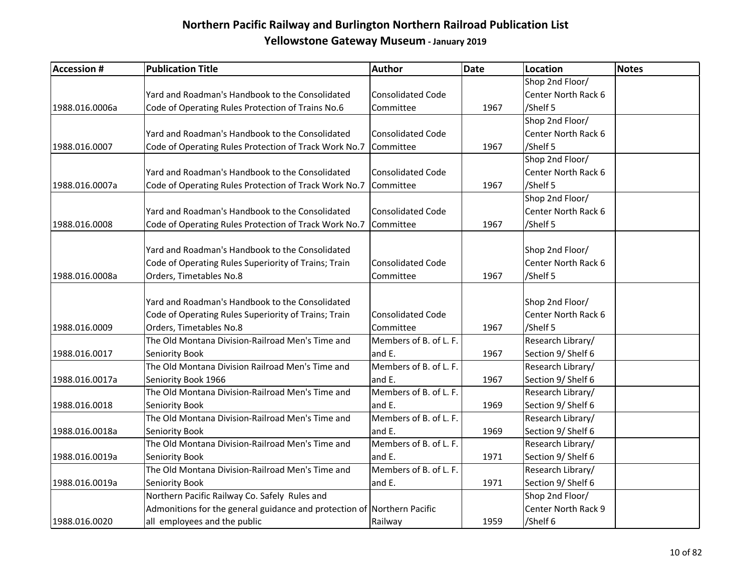# Northern Pacific Railway and Burlington Northern Railroad Publication List

## Yellowstone Gateway Museum - January 2019

| Accession # | Publication Title | Author | Date | Location | Notes |
|---|---|---|---|---|---|
| 1988.016.0006a | Yard and Roadman's Handbook to the Consolidated Code of Operating Rules Protection of Trains No.6 | Consolidated Code Committee | 1967 | Shop 2nd Floor/ Center North Rack 6 /Shelf 5 | |
| 1988.016.0007 | Yard and Roadman's Handbook to the Consolidated Code of Operating Rules Protection of Track Work No.7 | Consolidated Code Committee | 1967 | Shop 2nd Floor/ Center North Rack 6 /Shelf 5 | |
| 1988.016.0007a | Yard and Roadman's Handbook to the Consolidated Code of Operating Rules Protection of Track Work No.7 | Consolidated Code Committee | 1967 | Shop 2nd Floor/ Center North Rack 6 /Shelf 5 | |
| 1988.016.0008 | Yard and Roadman's Handbook to the Consolidated Code of Operating Rules Protection of Track Work No.7 | Consolidated Code Committee | 1967 | Shop 2nd Floor/ Center North Rack 6 /Shelf 5 | |
| 1988.016.0008a | Yard and Roadman's Handbook to the Consolidated Code of Operating Rules Superiority of Trains; Train Orders, Timetables No.8 | Consolidated Code Committee | 1967 | Shop 2nd Floor/ Center North Rack 6 /Shelf 5 | |
| 1988.016.0009 | Yard and Roadman's Handbook to the Consolidated Code of Operating Rules Superiority of Trains; Train Orders, Timetables No.8 | Consolidated Code Committee | 1967 | Shop 2nd Floor/ Center North Rack 6 /Shelf 5 | |
| 1988.016.0017 | The Old Montana Division-Railroad Men's Time and Seniority Book | Members of B. of L. F. and E. | 1967 | Research Library/ Section 9/ Shelf 6 | |
| 1988.016.0017a | The Old Montana Division Railroad Men's Time and Seniority Book 1966 | Members of B. of L. F. and E. | 1967 | Research Library/ Section 9/ Shelf 6 | |
| 1988.016.0018 | The Old Montana Division-Railroad Men's Time and Seniority Book | Members of B. of L. F. and E. | 1969 | Research Library/ Section 9/ Shelf 6 | |
| 1988.016.0018a | The Old Montana Division-Railroad Men's Time and Seniority Book | Members of B. of L. F. and E. | 1969 | Research Library/ Section 9/ Shelf 6 | |
| 1988.016.0019a | The Old Montana Division-Railroad Men's Time and Seniority Book | Members of B. of L. F. and E. | 1971 | Research Library/ Section 9/ Shelf 6 | |
| 1988.016.0019a | The Old Montana Division-Railroad Men's Time and Seniority Book | Members of B. of L. F. and E. | 1971 | Research Library/ Section 9/ Shelf 6 | |
| 1988.016.0020 | Northern Pacific Railway Co. Safely Rules and Admonitions for the general guidance and protection of all employees and the public | Northern Pacific Railway | 1959 | Shop 2nd Floor/ Center North Rack 9 /Shelf 6 | |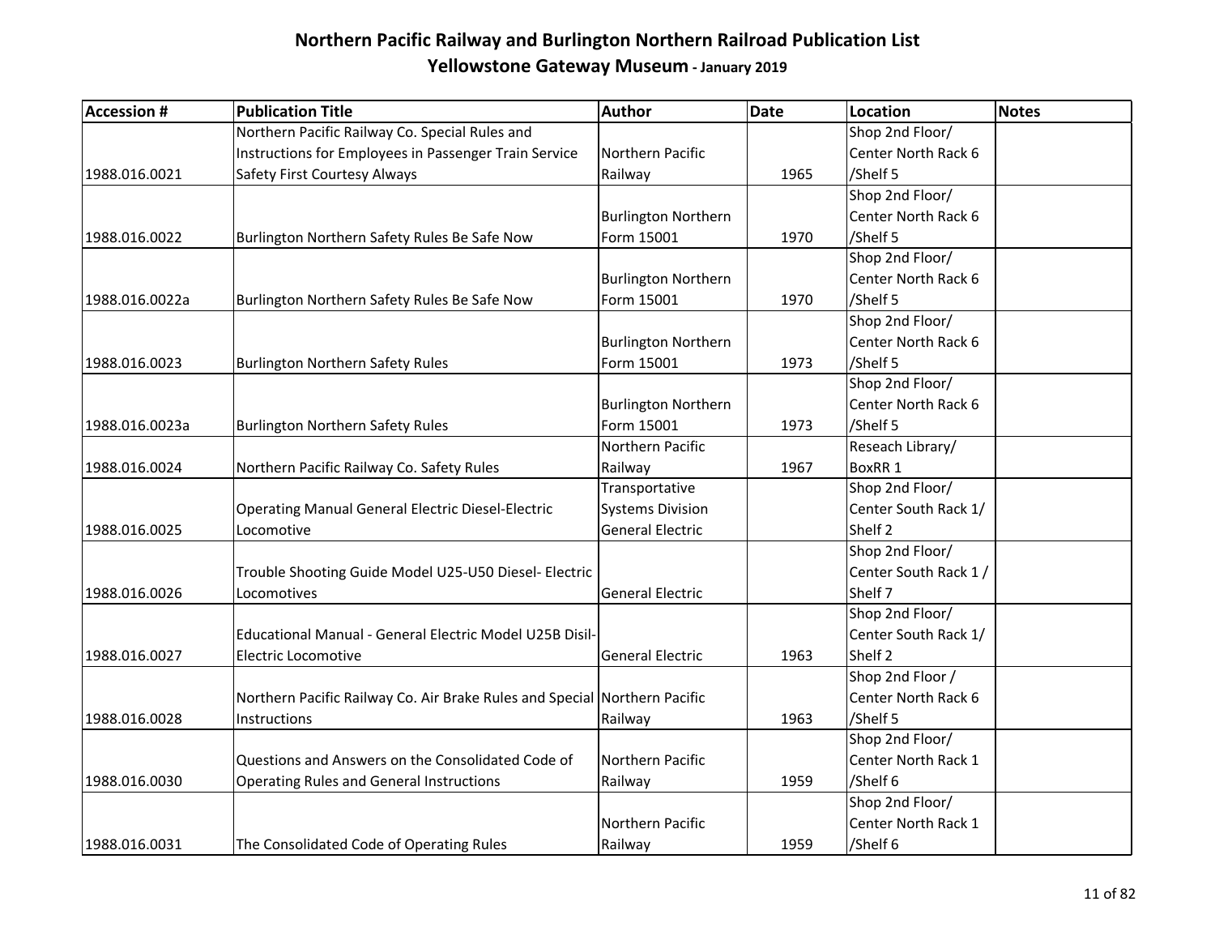# Northern Pacific Railway and Burlington Northern Railroad Publication List

## Yellowstone Gateway Museum - January 2019

| Accession # | Publication Title | Author | Date | Location | Notes |
|---|---|---|---|---|---|
| 1988.016.0021 | Northern Pacific Railway Co. Special Rules and Instructions for Employees in Passenger Train Service Safety First Courtesy Always | Northern Pacific Railway | 1965 | Shop 2nd Floor/ Center North Rack 6 /Shelf 5 | |
| 1988.016.0022 | Burlington Northern Safety Rules Be Safe Now | Burlington Northern Form 15001 | 1970 | Shop 2nd Floor/ Center North Rack 6 /Shelf 5 | |
| 1988.016.0022a | Burlington Northern Safety Rules Be Safe Now | Burlington Northern Form 15001 | 1970 | Shop 2nd Floor/ Center North Rack 6 /Shelf 5 | |
| 1988.016.0023 | Burlington Northern Safety Rules | Burlington Northern Form 15001 | 1973 | Shop 2nd Floor/ Center North Rack 6 /Shelf 5 | |
| 1988.016.0023a | Burlington Northern Safety Rules | Burlington Northern Form 15001 | 1973 | Shop 2nd Floor/ Center North Rack 6 /Shelf 5 | |
| 1988.016.0024 | Northern Pacific Railway Co. Safety Rules | Northern Pacific Railway | 1967 | Reseach Library/ BoxRR 1 | |
| 1988.016.0025 | Operating Manual General Electric Diesel-Electric Locomotive | Transportative Systems Division General Electric | | Shop 2nd Floor/ Center South Rack 1/ Shelf 2 | |
| 1988.016.0026 | Trouble Shooting Guide Model U25-U50 Diesel- Electric Locomotives | General Electric | | Shop 2nd Floor/ Center South Rack 1 / Shelf 7 | |
| 1988.016.0027 | Educational Manual - General Electric Model U25B Disil-Electric Locomotive | General Electric | 1963 | Shop 2nd Floor/ Center South Rack 1/ Shelf 2 | |
| 1988.016.0028 | Northern Pacific Railway Co. Air Brake Rules and Special Instructions | Northern Pacific Railway | 1963 | Shop 2nd Floor / Center North Rack 6 /Shelf 5 | |
| 1988.016.0030 | Questions and Answers on the Consolidated Code of Operating Rules and General Instructions | Northern Pacific Railway | 1959 | Shop 2nd Floor/ Center North Rack 1 /Shelf 6 | |
| 1988.016.0031 | The Consolidated Code of Operating Rules | Northern Pacific Railway | 1959 | Shop 2nd Floor/ Center North Rack 1 /Shelf 6 | |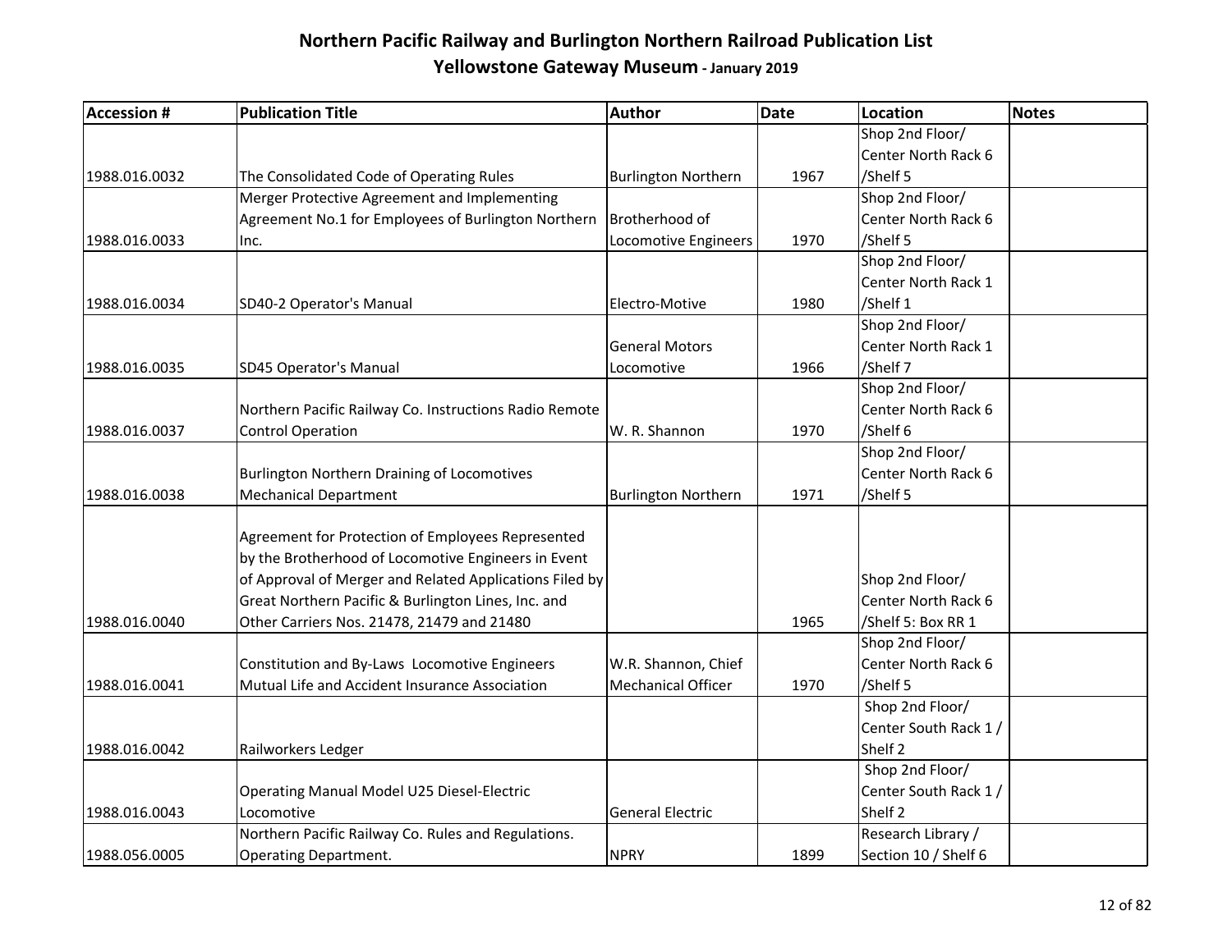# Northern Pacific Railway and Burlington Northern Railroad Publication List

## Yellowstone Gateway Museum - January 2019

| Accession # | Publication Title | Author | Date | Location | Notes |
|---|---|---|---|---|---|
| 1988.016.0032 | The Consolidated Code of Operating Rules | Burlington Northern | 1967 | Shop 2nd Floor/ Center North Rack 6 /Shelf 5 | |
| 1988.016.0033 | Merger Protective Agreement and Implementing Agreement No.1 for Employees of Burlington Northern Inc. | Brotherhood of Locomotive Engineers | 1970 | Shop 2nd Floor/ Center North Rack 6 /Shelf 5 | |
| 1988.016.0034 | SD40-2 Operator's Manual | Electro-Motive | 1980 | Shop 2nd Floor/ Center North Rack 1 /Shelf 1 | |
| 1988.016.0035 | SD45 Operator's Manual | General Motors Locomotive | 1966 | Shop 2nd Floor/ Center North Rack 1 /Shelf 7 | |
| 1988.016.0037 | Northern Pacific Railway Co. Instructions Radio Remote Control Operation | W. R. Shannon | 1970 | Shop 2nd Floor/ Center North Rack 6 /Shelf 6 | |
| 1988.016.0038 | Burlington Northern Draining of Locomotives Mechanical Department | Burlington Northern | 1971 | Shop 2nd Floor/ Center North Rack 6 /Shelf 5 | |
| 1988.016.0040 | Agreement for Protection of Employees Represented by the Brotherhood of Locomotive Engineers in Event of Approval of Merger and Related Applications Filed by Great Northern Pacific & Burlington Lines, Inc. and Other Carriers Nos. 21478, 21479 and 21480 | | 1965 | Shop 2nd Floor/ Center North Rack 6 /Shelf 5: Box RR 1 | |
| 1988.016.0041 | Constitution and By-Laws Locomotive Engineers Mutual Life and Accident Insurance Association | W.R. Shannon, Chief Mechanical Officer | 1970 | Shop 2nd Floor/ Center North Rack 6 /Shelf 5 | |
| 1988.016.0042 | Railworkers Ledger | | | Shop 2nd Floor/ Center South Rack 1 / Shelf 2 | |
| 1988.016.0043 | Operating Manual Model U25 Diesel-Electric Locomotive | General Electric | | Shop 2nd Floor/ Center South Rack 1 / Shelf 2 | |
| 1988.056.0005 | Northern Pacific Railway Co. Rules and Regulations. Operating Department. | NPRY | 1899 | Research Library / Section 10 / Shelf 6 | |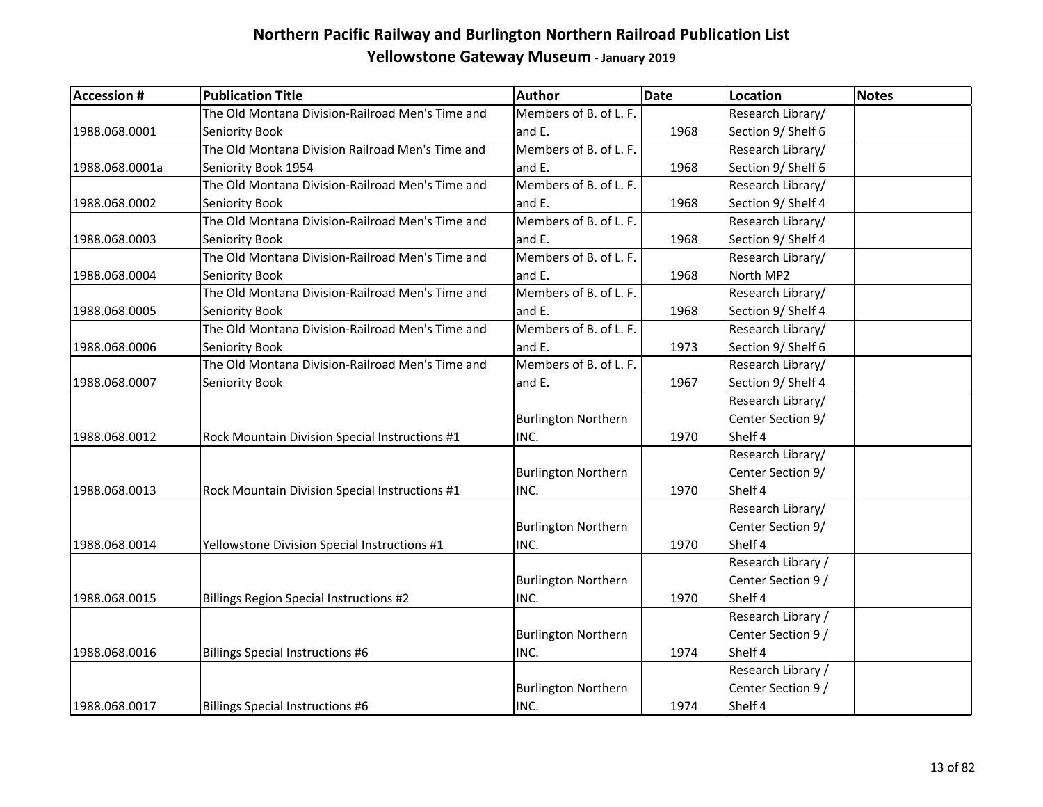# Northern Pacific Railway and Burlington Northern Railroad Publication List

## Yellowstone Gateway Museum - January 2019

| Accession # | Publication Title | Author | Date | Location | Notes |
|---|---|---|---|---|---|
| 1988.068.0001 | The Old Montana Division-Railroad Men's Time and Seniority Book | Members of B. of L. F. and E. | 1968 | Research Library/ Section 9/ Shelf 6 | |
| 1988.068.0001a | The Old Montana Division Railroad Men's Time and Seniority Book 1954 | Members of B. of L. F. and E. | 1968 | Research Library/ Section 9/ Shelf 6 | |
| 1988.068.0002 | The Old Montana Division-Railroad Men's Time and Seniority Book | Members of B. of L. F. and E. | 1968 | Research Library/ Section 9/ Shelf 4 | |
| 1988.068.0003 | The Old Montana Division-Railroad Men's Time and Seniority Book | Members of B. of L. F. and E. | 1968 | Research Library/ Section 9/ Shelf 4 | |
| 1988.068.0004 | The Old Montana Division-Railroad Men's Time and Seniority Book | Members of B. of L. F. and E. | 1968 | Research Library/ North MP2 | |
| 1988.068.0005 | The Old Montana Division-Railroad Men's Time and Seniority Book | Members of B. of L. F. and E. | 1968 | Research Library/ Section 9/ Shelf 4 | |
| 1988.068.0006 | The Old Montana Division-Railroad Men's Time and Seniority Book | Members of B. of L. F. and E. | 1973 | Research Library/ Section 9/ Shelf 6 | |
| 1988.068.0007 | The Old Montana Division-Railroad Men's Time and Seniority Book | Members of B. of L. F. and E. | 1967 | Research Library/ Section 9/ Shelf 4 | |
| 1988.068.0012 | Rock Mountain Division Special Instructions #1 | Burlington Northern INC. | 1970 | Research Library/ Center Section 9/ Shelf 4 | |
| 1988.068.0013 | Rock Mountain Division Special Instructions #1 | Burlington Northern INC. | 1970 | Research Library/ Center Section 9/ Shelf 4 | |
| 1988.068.0014 | Yellowstone Division Special Instructions #1 | Burlington Northern INC. | 1970 | Research Library/ Center Section 9/ Shelf 4 | |
| 1988.068.0015 | Billings Region Special Instructions #2 | Burlington Northern INC. | 1970 | Research Library / Center Section 9 / Shelf 4 | |
| 1988.068.0016 | Billings Special Instructions #6 | Burlington Northern INC. | 1974 | Research Library / Center Section 9 / Shelf 4 | |
| 1988.068.0017 | Billings Special Instructions #6 | Burlington Northern INC. | 1974 | Research Library / Center Section 9 / Shelf 4 | |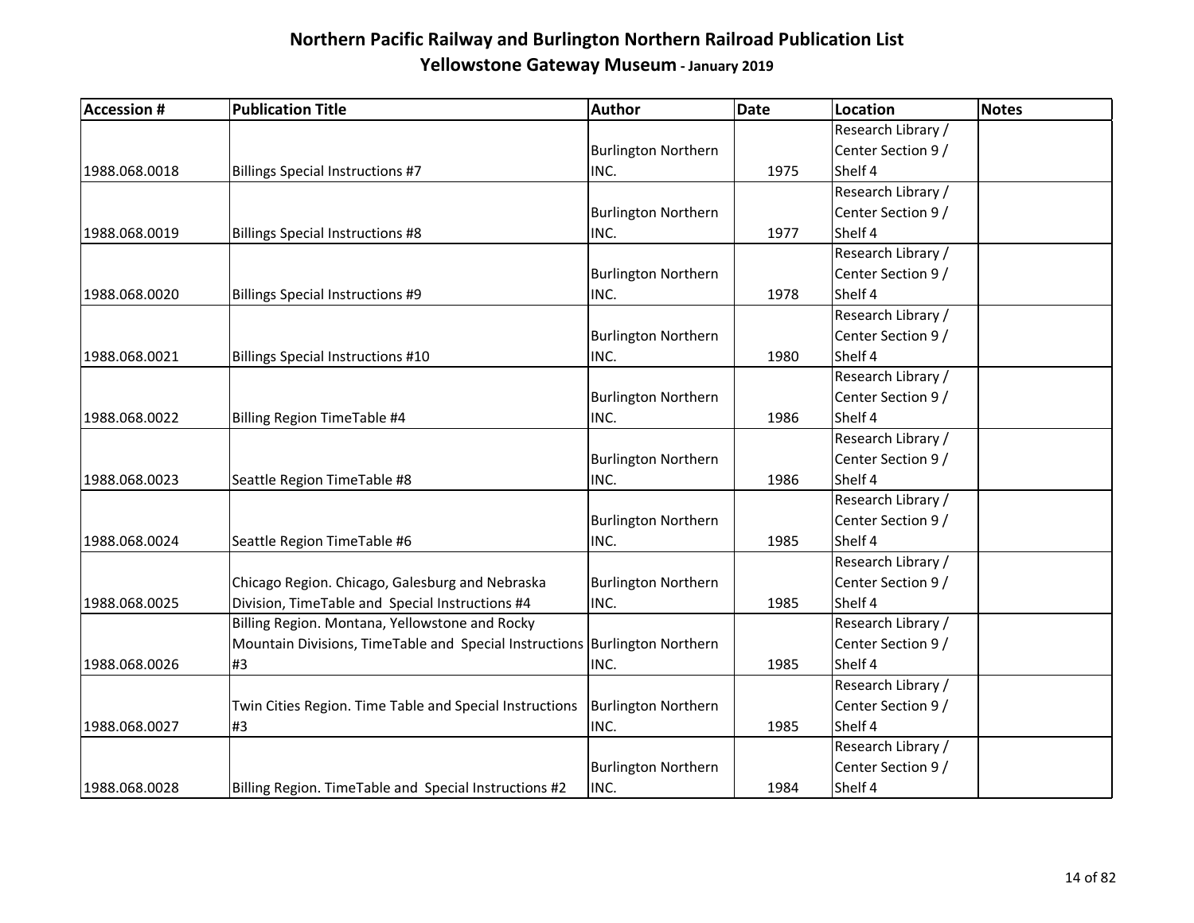# Northern Pacific Railway and Burlington Northern Railroad Publication List
## Yellowstone Gateway Museum - January 2019

| Accession # | Publication Title | Author | Date | Location | Notes |
|---|---|---|---|---|---|
| 1988.068.0018 | Billings Special Instructions #7 | Burlington Northern INC. | 1975 | Research Library / Center Section 9 / Shelf 4 | |
| 1988.068.0019 | Billings Special Instructions #8 | Burlington Northern INC. | 1977 | Research Library / Center Section 9 / Shelf 4 | |
| 1988.068.0020 | Billings Special Instructions #9 | Burlington Northern INC. | 1978 | Research Library / Center Section 9 / Shelf 4 | |
| 1988.068.0021 | Billings Special Instructions #10 | Burlington Northern INC. | 1980 | Research Library / Center Section 9 / Shelf 4 | |
| 1988.068.0022 | Billing Region TimeTable #4 | Burlington Northern INC. | 1986 | Research Library / Center Section 9 / Shelf 4 | |
| 1988.068.0023 | Seattle Region TimeTable #8 | Burlington Northern INC. | 1986 | Research Library / Center Section 9 / Shelf 4 | |
| 1988.068.0024 | Seattle Region TimeTable #6 | Burlington Northern INC. | 1985 | Research Library / Center Section 9 / Shelf 4 | |
| 1988.068.0025 | Chicago Region. Chicago, Galesburg and Nebraska Division, TimeTable and Special Instructions #4 | Burlington Northern INC. | 1985 | Research Library / Center Section 9 / Shelf 4 | |
| 1988.068.0026 | Billing Region. Montana, Yellowstone and Rocky Mountain Divisions, TimeTable and Special Instructions #3 | Burlington Northern INC. | 1985 | Research Library / Center Section 9 / Shelf 4 | |
| 1988.068.0027 | Twin Cities Region. Time Table and Special Instructions #3 | Burlington Northern INC. | 1985 | Research Library / Center Section 9 / Shelf 4 | |
| 1988.068.0028 | Billing Region. TimeTable and Special Instructions #2 | Burlington Northern INC. | 1984 | Research Library / Center Section 9 / Shelf 4 | |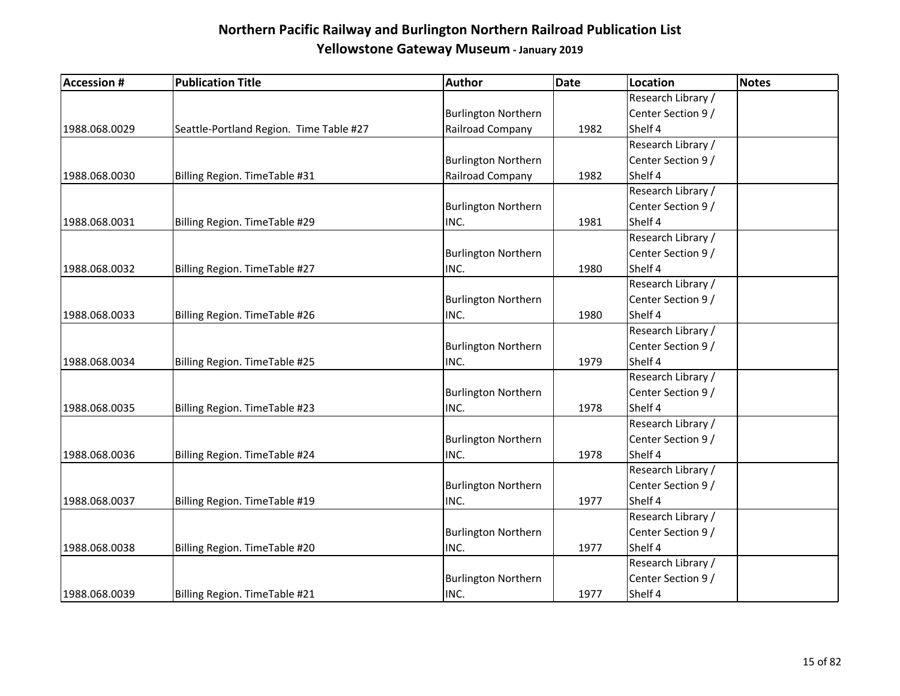# Northern Pacific Railway and Burlington Northern Railroad Publication List

## Yellowstone Gateway Museum - January 2019

| Accession # | Publication Title | Author | Date | Location | Notes |
|---|---|---|---|---|---|
| 1988.068.0029 | Seattle-Portland Region.  Time Table #27 | Burlington Northern Railroad Company | 1982 | Research Library / Center Section 9 / Shelf 4 | |
| 1988.068.0030 | Billing Region. TimeTable #31 | Burlington Northern Railroad Company | 1982 | Research Library / Center Section 9 / Shelf 4 | |
| 1988.068.0031 | Billing Region. TimeTable #29 | Burlington Northern INC. | 1981 | Research Library / Center Section 9 / Shelf 4 | |
| 1988.068.0032 | Billing Region. TimeTable #27 | Burlington Northern INC. | 1980 | Research Library / Center Section 9 / Shelf 4 | |
| 1988.068.0033 | Billing Region. TimeTable #26 | Burlington Northern INC. | 1980 | Research Library / Center Section 9 / Shelf 4 | |
| 1988.068.0034 | Billing Region. TimeTable #25 | Burlington Northern INC. | 1979 | Research Library / Center Section 9 / Shelf 4 | |
| 1988.068.0035 | Billing Region. TimeTable #23 | Burlington Northern INC. | 1978 | Research Library / Center Section 9 / Shelf 4 | |
| 1988.068.0036 | Billing Region. TimeTable #24 | Burlington Northern INC. | 1978 | Research Library / Center Section 9 / Shelf 4 | |
| 1988.068.0037 | Billing Region. TimeTable #19 | Burlington Northern INC. | 1977 | Research Library / Center Section 9 / Shelf 4 | |
| 1988.068.0038 | Billing Region. TimeTable #20 | Burlington Northern INC. | 1977 | Research Library / Center Section 9 / Shelf 4 | |
| 1988.068.0039 | Billing Region. TimeTable #21 | Burlington Northern INC. | 1977 | Research Library / Center Section 9 / Shelf 4 | |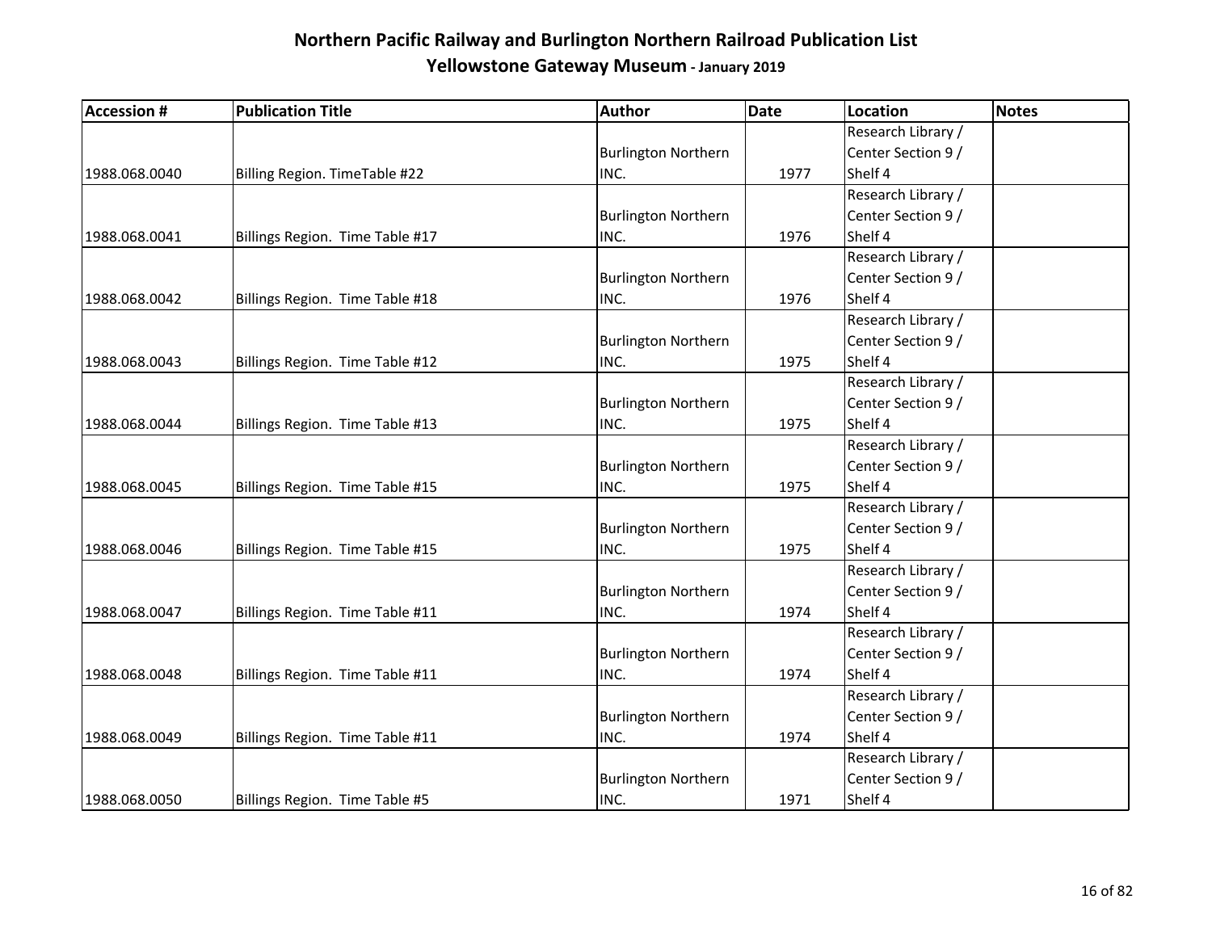# Northern Pacific Railway and Burlington Northern Railroad Publication List

## Yellowstone Gateway Museum - January 2019

| Accession # | Publication Title | Author | Date | Location | Notes |
|---|---|---|---|---|---|
| 1988.068.0040 | Billing Region. TimeTable #22 | Burlington Northern INC. | 1977 | Research Library / Center Section 9 / Shelf 4 | |
| 1988.068.0041 | Billings Region. Time Table #17 | Burlington Northern INC. | 1976 | Research Library / Center Section 9 / Shelf 4 | |
| 1988.068.0042 | Billings Region. Time Table #18 | Burlington Northern INC. | 1976 | Research Library / Center Section 9 / Shelf 4 | |
| 1988.068.0043 | Billings Region. Time Table #12 | Burlington Northern INC. | 1975 | Research Library / Center Section 9 / Shelf 4 | |
| 1988.068.0044 | Billings Region. Time Table #13 | Burlington Northern INC. | 1975 | Research Library / Center Section 9 / Shelf 4 | |
| 1988.068.0045 | Billings Region. Time Table #15 | Burlington Northern INC. | 1975 | Research Library / Center Section 9 / Shelf 4 | |
| 1988.068.0046 | Billings Region. Time Table #15 | Burlington Northern INC. | 1975 | Research Library / Center Section 9 / Shelf 4 | |
| 1988.068.0047 | Billings Region. Time Table #11 | Burlington Northern INC. | 1974 | Research Library / Center Section 9 / Shelf 4 | |
| 1988.068.0048 | Billings Region. Time Table #11 | Burlington Northern INC. | 1974 | Research Library / Center Section 9 / Shelf 4 | |
| 1988.068.0049 | Billings Region. Time Table #11 | Burlington Northern INC. | 1974 | Research Library / Center Section 9 / Shelf 4 | |
| 1988.068.0050 | Billings Region. Time Table #5 | Burlington Northern INC. | 1971 | Research Library / Center Section 9 / Shelf 4 | |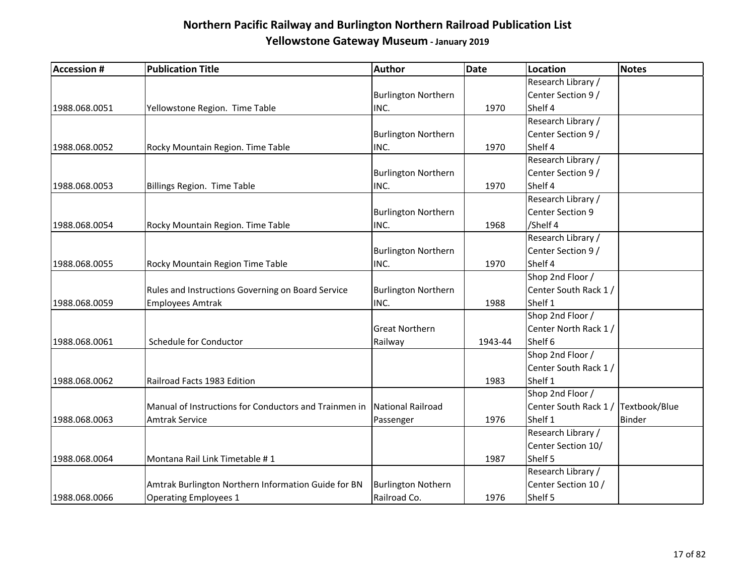# Northern Pacific Railway and Burlington Northern Railroad Publication List

## Yellowstone Gateway Museum - January 2019

| Accession # | Publication Title | Author | Date | Location | Notes |
|---|---|---|---|---|---|
| 1988.068.0051 | Yellowstone Region. Time Table | Burlington Northern INC. | 1970 | Research Library / Center Section 9 / Shelf 4 | |
| 1988.068.0052 | Rocky Mountain Region. Time Table | Burlington Northern INC. | 1970 | Research Library / Center Section 9 / Shelf 4 | |
| 1988.068.0053 | Billings Region. Time Table | Burlington Northern INC. | 1970 | Research Library / Center Section 9 / Shelf 4 | |
| 1988.068.0054 | Rocky Mountain Region. Time Table | Burlington Northern INC. | 1968 | Research Library / Center Section 9 /Shelf 4 | |
| 1988.068.0055 | Rocky Mountain Region Time Table | Burlington Northern INC. | 1970 | Research Library / Center Section 9 / Shelf 4 | |
| 1988.068.0059 | Rules and Instructions Governing on Board Service Employees Amtrak | Burlington Northern INC. | 1988 | Shop 2nd Floor / Center South Rack 1 / Shelf 1 | |
| 1988.068.0061 | Schedule for Conductor | Great Northern Railway | 1943-44 | Shop 2nd Floor / Center North Rack 1 / Shelf 6 | |
| 1988.068.0062 | Railroad Facts 1983 Edition | | 1983 | Shop 2nd Floor / Center South Rack 1 / Shelf 1 | |
| 1988.068.0063 | Manual of Instructions for Conductors and Trainmen in Amtrak Service | National Railroad Passenger | 1976 | Shop 2nd Floor / Center South Rack 1 / Shelf 1 | Textbook/Blue Binder |
| 1988.068.0064 | Montana Rail Link Timetable # 1 | | 1987 | Research Library / Center Section 10/ Shelf 5 | |
| 1988.068.0066 | Amtrak Burlington Northern Information Guide for BN Operating Employees 1 | Burlington Nothern Railroad Co. | 1976 | Research Library / Center Section 10 / Shelf 5 | |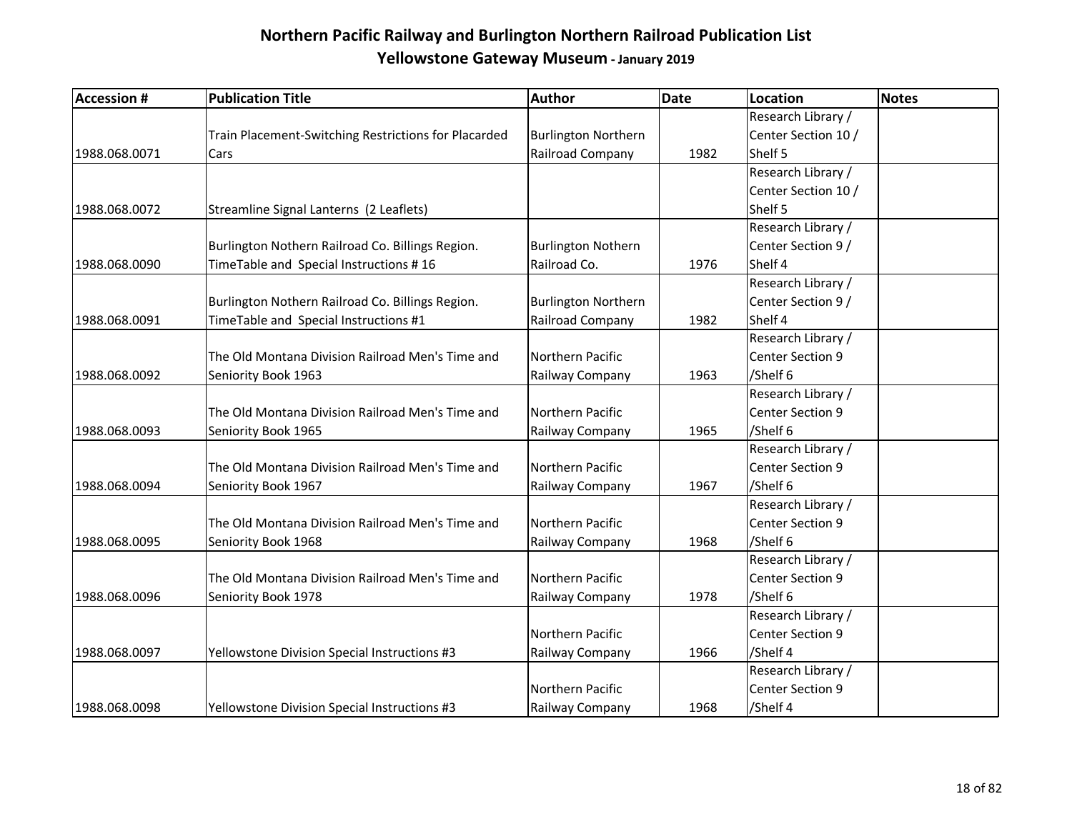# Northern Pacific Railway and Burlington Northern Railroad Publication List

## Yellowstone Gateway Museum - January 2019

| Accession # | Publication Title | Author | Date | Location | Notes |
|---|---|---|---|---|---|
| 1988.068.0071 | Train Placement-Switching Restrictions for Placarded Cars | Burlington Northern Railroad Company | 1982 | Research Library / Center Section 10 / Shelf 5 | |
| 1988.068.0072 | Streamline Signal Lanterns (2 Leaflets) | | | Research Library / Center Section 10 / Shelf 5 | |
| 1988.068.0090 | Burlington Nothern Railroad Co. Billings Region. TimeTable and Special Instructions # 16 | Burlington Nothern Railroad Co. | 1976 | Research Library / Center Section 9 / Shelf 4 | |
| 1988.068.0091 | Burlington Nothern Railroad Co. Billings Region. TimeTable and Special Instructions #1 | Burlington Northern Railroad Company | 1982 | Research Library / Center Section 9 / Shelf 4 | |
| 1988.068.0092 | The Old Montana Division Railroad Men's Time and Seniority Book 1963 | Northern Pacific Railway Company | 1963 | Research Library / Center Section 9 /Shelf 6 | |
| 1988.068.0093 | The Old Montana Division Railroad Men's Time and Seniority Book 1965 | Northern Pacific Railway Company | 1965 | Research Library / Center Section 9 /Shelf 6 | |
| 1988.068.0094 | The Old Montana Division Railroad Men's Time and Seniority Book 1967 | Northern Pacific Railway Company | 1967 | Research Library / Center Section 9 /Shelf 6 | |
| 1988.068.0095 | The Old Montana Division Railroad Men's Time and Seniority Book 1968 | Northern Pacific Railway Company | 1968 | Research Library / Center Section 9 /Shelf 6 | |
| 1988.068.0096 | The Old Montana Division Railroad Men's Time and Seniority Book 1978 | Northern Pacific Railway Company | 1978 | Research Library / Center Section 9 /Shelf 6 | |
| 1988.068.0097 | Yellowstone Division Special Instructions #3 | Northern Pacific Railway Company | 1966 | Research Library / Center Section 9 /Shelf 4 | |
| 1988.068.0098 | Yellowstone Division Special Instructions #3 | Northern Pacific Railway Company | 1968 | Research Library / Center Section 9 /Shelf 4 | |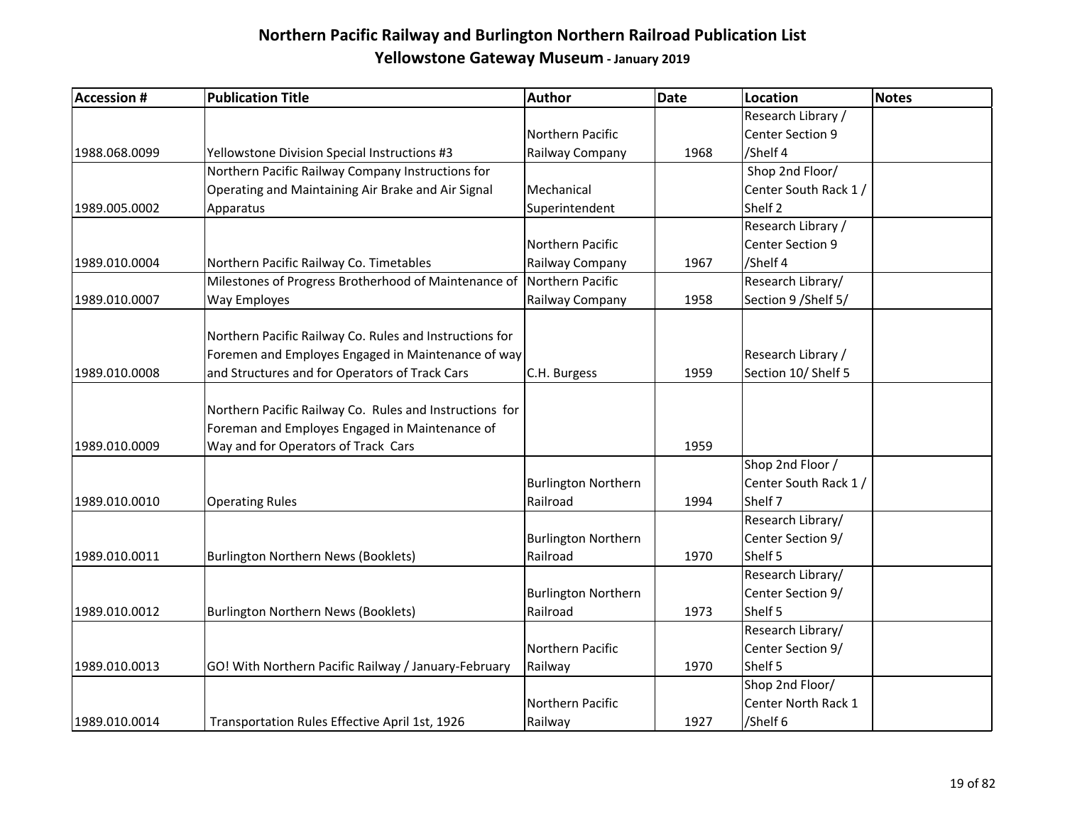# Northern Pacific Railway and Burlington Northern Railroad Publication List

## Yellowstone Gateway Museum - January 2019

| Accession # | Publication Title | Author | Date | Location | Notes |
|---|---|---|---|---|---|
| 1988.068.0099 | Yellowstone Division Special Instructions #3 | Northern Pacific Railway Company | 1968 | Research Library / Center Section 9 /Shelf 4 | |
| 1989.005.0002 | Northern Pacific Railway Company Instructions for Operating and Maintaining Air Brake and Air Signal Apparatus | Mechanical Superintendent | | Shop 2nd Floor/ Center South Rack 1 / Shelf 2 | |
| 1989.010.0004 | Northern Pacific Railway Co. Timetables | Northern Pacific Railway Company | 1967 | Research Library / Center Section 9 /Shelf 4 | |
| 1989.010.0007 | Milestones of Progress Brotherhood of Maintenance of Way Employes | Northern Pacific Railway Company | 1958 | Research Library/ Section 9 /Shelf 5/ | |
| 1989.010.0008 | Northern Pacific Railway Co. Rules and Instructions for Foremen and Employes Engaged in Maintenance of way and Structures and for Operators of Track Cars | C.H. Burgess | 1959 | Research Library / Section 10/ Shelf 5 | |
| 1989.010.0009 | Northern Pacific Railway Co. Rules and Instructions for Foreman and Employes Engaged in Maintenance of Way and for Operators of Track Cars | | 1959 | | |
| 1989.010.0010 | Operating Rules | Burlington Northern Railroad | 1994 | Shop 2nd Floor / Center South Rack 1 / Shelf 7 | |
| 1989.010.0011 | Burlington Northern News (Booklets) | Burlington Northern Railroad | 1970 | Research Library/ Center Section 9/ Shelf 5 | |
| 1989.010.0012 | Burlington Northern News (Booklets) | Burlington Northern Railroad | 1973 | Research Library/ Center Section 9/ Shelf 5 | |
| 1989.010.0013 | GO! With Northern Pacific Railway / January-February | Northern Pacific Railway | 1970 | Research Library/ Center Section 9/ Shelf 5 | |
| 1989.010.0014 | Transportation Rules Effective April 1st, 1926 | Northern Pacific Railway | 1927 | Shop 2nd Floor/ Center North Rack 1 /Shelf 6 | |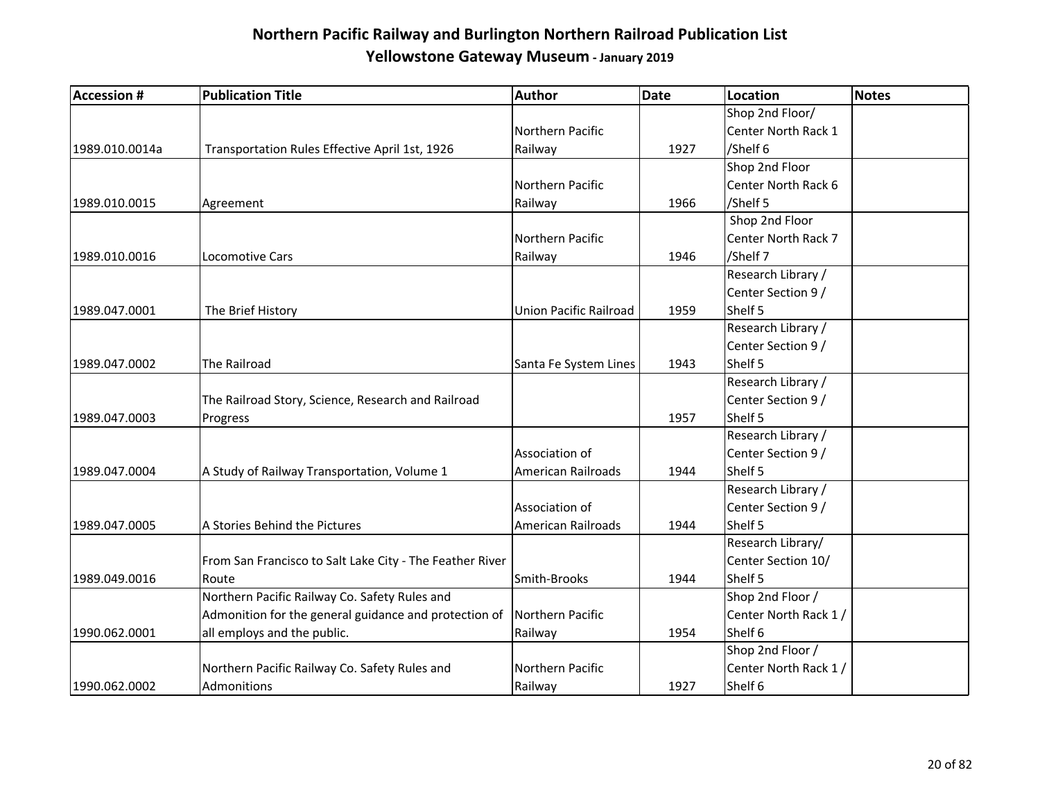# Northern Pacific Railway and Burlington Northern Railroad Publication List

## Yellowstone Gateway Museum - January 2019

| Accession # | Publication Title | Author | Date | Location | Notes |
|---|---|---|---|---|---|
| 1989.010.0014a | Transportation Rules Effective April 1st, 1926 | Northern Pacific Railway | 1927 | Shop 2nd Floor/ Center North Rack 1 /Shelf 6 | |
| 1989.010.0015 | Agreement | Northern Pacific Railway | 1966 | Shop 2nd Floor Center North Rack 6 /Shelf 5 | |
| 1989.010.0016 | Locomotive Cars | Northern Pacific Railway | 1946 | Shop 2nd Floor Center North Rack 7 /Shelf 7 | |
| 1989.047.0001 | The Brief History | Union Pacific Railroad | 1959 | Research Library / Center Section 9 / Shelf 5 | |
| 1989.047.0002 | The Railroad | Santa Fe System Lines | 1943 | Research Library / Center Section 9 / Shelf 5 | |
| 1989.047.0003 | The Railroad Story, Science, Research and Railroad Progress | | 1957 | Research Library / Center Section 9 / Shelf 5 | |
| 1989.047.0004 | A Study of Railway Transportation, Volume 1 | Association of American Railroads | 1944 | Research Library / Center Section 9 / Shelf 5 | |
| 1989.047.0005 | A Stories Behind the Pictures | Association of American Railroads | 1944 | Research Library / Center Section 9 / Shelf 5 | |
| 1989.049.0016 | From San Francisco to Salt Lake City - The Feather River Route | Smith-Brooks | 1944 | Research Library/ Center Section 10/ Shelf 5 | |
| 1990.062.0001 | Northern Pacific Railway Co. Safety Rules and Admonition for the general guidance and protection of all employs and the public. | Northern Pacific Railway | 1954 | Shop 2nd Floor / Center North Rack 1 / Shelf 6 | |
| 1990.062.0002 | Northern Pacific Railway Co. Safety Rules and Admonitions | Northern Pacific Railway | 1927 | Shop 2nd Floor / Center North Rack 1 / Shelf 6 | |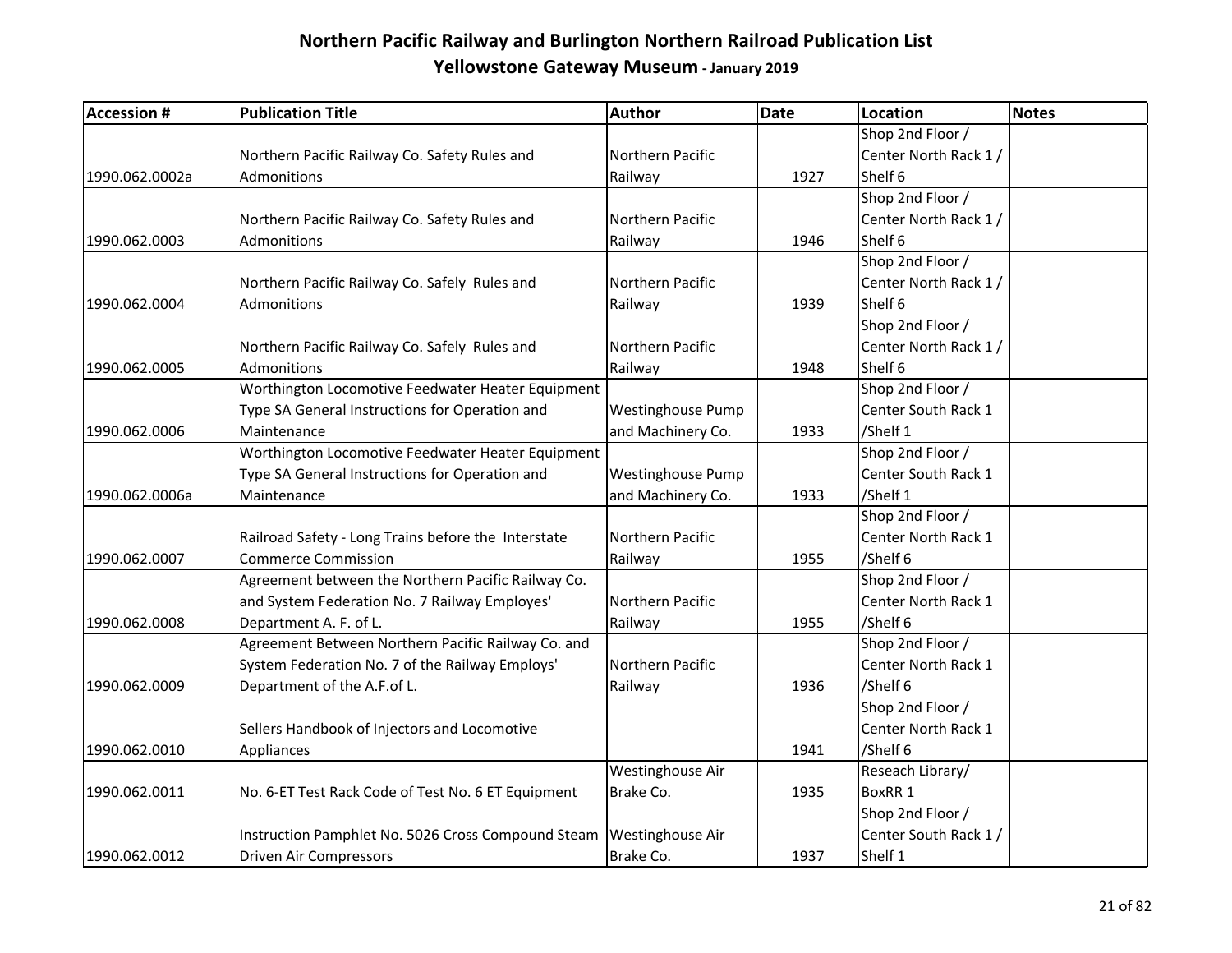# Northern Pacific Railway and Burlington Northern Railroad Publication List

## Yellowstone Gateway Museum - January 2019

| Accession # | Publication Title | Author | Date | Location | Notes |
|---|---|---|---|---|---|
| 1990.062.0002a | Northern Pacific Railway Co. Safety Rules and Admonitions | Northern Pacific Railway | 1927 | Shop 2nd Floor / Center North Rack 1 / Shelf 6 | |
| 1990.062.0003 | Northern Pacific Railway Co. Safety Rules and Admonitions | Northern Pacific Railway | 1946 | Shop 2nd Floor / Center North Rack 1 / Shelf 6 | |
| 1990.062.0004 | Northern Pacific Railway Co. Safely Rules and Admonitions | Northern Pacific Railway | 1939 | Shop 2nd Floor / Center North Rack 1 / Shelf 6 | |
| 1990.062.0005 | Northern Pacific Railway Co. Safely Rules and Admonitions | Northern Pacific Railway | 1948 | Shop 2nd Floor / Center North Rack 1 / Shelf 6 | |
| 1990.062.0006 | Worthington Locomotive Feedwater Heater Equipment Type SA General Instructions for Operation and Maintenance | Westinghouse Pump and Machinery Co. | 1933 | Shop 2nd Floor / Center South Rack 1 /Shelf 1 | |
| 1990.062.0006a | Worthington Locomotive Feedwater Heater Equipment Type SA General Instructions for Operation and Maintenance | Westinghouse Pump and Machinery Co. | 1933 | Shop 2nd Floor / Center South Rack 1 /Shelf 1 | |
| 1990.062.0007 | Railroad Safety - Long Trains before the Interstate Commerce Commission | Northern Pacific Railway | 1955 | Shop 2nd Floor / Center North Rack 1 /Shelf 6 | |
| 1990.062.0008 | Agreement between the Northern Pacific Railway Co. and System Federation No. 7 Railway Employes' Department A. F. of L. | Northern Pacific Railway | 1955 | Shop 2nd Floor / Center North Rack 1 /Shelf 6 | |
| 1990.062.0009 | Agreement Between Northern Pacific Railway Co. and System Federation No. 7 of the Railway Employs' Department of the A.F.of L. | Northern Pacific Railway | 1936 | Shop 2nd Floor / Center North Rack 1 /Shelf 6 | |
| 1990.062.0010 | Sellers Handbook of Injectors and Locomotive Appliances | | 1941 | Shop 2nd Floor / Center North Rack 1 /Shelf 6 | |
| 1990.062.0011 | No. 6-ET Test Rack Code of Test No. 6 ET Equipment | Westinghouse Air Brake Co. | 1935 | Reseach Library/ BoxRR 1 | |
| 1990.062.0012 | Instruction Pamphlet No. 5026 Cross Compound Steam Driven Air Compressors | Westinghouse Air Brake Co. | 1937 | Shop 2nd Floor / Center South Rack 1 / Shelf 1 | |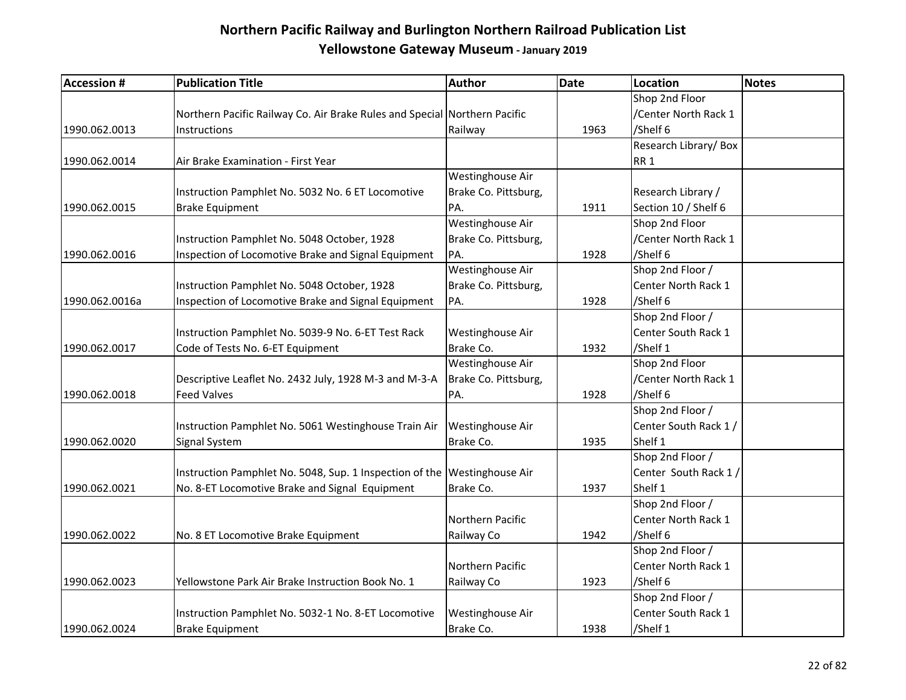# Northern Pacific Railway and Burlington Northern Railroad Publication List

## Yellowstone Gateway Museum - January 2019

| Accession # | Publication Title | Author | Date | Location | Notes |
|---|---|---|---|---|---|
| 1990.062.0013 | Northern Pacific Railway Co. Air Brake Rules and Special Instructions | Northern Pacific Railway | 1963 | Shop 2nd Floor /Center North Rack 1 /Shelf 6 | |
| 1990.062.0014 | Air Brake Examination - First Year | | | Research Library/ Box RR 1 | |
| 1990.062.0015 | Instruction Pamphlet No. 5032 No. 6 ET Locomotive Brake Equipment | Westinghouse Air Brake Co. Pittsburg, PA. | 1911 | Research Library / Section 10 / Shelf 6 | |
| 1990.062.0016 | Instruction Pamphlet No. 5048 October, 1928 Inspection of Locomotive Brake and Signal Equipment | Westinghouse Air Brake Co. Pittsburg, PA. | 1928 | Shop 2nd Floor /Center North Rack 1 /Shelf 6 | |
| 1990.062.0016a | Instruction Pamphlet No. 5048 October, 1928 Inspection of Locomotive Brake and Signal Equipment | Westinghouse Air Brake Co. Pittsburg, PA. | 1928 | Shop 2nd Floor / Center North Rack 1 /Shelf 6 | |
| 1990.062.0017 | Instruction Pamphlet No. 5039-9 No. 6-ET Test Rack Code of Tests No. 6-ET Equipment | Westinghouse Air Brake Co. | 1932 | Shop 2nd Floor / Center South Rack 1 /Shelf 1 | |
| 1990.062.0018 | Descriptive Leaflet No. 2432 July, 1928 M-3 and M-3-A Feed Valves | Westinghouse Air Brake Co. Pittsburg, PA. | 1928 | Shop 2nd Floor /Center North Rack 1 /Shelf 6 | |
| 1990.062.0020 | Instruction Pamphlet No. 5061 Westinghouse Train Air Signal System | Westinghouse Air Brake Co. | 1935 | Shop 2nd Floor / Center South Rack 1 / Shelf 1 | |
| 1990.062.0021 | Instruction Pamphlet No. 5048, Sup. 1 Inspection of the No. 8-ET Locomotive Brake and Signal Equipment | Westinghouse Air Brake Co. | 1937 | Shop 2nd Floor / Center South Rack 1 / Shelf 1 | |
| 1990.062.0022 | No. 8 ET Locomotive Brake Equipment | Northern Pacific Railway Co | 1942 | Shop 2nd Floor / Center North Rack 1 /Shelf 6 | |
| 1990.062.0023 | Yellowstone Park Air Brake Instruction Book No. 1 | Northern Pacific Railway Co | 1923 | Shop 2nd Floor / Center North Rack 1 /Shelf 6 | |
| 1990.062.0024 | Instruction Pamphlet No. 5032-1 No. 8-ET Locomotive Brake Equipment | Westinghouse Air Brake Co. | 1938 | Shop 2nd Floor / Center South Rack 1 /Shelf 1 | |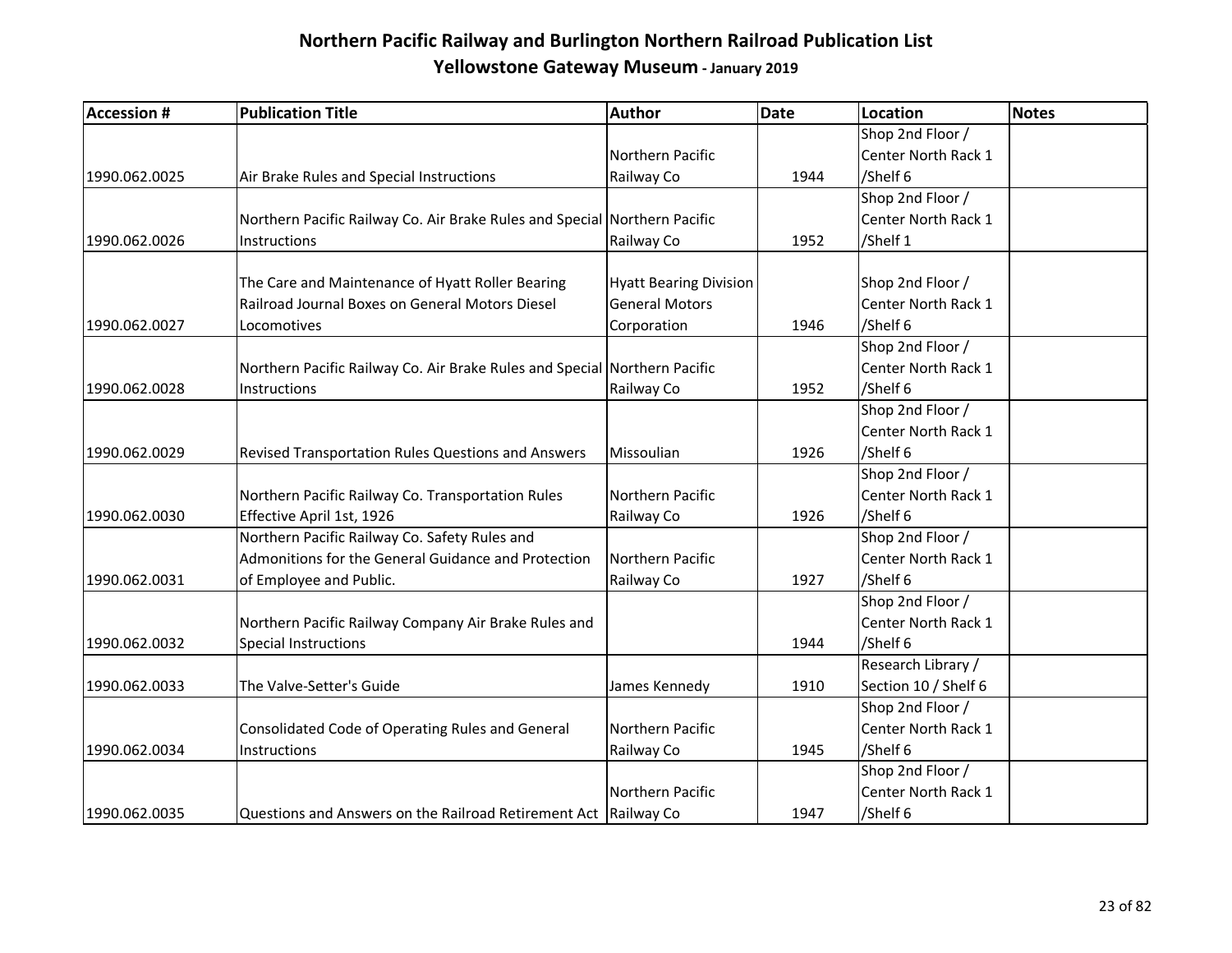# Northern Pacific Railway and Burlington Northern Railroad Publication List

## Yellowstone Gateway Museum - January 2019

| Accession # | Publication Title | Author | Date | Location | Notes |
|---|---|---|---|---|---|
| 1990.062.0025 | Air Brake Rules and Special Instructions | Northern Pacific Railway Co | 1944 | Shop 2nd Floor / Center North Rack 1 /Shelf 6 | |
| 1990.062.0026 | Northern Pacific Railway Co. Air Brake Rules and Special Instructions | Northern Pacific Railway Co | 1952 | Shop 2nd Floor / Center North Rack 1 /Shelf 1 | |
| 1990.062.0027 | The Care and Maintenance of Hyatt Roller Bearing Railroad Journal Boxes on General Motors Diesel Locomotives | Hyatt Bearing Division General Motors Corporation | 1946 | Shop 2nd Floor / Center North Rack 1 /Shelf 6 | |
| 1990.062.0028 | Northern Pacific Railway Co. Air Brake Rules and Special Instructions | Northern Pacific Railway Co | 1952 | Shop 2nd Floor / Center North Rack 1 /Shelf 6 | |
| 1990.062.0029 | Revised Transportation Rules Questions and Answers | Missoulian | 1926 | Shop 2nd Floor / Center North Rack 1 /Shelf 6 | |
| 1990.062.0030 | Northern Pacific Railway Co. Transportation Rules Effective April 1st, 1926 | Northern Pacific Railway Co | 1926 | Shop 2nd Floor / Center North Rack 1 /Shelf 6 | |
| 1990.062.0031 | Northern Pacific Railway Co. Safety Rules and Admonitions for the General Guidance and Protection of Employee and Public. | Northern Pacific Railway Co | 1927 | Shop 2nd Floor / Center North Rack 1 /Shelf 6 | |
| 1990.062.0032 | Northern Pacific Railway Company Air Brake Rules and Special Instructions | | 1944 | Shop 2nd Floor / Center North Rack 1 /Shelf 6 | |
| 1990.062.0033 | The Valve-Setter's Guide | James Kennedy | 1910 | Research Library / Section 10 / Shelf 6 | |
| 1990.062.0034 | Consolidated Code of Operating Rules and General Instructions | Northern Pacific Railway Co | 1945 | Shop 2nd Floor / Center North Rack 1 /Shelf 6 | |
| 1990.062.0035 | Questions and Answers on the Railroad Retirement Act | Northern Pacific Railway Co | 1947 | Shop 2nd Floor / Center North Rack 1 /Shelf 6 | |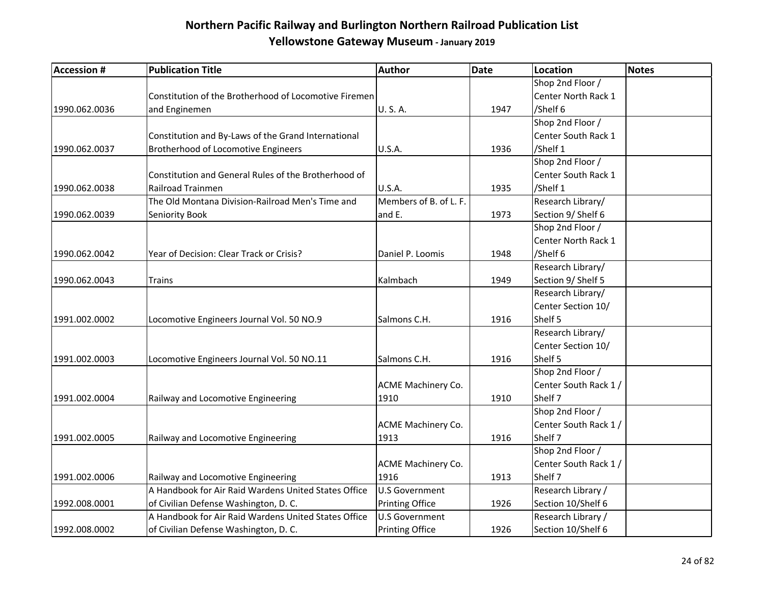# Northern Pacific Railway and Burlington Northern Railroad Publication List

## Yellowstone Gateway Museum - January 2019

| Accession # | Publication Title | Author | Date | Location | Notes |
|---|---|---|---|---|---|
| 1990.062.0036 | Constitution of the Brotherhood of Locomotive Firemen and Enginemen | U. S. A. | 1947 | Shop 2nd Floor / Center North Rack 1 /Shelf 6 | |
| 1990.062.0037 | Constitution and By-Laws of the Grand International Brotherhood of Locomotive Engineers | U.S.A. | 1936 | Shop 2nd Floor / Center South Rack 1 /Shelf 1 | |
| 1990.062.0038 | Constitution and General Rules of the Brotherhood of Railroad Trainmen | U.S.A. | 1935 | Shop 2nd Floor / Center South Rack 1 /Shelf 1 | |
| 1990.062.0039 | The Old Montana Division-Railroad Men's Time and Seniority Book | Members of B. of L. F. and E. | 1973 | Research Library/ Section 9/ Shelf 6 | |
| 1990.062.0042 | Year of Decision: Clear Track or Crisis? | Daniel P. Loomis | 1948 | Shop 2nd Floor / Center North Rack 1 /Shelf 6 | |
| 1990.062.0043 | Trains | Kalmbach | 1949 | Research Library/ Section 9/ Shelf 5 | |
| 1991.002.0002 | Locomotive Engineers Journal Vol. 50 NO.9 | Salmons C.H. | 1916 | Research Library/ Center Section 10/ Shelf 5 | |
| 1991.002.0003 | Locomotive Engineers Journal Vol. 50 NO.11 | Salmons C.H. | 1916 | Research Library/ Center Section 10/ Shelf 5 | |
| 1991.002.0004 | Railway and Locomotive Engineering | ACME Machinery Co. 1910 | 1910 | Shop 2nd Floor / Center South Rack 1 / Shelf 7 | |
| 1991.002.0005 | Railway and Locomotive Engineering | ACME Machinery Co. 1913 | 1916 | Shop 2nd Floor / Center South Rack 1 / Shelf 7 | |
| 1991.002.0006 | Railway and Locomotive Engineering | ACME Machinery Co. 1916 | 1913 | Shop 2nd Floor / Center South Rack 1 / Shelf 7 | |
| 1992.008.0001 | A Handbook for Air Raid Wardens United States Office of Civilian Defense Washington, D. C. | U.S Government Printing Office | 1926 | Research Library / Section 10/Shelf 6 | |
| 1992.008.0002 | A Handbook for Air Raid Wardens United States Office of Civilian Defense Washington, D. C. | U.S Government Printing Office | 1926 | Research Library / Section 10/Shelf 6 | |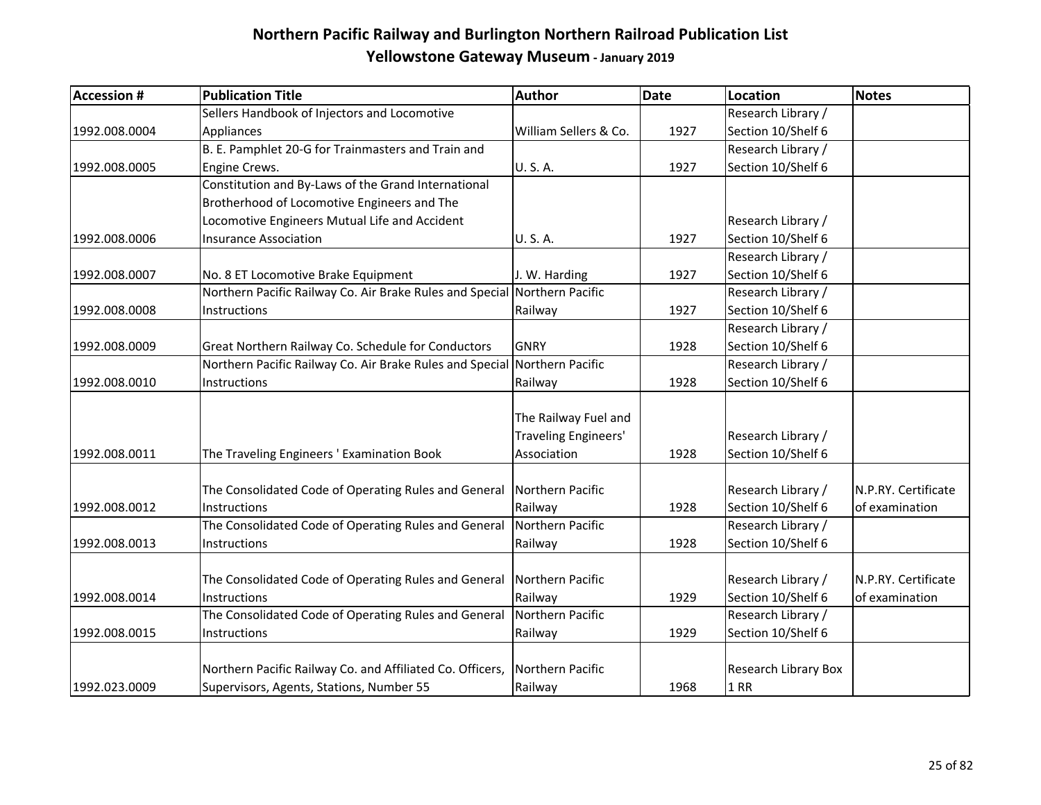# Northern Pacific Railway and Burlington Northern Railroad Publication List

## Yellowstone Gateway Museum - January 2019

| Accession # | Publication Title | Author | Date | Location | Notes |
|---|---|---|---|---|---|
| 1992.008.0004 | Sellers Handbook of Injectors and Locomotive Appliances | William Sellers & Co. | 1927 | Research Library / Section 10/Shelf 6 | |
| 1992.008.0005 | B. E. Pamphlet 20-G for Trainmasters and Train and Engine Crews. | U. S. A. | 1927 | Research Library / Section 10/Shelf 6 | |
| 1992.008.0006 | Constitution and By-Laws of the Grand International Brotherhood of Locomotive Engineers and The Locomotive Engineers Mutual Life and Accident Insurance Association | U. S. A. | 1927 | Research Library / Section 10/Shelf 6 | |
| 1992.008.0007 | No. 8 ET Locomotive Brake Equipment | J. W. Harding | 1927 | Research Library / Section 10/Shelf 6 | |
| 1992.008.0008 | Northern Pacific Railway Co. Air Brake Rules and Special Instructions | Northern Pacific Railway | 1927 | Research Library / Section 10/Shelf 6 | |
| 1992.008.0009 | Great Northern Railway Co. Schedule for Conductors | GNRY | 1928 | Research Library / Section 10/Shelf 6 | |
| 1992.008.0010 | Northern Pacific Railway Co. Air Brake Rules and Special Instructions | Northern Pacific Railway | 1928 | Research Library / Section 10/Shelf 6 | |
| 1992.008.0011 | The Traveling Engineers ' Examination Book | The Railway Fuel and Traveling Engineers' Association | 1928 | Research Library / Section 10/Shelf 6 | |
| 1992.008.0012 | The Consolidated Code of Operating Rules and General Instructions | Northern Pacific Railway | 1928 | Research Library / Section 10/Shelf 6 | N.P.RY. Certificate of examination |
| 1992.008.0013 | The Consolidated Code of Operating Rules and General Instructions | Northern Pacific Railway | 1928 | Research Library / Section 10/Shelf 6 | |
| 1992.008.0014 | The Consolidated Code of Operating Rules and General Instructions | Northern Pacific Railway | 1929 | Research Library / Section 10/Shelf 6 | N.P.RY. Certificate of examination |
| 1992.008.0015 | The Consolidated Code of Operating Rules and General Instructions | Northern Pacific Railway | 1929 | Research Library / Section 10/Shelf 6 | |
| 1992.023.0009 | Northern Pacific Railway Co. and Affiliated Co. Officers, Supervisors, Agents, Stations, Number 55 | Northern Pacific Railway | 1968 | Research Library Box 1 RR | |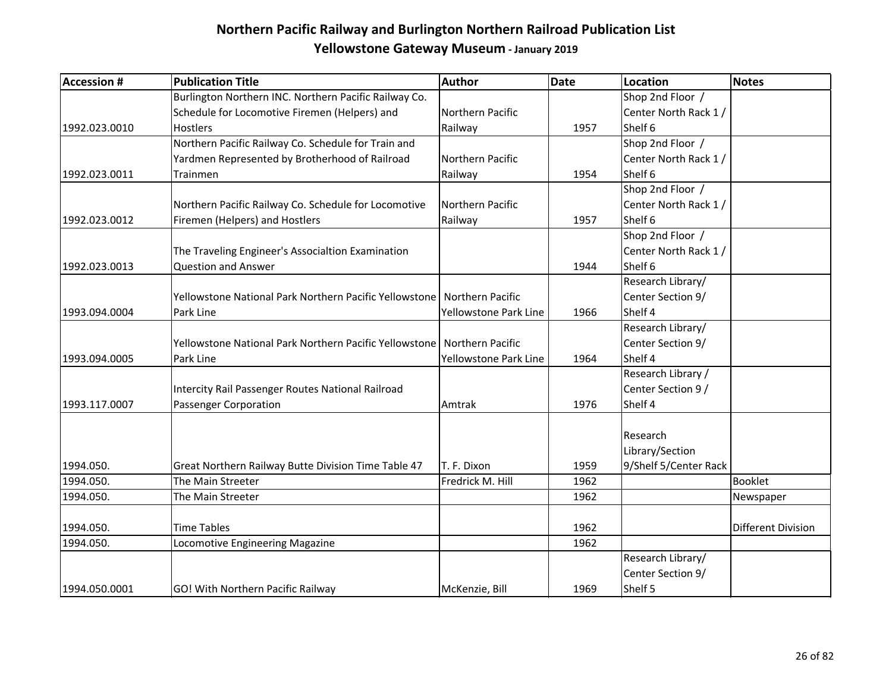# Northern Pacific Railway and Burlington Northern Railroad Publication List

## Yellowstone Gateway Museum - January 2019

| Accession # | Publication Title | Author | Date | Location | Notes |
|---|---|---|---|---|---|
| 1992.023.0010 | Burlington Northern INC. Northern Pacific Railway Co. Schedule for Locomotive Firemen (Helpers) and Hostlers | Northern Pacific Railway | 1957 | Shop 2nd Floor / Center North Rack 1 / Shelf 6 | |
| 1992.023.0011 | Northern Pacific Railway Co. Schedule for Train and Yardmen Represented by Brotherhood of Railroad Trainmen | Northern Pacific Railway | 1954 | Shop 2nd Floor / Center North Rack 1 / Shelf 6 | |
| 1992.023.0012 | Northern Pacific Railway Co. Schedule for Locomotive Firemen (Helpers) and Hostlers | Northern Pacific Railway | 1957 | Shop 2nd Floor / Center North Rack 1 / Shelf 6 | |
| 1992.023.0013 | The Traveling Engineer's Associaltion Examination Question and Answer | | 1944 | Shop 2nd Floor / Center North Rack 1 / Shelf 6 | |
| 1993.094.0004 | Yellowstone National Park Northern Pacific Yellowstone Park Line | Northern Pacific Yellowstone Park Line | 1966 | Research Library/ Center Section 9/ Shelf 4 | |
| 1993.094.0005 | Yellowstone National Park Northern Pacific Yellowstone Park Line | Northern Pacific Yellowstone Park Line | 1964 | Research Library/ Center Section 9/ Shelf 4 | |
| 1993.117.0007 | Intercity Rail Passenger Routes National Railroad Passenger Corporation | Amtrak | 1976 | Research Library / Center Section 9 / Shelf 4 | |
| 1994.050. | Great Northern Railway Butte Division Time Table 47 | T. F. Dixon | 1959 | Research Library/Section 9/Shelf 5/Center Rack | |
| 1994.050. | The Main Streeter | Fredrick M. Hill | 1962 | | Booklet |
| 1994.050. | The Main Streeter | | 1962 | | Newspaper |
| 1994.050. | Time Tables | | 1962 | | Different Division |
| 1994.050. | Locomotive Engineering Magazine | | 1962 | | |
| 1994.050.0001 | GO! With Northern Pacific Railway | McKenzie, Bill | 1969 | Research Library/ Center Section 9/ Shelf 5 | |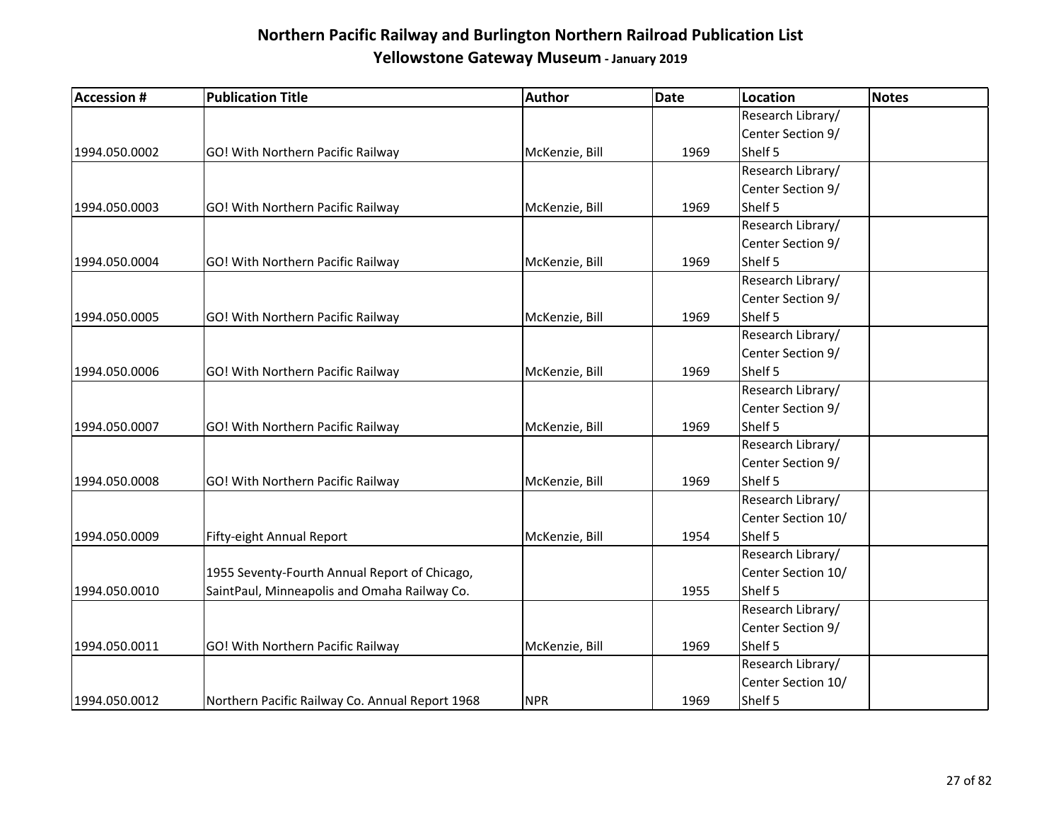# Northern Pacific Railway and Burlington Northern Railroad Publication List

## Yellowstone Gateway Museum - January 2019

| Accession # | Publication Title | Author | Date | Location | Notes |
|---|---|---|---|---|---|
| 1994.050.0002 | GO! With Northern Pacific Railway | McKenzie, Bill | 1969 | Research Library/ Center Section 9/ Shelf 5 | |
| 1994.050.0003 | GO! With Northern Pacific Railway | McKenzie, Bill | 1969 | Research Library/ Center Section 9/ Shelf 5 | |
| 1994.050.0004 | GO! With Northern Pacific Railway | McKenzie, Bill | 1969 | Research Library/ Center Section 9/ Shelf 5 | |
| 1994.050.0005 | GO! With Northern Pacific Railway | McKenzie, Bill | 1969 | Research Library/ Center Section 9/ Shelf 5 | |
| 1994.050.0006 | GO! With Northern Pacific Railway | McKenzie, Bill | 1969 | Research Library/ Center Section 9/ Shelf 5 | |
| 1994.050.0007 | GO! With Northern Pacific Railway | McKenzie, Bill | 1969 | Research Library/ Center Section 9/ Shelf 5 | |
| 1994.050.0008 | GO! With Northern Pacific Railway | McKenzie, Bill | 1969 | Research Library/ Center Section 9/ Shelf 5 | |
| 1994.050.0009 | Fifty-eight Annual Report | McKenzie, Bill | 1954 | Research Library/ Center Section 10/ Shelf 5 | |
| 1994.050.0010 | 1955 Seventy-Fourth Annual Report of Chicago, SaintPaul, Minneapolis and Omaha Railway Co. | | 1955 | Research Library/ Center Section 10/ Shelf 5 | |
| 1994.050.0011 | GO! With Northern Pacific Railway | McKenzie, Bill | 1969 | Research Library/ Center Section 9/ Shelf 5 | |
| 1994.050.0012 | Northern Pacific Railway Co. Annual Report 1968 | NPR | 1969 | Research Library/ Center Section 10/ Shelf 5 | |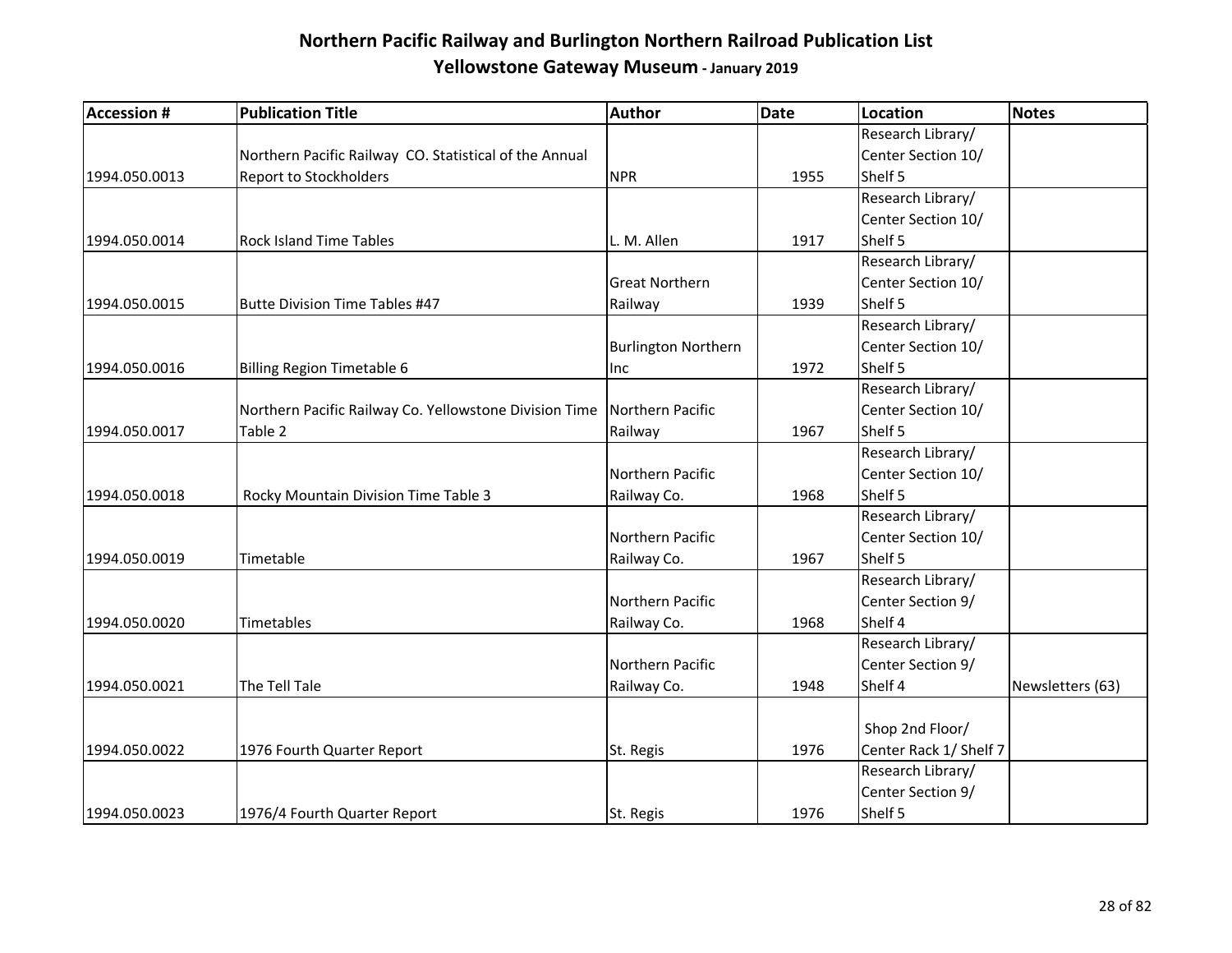# Northern Pacific Railway and Burlington Northern Railroad Publication List

## Yellowstone Gateway Museum - January 2019

| Accession # | Publication Title | Author | Date | Location | Notes |
|---|---|---|---|---|---|
| 1994.050.0013 | Northern Pacific Railway CO. Statistical of the Annual Report to Stockholders | NPR | 1955 | Research Library/ Center Section 10/ Shelf 5 | |
| 1994.050.0014 | Rock Island Time Tables | L. M. Allen | 1917 | Research Library/ Center Section 10/ Shelf 5 | |
| 1994.050.0015 | Butte Division Time Tables #47 | Great Northern Railway | 1939 | Research Library/ Center Section 10/ Shelf 5 | |
| 1994.050.0016 | Billing Region Timetable 6 | Burlington Northern Inc | 1972 | Research Library/ Center Section 10/ Shelf 5 | |
| 1994.050.0017 | Northern Pacific Railway Co. Yellowstone Division Time Table 2 | Northern Pacific Railway | 1967 | Research Library/ Center Section 10/ Shelf 5 | |
| 1994.050.0018 | Rocky Mountain Division Time Table 3 | Northern Pacific Railway Co. | 1968 | Research Library/ Center Section 10/ Shelf 5 | |
| 1994.050.0019 | Timetable | Northern Pacific Railway Co. | 1967 | Research Library/ Center Section 10/ Shelf 5 | |
| 1994.050.0020 | Timetables | Northern Pacific Railway Co. | 1968 | Research Library/ Center Section 9/ Shelf 4 | |
| 1994.050.0021 | The Tell Tale | Northern Pacific Railway Co. | 1948 | Research Library/ Center Section 9/ Shelf 4 | Newsletters (63) |
| 1994.050.0022 | 1976 Fourth Quarter Report | St. Regis | 1976 | Shop 2nd Floor/ Center Rack 1/ Shelf 7 | |
| 1994.050.0023 | 1976/4 Fourth Quarter Report | St. Regis | 1976 | Research Library/ Center Section 9/ Shelf 5 | |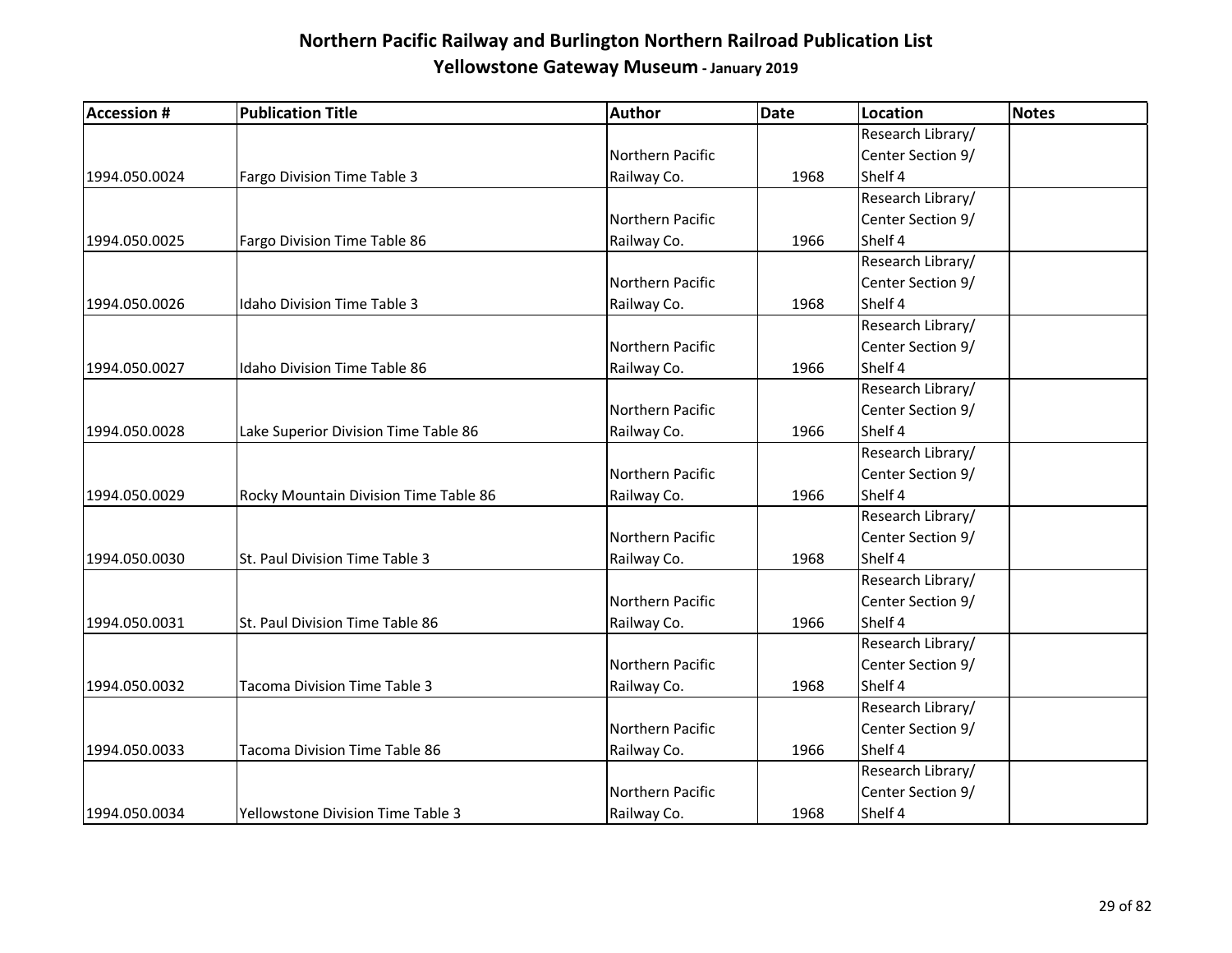# Northern Pacific Railway and Burlington Northern Railroad Publication List

## Yellowstone Gateway Museum - January 2019

| Accession # | Publication Title | Author | Date | Location | Notes |
|---|---|---|---|---|---|
| 1994.050.0024 | Fargo Division Time Table 3 | Northern Pacific Railway Co. | 1968 | Research Library/ Center Section 9/ Shelf 4 | |
| 1994.050.0025 | Fargo Division Time Table 86 | Northern Pacific Railway Co. | 1966 | Research Library/ Center Section 9/ Shelf 4 | |
| 1994.050.0026 | Idaho Division Time Table 3 | Northern Pacific Railway Co. | 1968 | Research Library/ Center Section 9/ Shelf 4 | |
| 1994.050.0027 | Idaho Division Time Table 86 | Northern Pacific Railway Co. | 1966 | Research Library/ Center Section 9/ Shelf 4 | |
| 1994.050.0028 | Lake Superior Division Time Table 86 | Northern Pacific Railway Co. | 1966 | Research Library/ Center Section 9/ Shelf 4 | |
| 1994.050.0029 | Rocky Mountain Division Time Table 86 | Northern Pacific Railway Co. | 1966 | Research Library/ Center Section 9/ Shelf 4 | |
| 1994.050.0030 | St. Paul Division Time Table 3 | Northern Pacific Railway Co. | 1968 | Research Library/ Center Section 9/ Shelf 4 | |
| 1994.050.0031 | St. Paul Division Time Table 86 | Northern Pacific Railway Co. | 1966 | Research Library/ Center Section 9/ Shelf 4 | |
| 1994.050.0032 | Tacoma Division Time Table 3 | Northern Pacific Railway Co. | 1968 | Research Library/ Center Section 9/ Shelf 4 | |
| 1994.050.0033 | Tacoma Division Time Table 86 | Northern Pacific Railway Co. | 1966 | Research Library/ Center Section 9/ Shelf 4 | |
| 1994.050.0034 | Yellowstone Division Time Table 3 | Northern Pacific Railway Co. | 1968 | Research Library/ Center Section 9/ Shelf 4 | |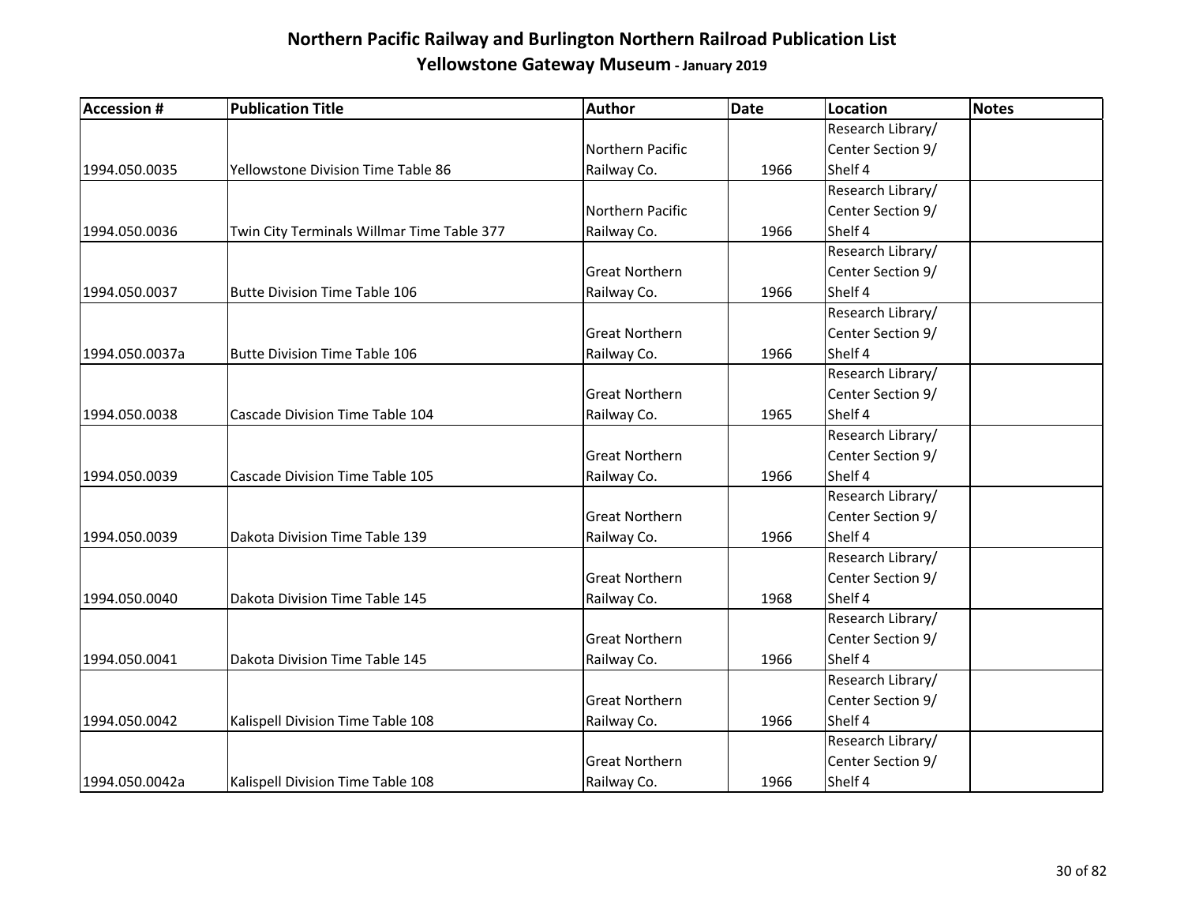# Northern Pacific Railway and Burlington Northern Railroad Publication List

## Yellowstone Gateway Museum - January 2019

| Accession # | Publication Title | Author | Date | Location | Notes |
|---|---|---|---|---|---|
| 1994.050.0035 | Yellowstone Division Time Table 86 | Northern Pacific Railway Co. | 1966 | Research Library/ Center Section 9/ Shelf 4 | |
| 1994.050.0036 | Twin City Terminals Willmar Time Table 377 | Northern Pacific Railway Co. | 1966 | Research Library/ Center Section 9/ Shelf 4 | |
| 1994.050.0037 | Butte Division Time Table 106 | Great Northern Railway Co. | 1966 | Research Library/ Center Section 9/ Shelf 4 | |
| 1994.050.0037a | Butte Division Time Table 106 | Great Northern Railway Co. | 1966 | Research Library/ Center Section 9/ Shelf 4 | |
| 1994.050.0038 | Cascade Division Time Table 104 | Great Northern Railway Co. | 1965 | Research Library/ Center Section 9/ Shelf 4 | |
| 1994.050.0039 | Cascade Division Time Table 105 | Great Northern Railway Co. | 1966 | Research Library/ Center Section 9/ Shelf 4 | |
| 1994.050.0039 | Dakota Division Time Table 139 | Great Northern Railway Co. | 1966 | Research Library/ Center Section 9/ Shelf 4 | |
| 1994.050.0040 | Dakota Division Time Table 145 | Great Northern Railway Co. | 1968 | Research Library/ Center Section 9/ Shelf 4 | |
| 1994.050.0041 | Dakota Division Time Table 145 | Great Northern Railway Co. | 1966 | Research Library/ Center Section 9/ Shelf 4 | |
| 1994.050.0042 | Kalispell Division Time Table 108 | Great Northern Railway Co. | 1966 | Research Library/ Center Section 9/ Shelf 4 | |
| 1994.050.0042a | Kalispell Division Time Table 108 | Great Northern Railway Co. | 1966 | Research Library/ Center Section 9/ Shelf 4 | |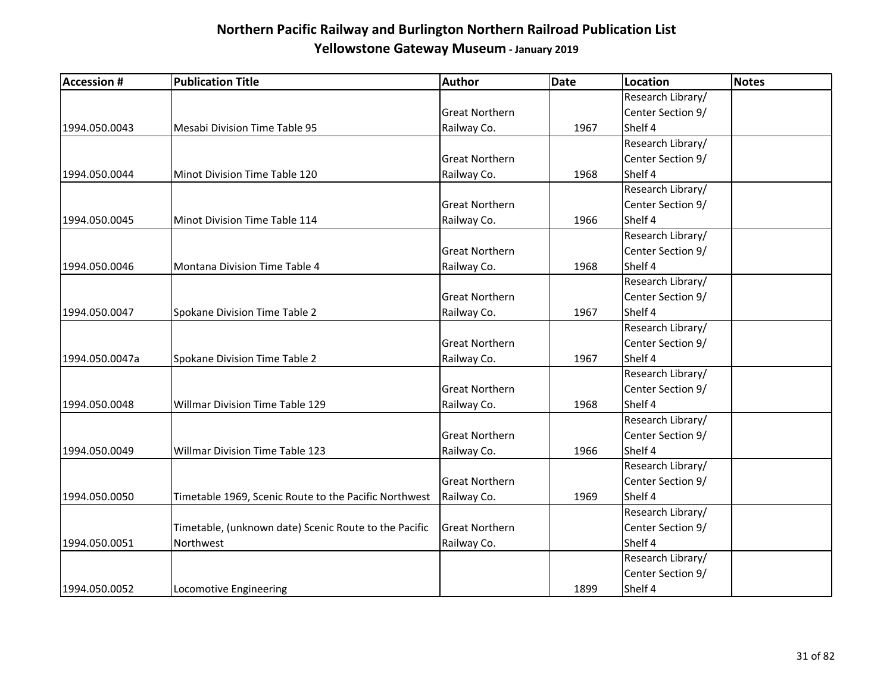# Northern Pacific Railway and Burlington Northern Railroad Publication List

## Yellowstone Gateway Museum - January 2019

| Accession # | Publication Title | Author | Date | Location | Notes |
|---|---|---|---|---|---|
| 1994.050.0043 | Mesabi Division Time Table 95 | Great Northern Railway Co. | 1967 | Research Library/ Center Section 9/ Shelf 4 | |
| 1994.050.0044 | Minot Division Time Table 120 | Great Northern Railway Co. | 1968 | Research Library/ Center Section 9/ Shelf 4 | |
| 1994.050.0045 | Minot Division Time Table 114 | Great Northern Railway Co. | 1966 | Research Library/ Center Section 9/ Shelf 4 | |
| 1994.050.0046 | Montana Division Time Table 4 | Great Northern Railway Co. | 1968 | Research Library/ Center Section 9/ Shelf 4 | |
| 1994.050.0047 | Spokane Division Time Table 2 | Great Northern Railway Co. | 1967 | Research Library/ Center Section 9/ Shelf 4 | |
| 1994.050.0047a | Spokane Division Time Table 2 | Great Northern Railway Co. | 1967 | Research Library/ Center Section 9/ Shelf 4 | |
| 1994.050.0048 | Willmar Division Time Table 129 | Great Northern Railway Co. | 1968 | Research Library/ Center Section 9/ Shelf 4 | |
| 1994.050.0049 | Willmar Division Time Table 123 | Great Northern Railway Co. | 1966 | Research Library/ Center Section 9/ Shelf 4 | |
| 1994.050.0050 | Timetable 1969, Scenic Route to the Pacific Northwest | Great Northern Railway Co. | 1969 | Research Library/ Center Section 9/ Shelf 4 | |
| 1994.050.0051 | Timetable, (unknown date) Scenic Route to the Pacific Northwest | Great Northern Railway Co. | | Research Library/ Center Section 9/ Shelf 4 | |
| 1994.050.0052 | Locomotive Engineering | | 1899 | Research Library/ Center Section 9/ Shelf 4 | |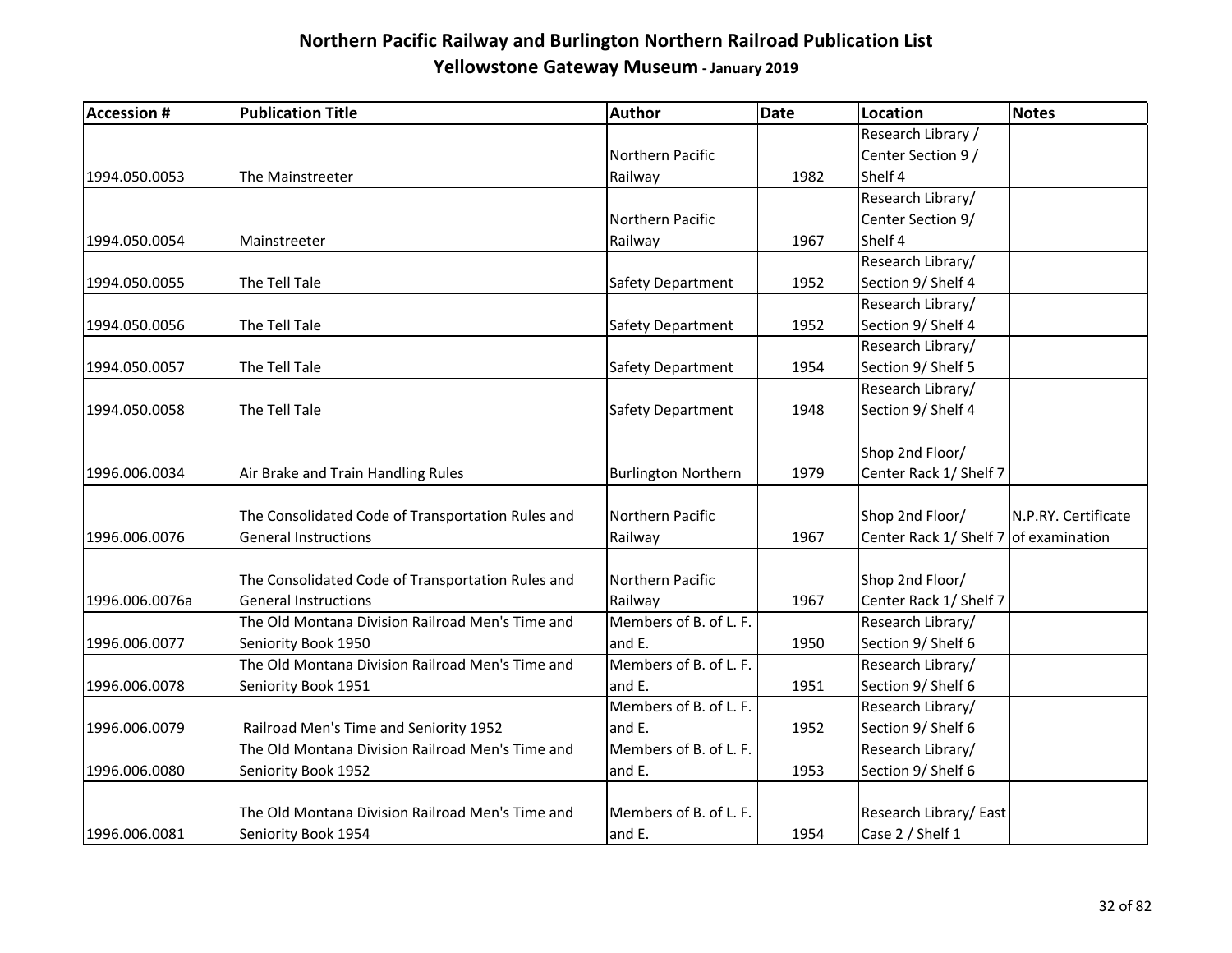# Northern Pacific Railway and Burlington Northern Railroad Publication List

## Yellowstone Gateway Museum - January 2019

| Accession # | Publication Title | Author | Date | Location | Notes |
|---|---|---|---|---|---|
| 1994.050.0053 | The Mainstreeter | Northern Pacific Railway | 1982 | Research Library / Center Section 9 / Shelf 4 | |
| 1994.050.0054 | Mainstreeter | Northern Pacific Railway | 1967 | Research Library/ Center Section 9/ Shelf 4 | |
| 1994.050.0055 | The Tell Tale | Safety Department | 1952 | Research Library/ Section 9/ Shelf 4 | |
| 1994.050.0056 | The Tell Tale | Safety Department | 1952 | Research Library/ Section 9/ Shelf 4 | |
| 1994.050.0057 | The Tell Tale | Safety Department | 1954 | Research Library/ Section 9/ Shelf 5 | |
| 1994.050.0058 | The Tell Tale | Safety Department | 1948 | Research Library/ Section 9/ Shelf 4 | |
| 1996.006.0034 | Air Brake and Train Handling Rules | Burlington Northern | 1979 | Shop 2nd Floor/ Center Rack 1/ Shelf 7 | |
| 1996.006.0076 | The Consolidated Code of Transportation Rules and General Instructions | Northern Pacific Railway | 1967 | Shop 2nd Floor/ Center Rack 1/ Shelf 7 | N.P.RY. Certificate of examination |
| 1996.006.0076a | The Consolidated Code of Transportation Rules and General Instructions | Northern Pacific Railway | 1967 | Shop 2nd Floor/ Center Rack 1/ Shelf 7 | |
| 1996.006.0077 | The Old Montana Division Railroad Men's Time and Seniority Book 1950 | Members of B. of L. F. and E. | 1950 | Research Library/ Section 9/ Shelf 6 | |
| 1996.006.0078 | The Old Montana Division Railroad Men's Time and Seniority Book 1951 | Members of B. of L. F. and E. | 1951 | Research Library/ Section 9/ Shelf 6 | |
| 1996.006.0079 | Railroad Men's Time and Seniority 1952 | Members of B. of L. F. and E. | 1952 | Research Library/ Section 9/ Shelf 6 | |
| 1996.006.0080 | The Old Montana Division Railroad Men's Time and Seniority Book 1952 | Members of B. of L. F. and E. | 1953 | Research Library/ Section 9/ Shelf 6 | |
| 1996.006.0081 | The Old Montana Division Railroad Men's Time and Seniority Book 1954 | Members of B. of L. F. and E. | 1954 | Research Library/ East Case 2 / Shelf 1 | |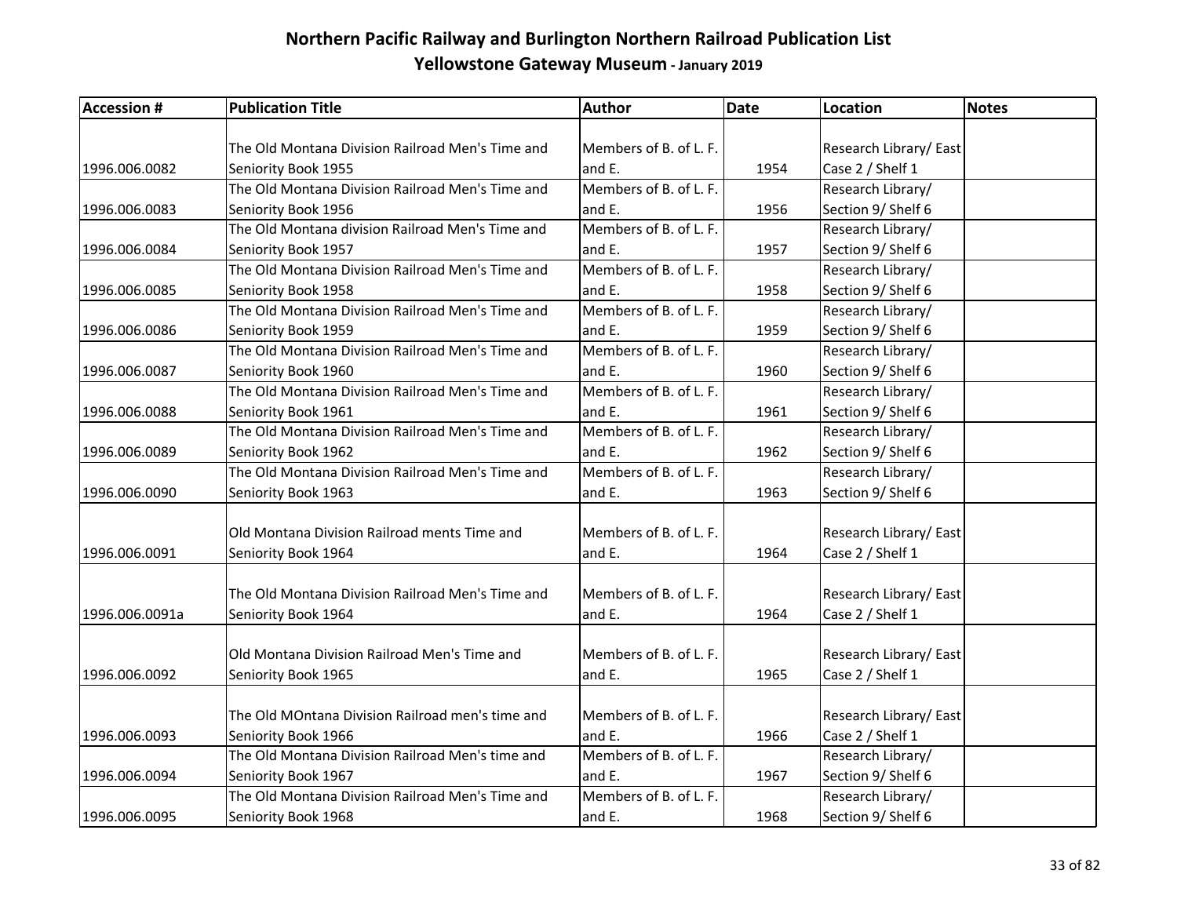# Northern Pacific Railway and Burlington Northern Railroad Publication List

## Yellowstone Gateway Museum - January 2019

| Accession # | Publication Title | Author | Date | Location | Notes |
|---|---|---|---|---|---|
| 1996.006.0082 | The Old Montana Division Railroad Men's Time and Seniority Book 1955 | Members of B. of L. F. and E. | 1954 | Research Library/ East Case 2 / Shelf 1 | |
| 1996.006.0083 | The Old Montana Division Railroad Men's Time and Seniority Book 1956 | Members of B. of L. F. and E. | 1956 | Research Library/ Section 9/ Shelf 6 | |
| 1996.006.0084 | The Old Montana division Railroad Men's Time and Seniority Book 1957 | Members of B. of L. F. and E. | 1957 | Research Library/ Section 9/ Shelf 6 | |
| 1996.006.0085 | The Old Montana Division Railroad Men's Time and Seniority Book 1958 | Members of B. of L. F. and E. | 1958 | Research Library/ Section 9/ Shelf 6 | |
| 1996.006.0086 | The Old Montana Division Railroad Men's Time and Seniority Book 1959 | Members of B. of L. F. and E. | 1959 | Research Library/ Section 9/ Shelf 6 | |
| 1996.006.0087 | The Old Montana Division Railroad Men's Time and Seniority Book 1960 | Members of B. of L. F. and E. | 1960 | Research Library/ Section 9/ Shelf 6 | |
| 1996.006.0088 | The Old Montana Division Railroad Men's Time and Seniority Book 1961 | Members of B. of L. F. and E. | 1961 | Research Library/ Section 9/ Shelf 6 | |
| 1996.006.0089 | The Old Montana Division Railroad Men's Time and Seniority Book 1962 | Members of B. of L. F. and E. | 1962 | Research Library/ Section 9/ Shelf 6 | |
| 1996.006.0090 | The Old Montana Division Railroad Men's Time and Seniority Book 1963 | Members of B. of L. F. and E. | 1963 | Research Library/ Section 9/ Shelf 6 | |
| 1996.006.0091 | Old Montana Division Railroad ments Time and Seniority Book 1964 | Members of B. of L. F. and E. | 1964 | Research Library/ East Case 2 / Shelf 1 | |
| 1996.006.0091a | The Old Montana Division Railroad Men's Time and Seniority Book 1964 | Members of B. of L. F. and E. | 1964 | Research Library/ East Case 2 / Shelf 1 | |
| 1996.006.0092 | Old Montana Division Railroad Men's Time and Seniority Book 1965 | Members of B. of L. F. and E. | 1965 | Research Library/ East Case 2 / Shelf 1 | |
| 1996.006.0093 | The Old MOntana Division Railroad men's time and Seniority Book 1966 | Members of B. of L. F. and E. | 1966 | Research Library/ East Case 2 / Shelf 1 | |
| 1996.006.0094 | The Old Montana Division Railroad Men's time and Seniority Book 1967 | Members of B. of L. F. and E. | 1967 | Research Library/ Section 9/ Shelf 6 | |
| 1996.006.0095 | The Old Montana Division Railroad Men's Time and Seniority Book 1968 | Members of B. of L. F. and E. | 1968 | Research Library/ Section 9/ Shelf 6 | |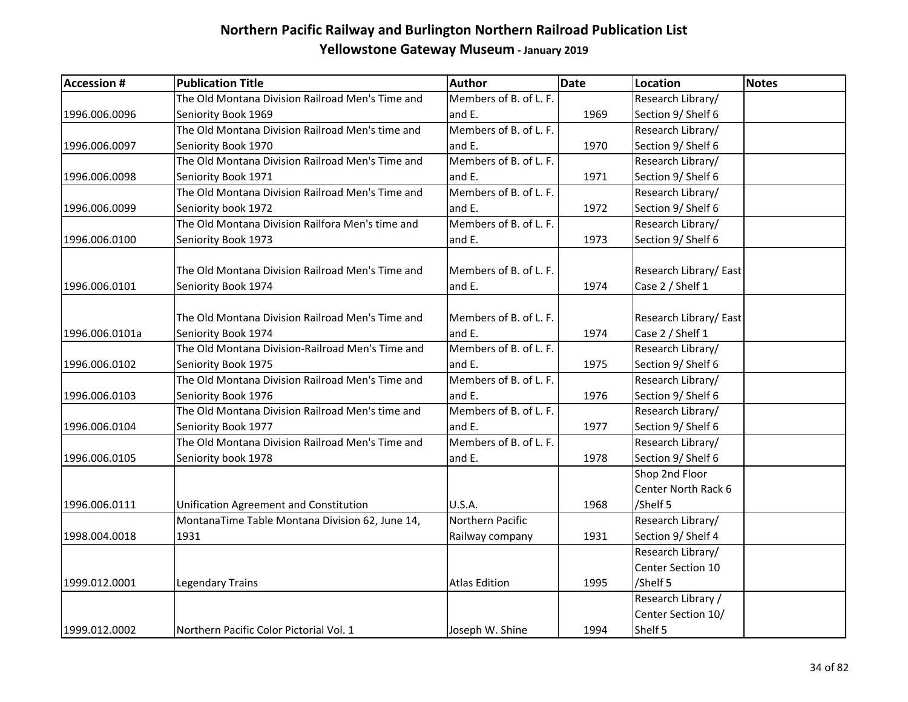# Northern Pacific Railway and Burlington Northern Railroad Publication List

## Yellowstone Gateway Museum - January 2019

| Accession # | Publication Title | Author | Date | Location | Notes |
|---|---|---|---|---|---|
| 1996.006.0096 | The Old Montana Division Railroad Men's Time and Seniority Book 1969 | Members of B. of L. F. and E. | 1969 | Research Library/ Section 9/ Shelf 6 | |
| 1996.006.0097 | The Old Montana Division Railroad Men's time and Seniority Book 1970 | Members of B. of L. F. and E. | 1970 | Research Library/ Section 9/ Shelf 6 | |
| 1996.006.0098 | The Old Montana Division Railroad Men's Time and Seniority Book 1971 | Members of B. of L. F. and E. | 1971 | Research Library/ Section 9/ Shelf 6 | |
| 1996.006.0099 | The Old Montana Division Railroad Men's Time and Seniority book 1972 | Members of B. of L. F. and E. | 1972 | Research Library/ Section 9/ Shelf 6 | |
| 1996.006.0100 | The Old Montana Division Railfora Men's time and Seniority Book 1973 | Members of B. of L. F. and E. | 1973 | Research Library/ Section 9/ Shelf 6 | |
| 1996.006.0101 | The Old Montana Division Railroad Men's Time and Seniority Book 1974 | Members of B. of L. F. and E. | 1974 | Research Library/ East Case 2 / Shelf 1 | |
| 1996.006.0101a | The Old Montana Division Railroad Men's Time and Seniority Book 1974 | Members of B. of L. F. and E. | 1974 | Research Library/ East Case 2 / Shelf 1 | |
| 1996.006.0102 | The Old Montana Division-Railroad Men's Time and Seniority Book 1975 | Members of B. of L. F. and E. | 1975 | Research Library/ Section 9/ Shelf 6 | |
| 1996.006.0103 | The Old Montana Division Railroad Men's Time and Seniority Book 1976 | Members of B. of L. F. and E. | 1976 | Research Library/ Section 9/ Shelf 6 | |
| 1996.006.0104 | The Old Montana Division Railroad Men's time and Seniority Book 1977 | Members of B. of L. F. and E. | 1977 | Research Library/ Section 9/ Shelf 6 | |
| 1996.006.0105 | The Old Montana Division Railroad Men's Time and Seniority book 1978 | Members of B. of L. F. and E. | 1978 | Research Library/ Section 9/ Shelf 6 | |
| 1996.006.0111 | Unification Agreement and Constitution | U.S.A. | 1968 | Shop 2nd Floor Center North Rack 6 /Shelf 5 | |
| 1998.004.0018 | MontanaTime Table Montana Division 62, June 14, 1931 | Northern Pacific Railway company | 1931 | Research Library/ Section 9/ Shelf 4 | |
| 1999.012.0001 | Legendary Trains | Atlas Edition | 1995 | Research Library/ Center Section 10 /Shelf 5 | |
| 1999.012.0002 | Northern Pacific Color Pictorial Vol. 1 | Joseph W. Shine | 1994 | Research Library / Center Section 10/ Shelf 5 | |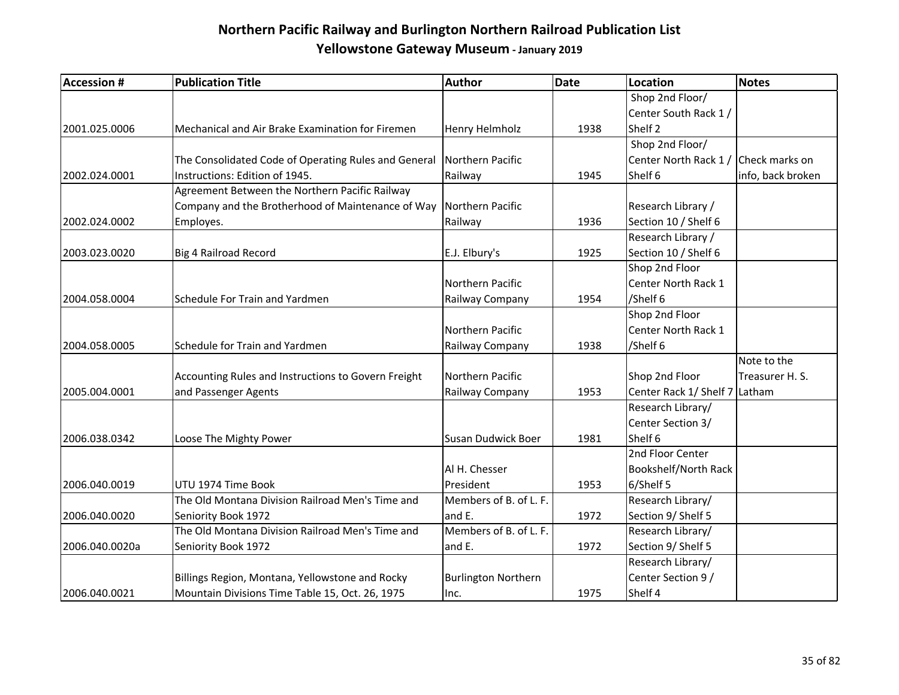# Northern Pacific Railway and Burlington Northern Railroad Publication List

## Yellowstone Gateway Museum - January 2019

| Accession # | Publication Title | Author | Date | Location | Notes |
|---|---|---|---|---|---|
| 2001.025.0006 | Mechanical and Air Brake Examination for Firemen | Henry Helmholz | 1938 | Shop 2nd Floor/ Center South Rack 1 / Shelf 2 | |
| 2002.024.0001 | The Consolidated Code of Operating Rules and General Instructions: Edition of 1945. | Northern Pacific Railway | 1945 | Shop 2nd Floor/ Center North Rack 1 / Shelf 6 | Check marks on info, back broken |
| 2002.024.0002 | Agreement Between the Northern Pacific Railway Company and the Brotherhood of Maintenance of Way Employes. | Northern Pacific Railway | 1936 | Research Library / Section 10 / Shelf 6 | |
| 2003.023.0020 | Big 4 Railroad Record | E.J. Elbury's | 1925 | Research Library / Section 10 / Shelf 6 | |
| 2004.058.0004 | Schedule For Train and Yardmen | Northern Pacific Railway Company | 1954 | Shop 2nd Floor Center North Rack 1 /Shelf 6 | |
| 2004.058.0005 | Schedule for Train and Yardmen | Northern Pacific Railway Company | 1938 | Shop 2nd Floor Center North Rack 1 /Shelf 6 | |
| 2005.004.0001 | Accounting Rules and Instructions to Govern Freight and Passenger Agents | Northern Pacific Railway Company | 1953 | Shop 2nd Floor Center Rack 1/ Shelf 7 | Note to the Treasurer H. S. Latham |
| 2006.038.0342 | Loose The Mighty Power | Susan Dudwick Boer | 1981 | Research Library/ Center Section 3/ Shelf 6 | |
| 2006.040.0019 | UTU 1974 Time Book | Al H. Chesser President | 1953 | 2nd Floor Center Bookshelf/North Rack 6/Shelf 5 | |
| 2006.040.0020 | The Old Montana Division Railroad Men's Time and Seniority Book 1972 | Members of B. of L. F. and E. | 1972 | Research Library/ Section 9/ Shelf 5 | |
| 2006.040.0020a | The Old Montana Division Railroad Men's Time and Seniority Book 1972 | Members of B. of L. F. and E. | 1972 | Research Library/ Section 9/ Shelf 5 | |
| 2006.040.0021 | Billings Region, Montana, Yellowstone and Rocky Mountain Divisions Time Table 15, Oct. 26, 1975 | Burlington Northern Inc. | 1975 | Research Library/ Center Section 9 / Shelf 4 | |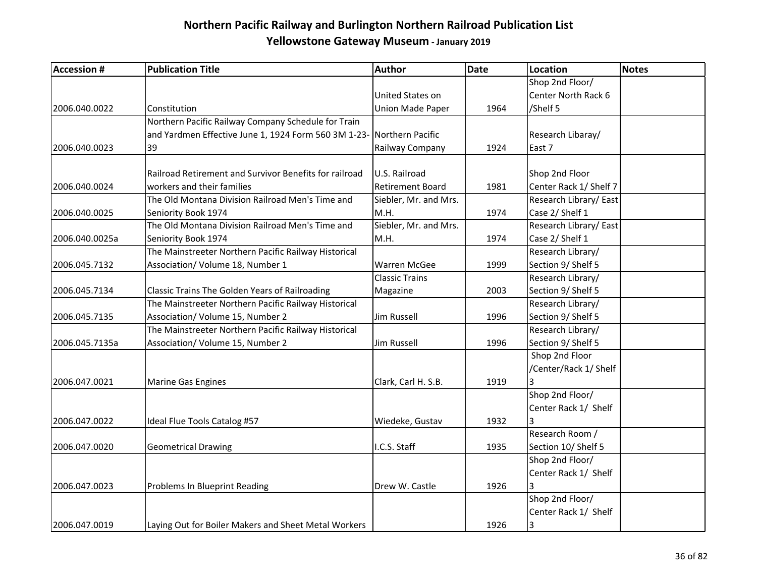# Northern Pacific Railway and Burlington Northern Railroad Publication List

## Yellowstone Gateway Museum - January 2019

| Accession # | Publication Title | Author | Date | Location | Notes |
|---|---|---|---|---|---|
| 2006.040.0022 | Constitution | United States on Union Made Paper | 1964 | Shop 2nd Floor/ Center North Rack 6 /Shelf 5 | |
| 2006.040.0023 | Northern Pacific Railway Company Schedule for Train and Yardmen Effective June 1, 1924 Form 560 3M 1-23-39 | Northern Pacific Railway Company | 1924 | Research Libaray/ East 7 | |
| 2006.040.0024 | Railroad Retirement and Survivor Benefits for railroad workers and their families | U.S. Railroad Retirement Board | 1981 | Shop 2nd Floor Center Rack 1/ Shelf 7 | |
| 2006.040.0025 | The Old Montana Division Railroad Men's Time and Seniority Book 1974 | Siebler, Mr. and Mrs. M.H. | 1974 | Research Library/ East Case 2/ Shelf 1 | |
| 2006.040.0025a | The Old Montana Division Railroad Men's Time and Seniority Book 1974 | Siebler, Mr. and Mrs. M.H. | 1974 | Research Library/ East Case 2/ Shelf 1 | |
| 2006.045.7132 | The Mainstreeter Northern Pacific Railway Historical Association/ Volume 18, Number 1 | Warren McGee | 1999 | Research Library/ Section 9/ Shelf 5 | |
| 2006.045.7134 | Classic Trains The Golden Years of Railroading | Classic Trains Magazine | 2003 | Research Library/ Section 9/ Shelf 5 | |
| 2006.045.7135 | The Mainstreeter Northern Pacific Railway Historical Association/ Volume 15, Number 2 | Jim Russell | 1996 | Research Library/ Section 9/ Shelf 5 | |
| 2006.045.7135a | The Mainstreeter Northern Pacific Railway Historical Association/ Volume 15, Number 2 | Jim Russell | 1996 | Research Library/ Section 9/ Shelf 5 | |
| 2006.047.0021 | Marine Gas Engines | Clark, Carl H. S.B. | 1919 | Shop 2nd Floor /Center/Rack 1/ Shelf 3 | |
| 2006.047.0022 | Ideal Flue Tools Catalog #57 | Wiedeke, Gustav | 1932 | Shop 2nd Floor/ Center Rack 1/ Shelf 3 | |
| 2006.047.0020 | Geometrical Drawing | I.C.S. Staff | 1935 | Research Room / Section 10/ Shelf 5 | |
| 2006.047.0023 | Problems In Blueprint Reading | Drew W. Castle | 1926 | Shop 2nd Floor/ Center Rack 1/ Shelf 3 | |
| 2006.047.0019 | Laying Out for Boiler Makers and Sheet Metal Workers | | 1926 | Shop 2nd Floor/ Center Rack 1/ Shelf 3 | |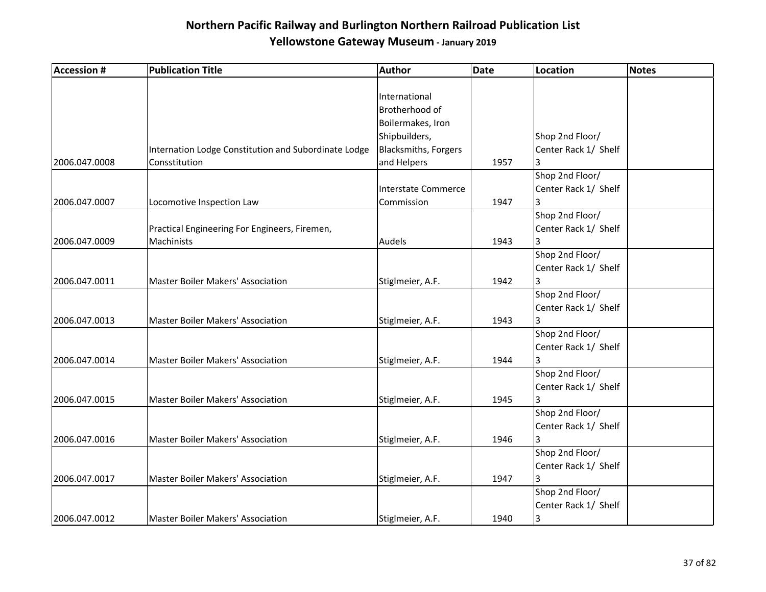# Northern Pacific Railway and Burlington Northern Railroad Publication List

## Yellowstone Gateway Museum - January 2019

| Accession # | Publication Title | Author | Date | Location | Notes |
|---|---|---|---|---|---|
| 2006.047.0008 | Internation Lodge Constitution and Subordinate Lodge Consstitution | International Brotherhood of Boilermakes, Iron Shipbuilders, Blacksmiths, Forgers and Helpers | 1957 | Shop 2nd Floor/ Center Rack 1/ Shelf 3 | |
| 2006.047.0007 | Locomotive Inspection Law | Interstate Commerce Commission | 1947 | Shop 2nd Floor/ Center Rack 1/ Shelf 3 | |
| 2006.047.0009 | Practical Engineering For Engineers, Firemen, Machinists | Audels | 1943 | Shop 2nd Floor/ Center Rack 1/ Shelf 3 | |
| 2006.047.0011 | Master Boiler Makers' Association | Stiglmeier, A.F. | 1942 | Shop 2nd Floor/ Center Rack 1/ Shelf 3 | |
| 2006.047.0013 | Master Boiler Makers' Association | Stiglmeier, A.F. | 1943 | Shop 2nd Floor/ Center Rack 1/ Shelf 3 | |
| 2006.047.0014 | Master Boiler Makers' Association | Stiglmeier, A.F. | 1944 | Shop 2nd Floor/ Center Rack 1/ Shelf 3 | |
| 2006.047.0015 | Master Boiler Makers' Association | Stiglmeier, A.F. | 1945 | Shop 2nd Floor/ Center Rack 1/ Shelf 3 | |
| 2006.047.0016 | Master Boiler Makers' Association | Stiglmeier, A.F. | 1946 | Shop 2nd Floor/ Center Rack 1/ Shelf 3 | |
| 2006.047.0017 | Master Boiler Makers' Association | Stiglmeier, A.F. | 1947 | Shop 2nd Floor/ Center Rack 1/ Shelf 3 | |
| 2006.047.0012 | Master Boiler Makers' Association | Stiglmeier, A.F. | 1940 | Shop 2nd Floor/ Center Rack 1/ Shelf 3 | |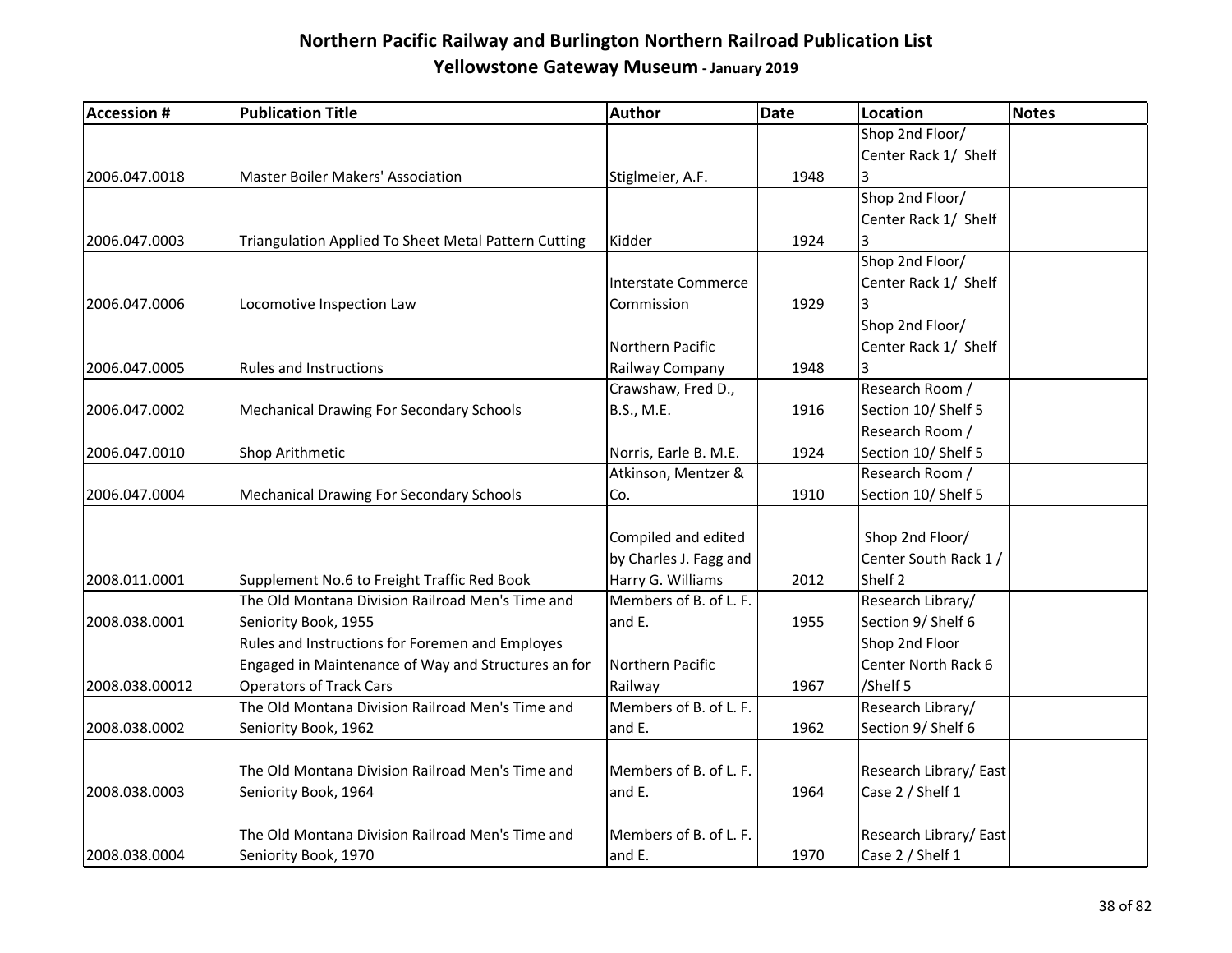# Northern Pacific Railway and Burlington Northern Railroad Publication List

## Yellowstone Gateway Museum - January 2019

| Accession # | Publication Title | Author | Date | Location | Notes |
|---|---|---|---|---|---|
| 2006.047.0018 | Master Boiler Makers' Association | Stiglmeier, A.F. | 1948 | Shop 2nd Floor/ Center Rack 1/ Shelf 3 | |
| 2006.047.0003 | Triangulation Applied To Sheet Metal Pattern Cutting | Kidder | 1924 | Shop 2nd Floor/ Center Rack 1/ Shelf 3 | |
| 2006.047.0006 | Locomotive Inspection Law | Interstate Commerce Commission | 1929 | Shop 2nd Floor/ Center Rack 1/ Shelf 3 | |
| 2006.047.0005 | Rules and Instructions | Northern Pacific Railway Company | 1948 | Shop 2nd Floor/ Center Rack 1/ Shelf 3 | |
| 2006.047.0002 | Mechanical Drawing For Secondary Schools | Crawshaw, Fred D., B.S., M.E. | 1916 | Research Room / Section 10/ Shelf 5 | |
| 2006.047.0010 | Shop Arithmetic | Norris, Earle B. M.E. | 1924 | Research Room / Section 10/ Shelf 5 | |
| 2006.047.0004 | Mechanical Drawing For Secondary Schools | Atkinson, Mentzer & Co. | 1910 | Research Room / Section 10/ Shelf 5 | |
| 2008.011.0001 | Supplement No.6 to Freight Traffic Red Book | Compiled and edited by Charles J. Fagg and Harry G. Williams | 2012 | Shop 2nd Floor/ Center South Rack 1 / Shelf 2 | |
| 2008.038.0001 | The Old Montana Division Railroad Men's Time and Seniority Book, 1955 | Members of B. of L. F. and E. | 1955 | Research Library/ Section 9/ Shelf 6 | |
| 2008.038.00012 | Rules and Instructions for Foremen and Employes Engaged in Maintenance of Way and Structures an for Operators of Track Cars | Northern Pacific Railway | 1967 | Shop 2nd Floor Center North Rack 6 /Shelf 5 | |
| 2008.038.0002 | The Old Montana Division Railroad Men's Time and Seniority Book, 1962 | Members of B. of L. F. and E. | 1962 | Research Library/ Section 9/ Shelf 6 | |
| 2008.038.0003 | The Old Montana Division Railroad Men's Time and Seniority Book, 1964 | Members of B. of L. F. and E. | 1964 | Research Library/ East Case 2 / Shelf 1 | |
| 2008.038.0004 | The Old Montana Division Railroad Men's Time and Seniority Book, 1970 | Members of B. of L. F. and E. | 1970 | Research Library/ East Case 2 / Shelf 1 | |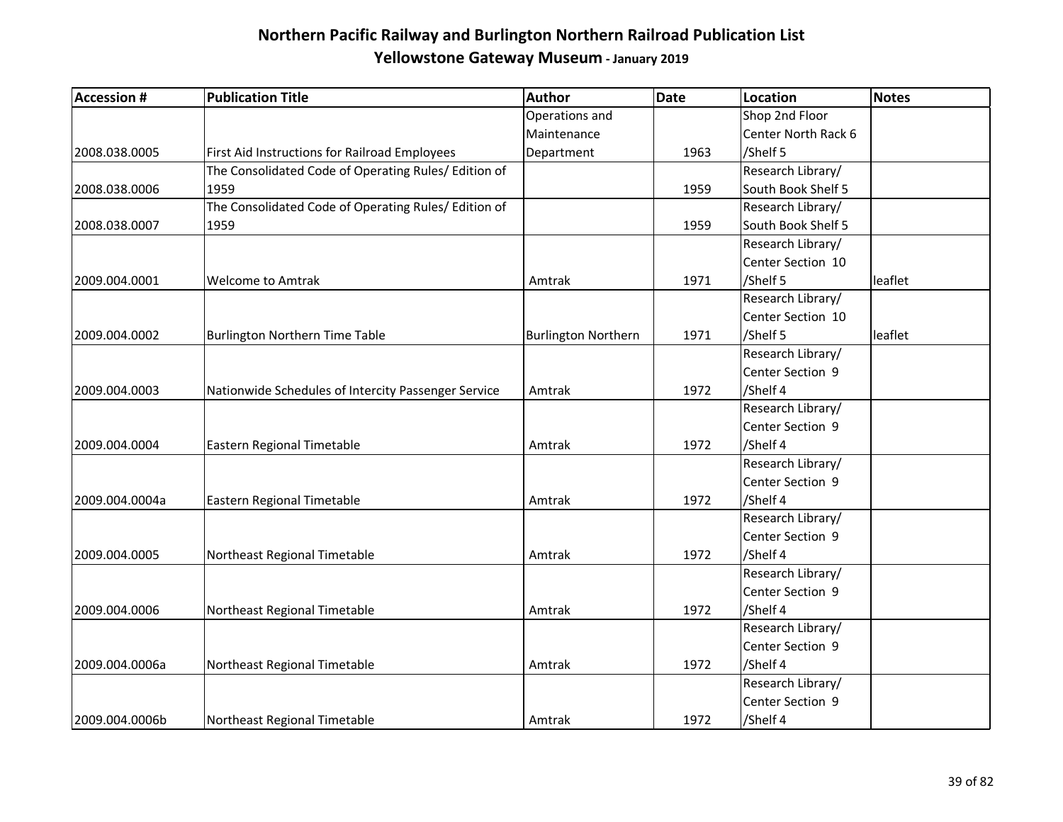# Northern Pacific Railway and Burlington Northern Railroad Publication List

## Yellowstone Gateway Museum - January 2019

| Accession # | Publication Title | Author | Date | Location | Notes |
|---|---|---|---|---|---|
| 2008.038.0005 | First Aid Instructions for Railroad Employees | Operations and Maintenance Department | 1963 | Shop 2nd Floor Center North Rack 6 /Shelf 5 | |
| 2008.038.0006 | The Consolidated Code of Operating Rules/ Edition of 1959 | | 1959 | Research Library/ South Book Shelf 5 | |
| 2008.038.0007 | The Consolidated Code of Operating Rules/ Edition of 1959 | | 1959 | Research Library/ South Book Shelf 5 | |
| 2009.004.0001 | Welcome to Amtrak | Amtrak | 1971 | Research Library/ Center Section 10 /Shelf 5 | leaflet |
| 2009.004.0002 | Burlington Northern Time Table | Burlington Northern | 1971 | Research Library/ Center Section 10 /Shelf 5 | leaflet |
| 2009.004.0003 | Nationwide Schedules of Intercity Passenger Service | Amtrak | 1972 | Research Library/ Center Section 9 /Shelf 4 | |
| 2009.004.0004 | Eastern Regional Timetable | Amtrak | 1972 | Research Library/ Center Section 9 /Shelf 4 | |
| 2009.004.0004a | Eastern Regional Timetable | Amtrak | 1972 | Research Library/ Center Section 9 /Shelf 4 | |
| 2009.004.0005 | Northeast Regional Timetable | Amtrak | 1972 | Research Library/ Center Section 9 /Shelf 4 | |
| 2009.004.0006 | Northeast Regional Timetable | Amtrak | 1972 | Research Library/ Center Section 9 /Shelf 4 | |
| 2009.004.0006a | Northeast Regional Timetable | Amtrak | 1972 | Research Library/ Center Section 9 /Shelf 4 | |
| 2009.004.0006b | Northeast Regional Timetable | Amtrak | 1972 | Research Library/ Center Section 9 /Shelf 4 | |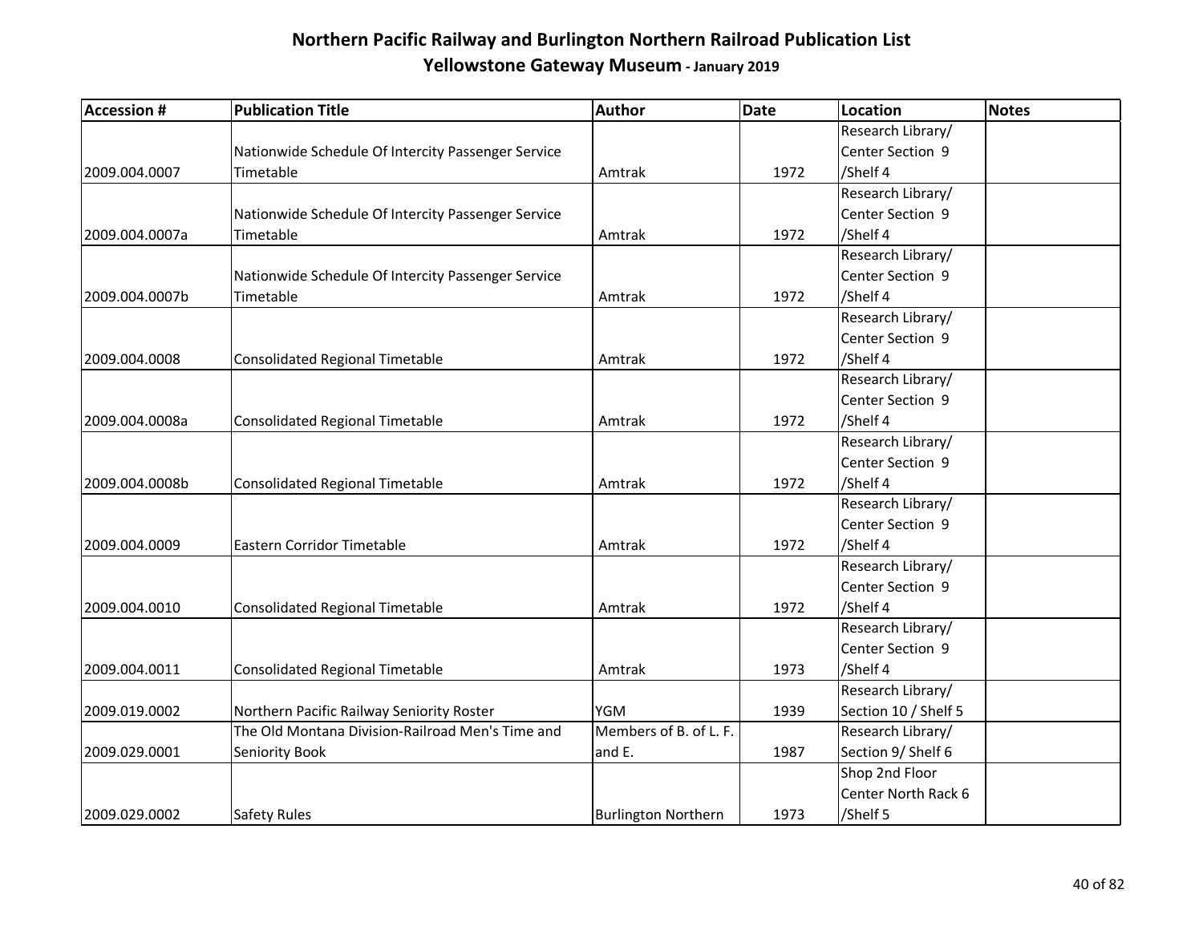# Northern Pacific Railway and Burlington Northern Railroad Publication List

## Yellowstone Gateway Museum - January 2019

| Accession # | Publication Title | Author | Date | Location | Notes |
|---|---|---|---|---|---|
| 2009.004.0007 | Nationwide Schedule Of Intercity Passenger Service Timetable | Amtrak | 1972 | Research Library/ Center Section 9 /Shelf 4 | |
| 2009.004.0007a | Nationwide Schedule Of Intercity Passenger Service Timetable | Amtrak | 1972 | Research Library/ Center Section 9 /Shelf 4 | |
| 2009.004.0007b | Nationwide Schedule Of Intercity Passenger Service Timetable | Amtrak | 1972 | Research Library/ Center Section 9 /Shelf 4 | |
| 2009.004.0008 | Consolidated Regional Timetable | Amtrak | 1972 | Research Library/ Center Section 9 /Shelf 4 | |
| 2009.004.0008a | Consolidated Regional Timetable | Amtrak | 1972 | Research Library/ Center Section 9 /Shelf 4 | |
| 2009.004.0008b | Consolidated Regional Timetable | Amtrak | 1972 | Research Library/ Center Section 9 /Shelf 4 | |
| 2009.004.0009 | Eastern Corridor Timetable | Amtrak | 1972 | Research Library/ Center Section 9 /Shelf 4 | |
| 2009.004.0010 | Consolidated Regional Timetable | Amtrak | 1972 | Research Library/ Center Section 9 /Shelf 4 | |
| 2009.004.0011 | Consolidated Regional Timetable | Amtrak | 1973 | Research Library/ Center Section 9 /Shelf 4 | |
| 2009.019.0002 | Northern Pacific Railway Seniority Roster | YGM | 1939 | Research Library/ Section 10 / Shelf 5 | |
| 2009.029.0001 | The Old Montana Division-Railroad Men's Time and Seniority Book | Members of B. of L. F. and E. | 1987 | Research Library/ Section 9/ Shelf 6 | |
| 2009.029.0002 | Safety Rules | Burlington Northern | 1973 | Shop 2nd Floor Center North Rack 6 /Shelf 5 | |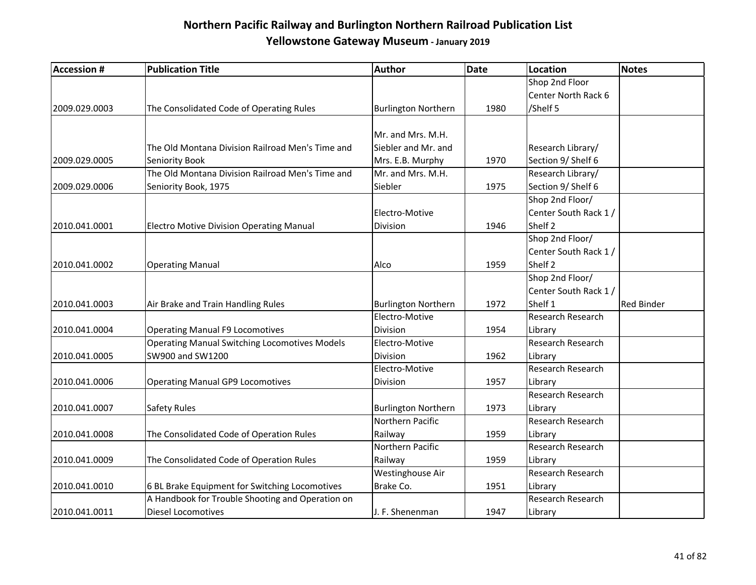# Northern Pacific Railway and Burlington Northern Railroad Publication List

## Yellowstone Gateway Museum - January 2019

| Accession # | Publication Title | Author | Date | Location | Notes |
|---|---|---|---|---|---|
| 2009.029.0003 | The Consolidated Code of Operating Rules | Burlington Northern | 1980 | Shop 2nd Floor Center North Rack 6 /Shelf 5 | |
| 2009.029.0005 | The Old Montana Division Railroad Men's Time and Seniority Book | Mr. and Mrs. M.H. Siebler and Mr. and Mrs. E.B. Murphy | 1970 | Research Library/ Section 9/ Shelf 6 | |
| 2009.029.0006 | The Old Montana Division Railroad Men's Time and Seniority Book, 1975 | Mr. and Mrs. M.H. Siebler | 1975 | Research Library/ Section 9/ Shelf 6 | |
| 2010.041.0001 | Electro Motive Division Operating Manual | Electro-Motive Division | 1946 | Shop 2nd Floor/ Center South Rack 1 / Shelf 2 | |
| 2010.041.0002 | Operating Manual | Alco | 1959 | Shop 2nd Floor/ Center South Rack 1 / Shelf 2 | |
| 2010.041.0003 | Air Brake and Train Handling Rules | Burlington Northern | 1972 | Shop 2nd Floor/ Center South Rack 1 / Shelf 1 | Red Binder |
| 2010.041.0004 | Operating Manual F9 Locomotives | Electro-Motive Division | 1954 | Research Research Library | |
| 2010.041.0005 | Operating Manual Switching Locomotives Models SW900 and SW1200 | Electro-Motive Division | 1962 | Research Research Library | |
| 2010.041.0006 | Operating Manual GP9 Locomotives | Electro-Motive Division | 1957 | Research Research Library | |
| 2010.041.0007 | Safety Rules | Burlington Northern | 1973 | Research Research Library | |
| 2010.041.0008 | The Consolidated Code of Operation Rules | Northern Pacific Railway | 1959 | Research Research Library | |
| 2010.041.0009 | The Consolidated Code of Operation Rules | Northern Pacific Railway | 1959 | Research Research Library | |
| 2010.041.0010 | 6 BL Brake Equipment for Switching Locomotives | Westinghouse Air Brake Co. | 1951 | Research Research Library | |
| 2010.041.0011 | A Handbook for Trouble Shooting and Operation on Diesel Locomotives | J. F. Shenenman | 1947 | Research Research Library | |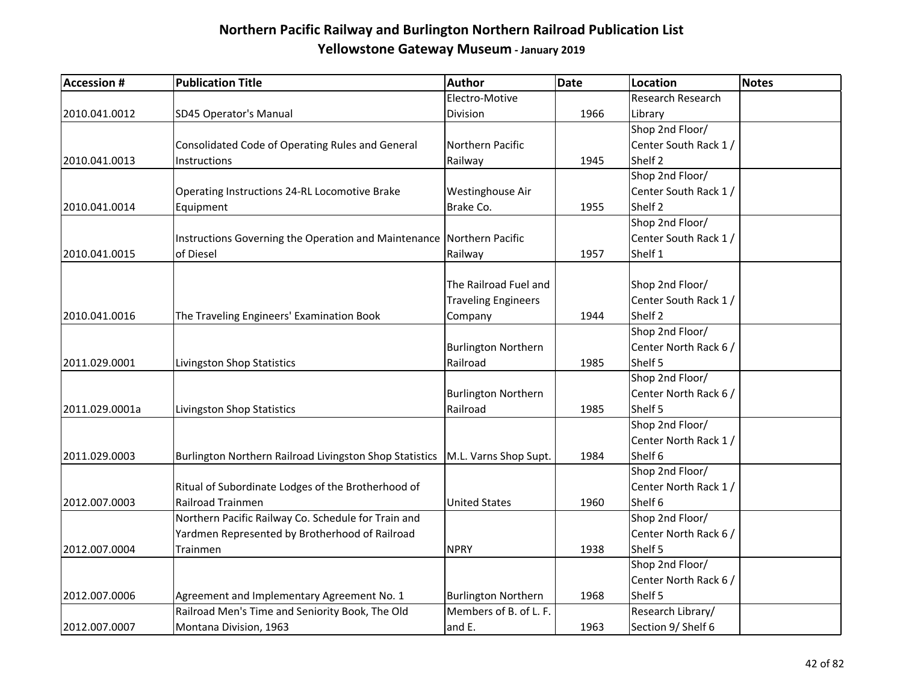# Northern Pacific Railway and Burlington Northern Railroad Publication List

## Yellowstone Gateway Museum - January 2019

| Accession # | Publication Title | Author | Date | Location | Notes |
|---|---|---|---|---|---|
| 2010.041.0012 | SD45 Operator's Manual | Electro-Motive Division | 1966 | Research Research Library | |
| 2010.041.0013 | Consolidated Code of Operating Rules and General Instructions | Northern Pacific Railway | 1945 | Shop 2nd Floor/ Center South Rack 1 / Shelf 2 | |
| 2010.041.0014 | Operating Instructions 24-RL Locomotive Brake Equipment | Westinghouse Air Brake Co. | 1955 | Shop 2nd Floor/ Center South Rack 1 / Shelf 2 | |
| 2010.041.0015 | Instructions Governing the Operation and Maintenance of Diesel | Northern Pacific Railway | 1957 | Shop 2nd Floor/ Center South Rack 1 / Shelf 1 | |
| 2010.041.0016 | The Traveling Engineers' Examination Book | The Railroad Fuel and Traveling Engineers Company | 1944 | Shop 2nd Floor/ Center South Rack 1 / Shelf 2 | |
| 2011.029.0001 | Livingston Shop Statistics | Burlington Northern Railroad | 1985 | Shop 2nd Floor/ Center North Rack 6 / Shelf 5 | |
| 2011.029.0001a | Livingston Shop Statistics | Burlington Northern Railroad | 1985 | Shop 2nd Floor/ Center North Rack 6 / Shelf 5 | |
| 2011.029.0003 | Burlington Northern Railroad Livingston Shop Statistics | M.L. Varns Shop Supt. | 1984 | Shop 2nd Floor/ Center North Rack 1 / Shelf 6 | |
| 2012.007.0003 | Ritual of Subordinate Lodges of the Brotherhood of Railroad Trainmen | United States | 1960 | Shop 2nd Floor/ Center North Rack 1 / Shelf 6 | |
| 2012.007.0004 | Northern Pacific Railway Co. Schedule for Train and Yardmen Represented by Brotherhood of Railroad Trainmen | NPRY | 1938 | Shop 2nd Floor/ Center North Rack 6 / Shelf 5 | |
| 2012.007.0006 | Agreement and Implementary Agreement No. 1 | Burlington Northern | 1968 | Shop 2nd Floor/ Center North Rack 6 / Shelf 5 | |
| 2012.007.0007 | Railroad Men's Time and Seniority Book, The Old Montana Division, 1963 | Members of B. of L. F. and E. | 1963 | Research Library/ Section 9/ Shelf 6 | |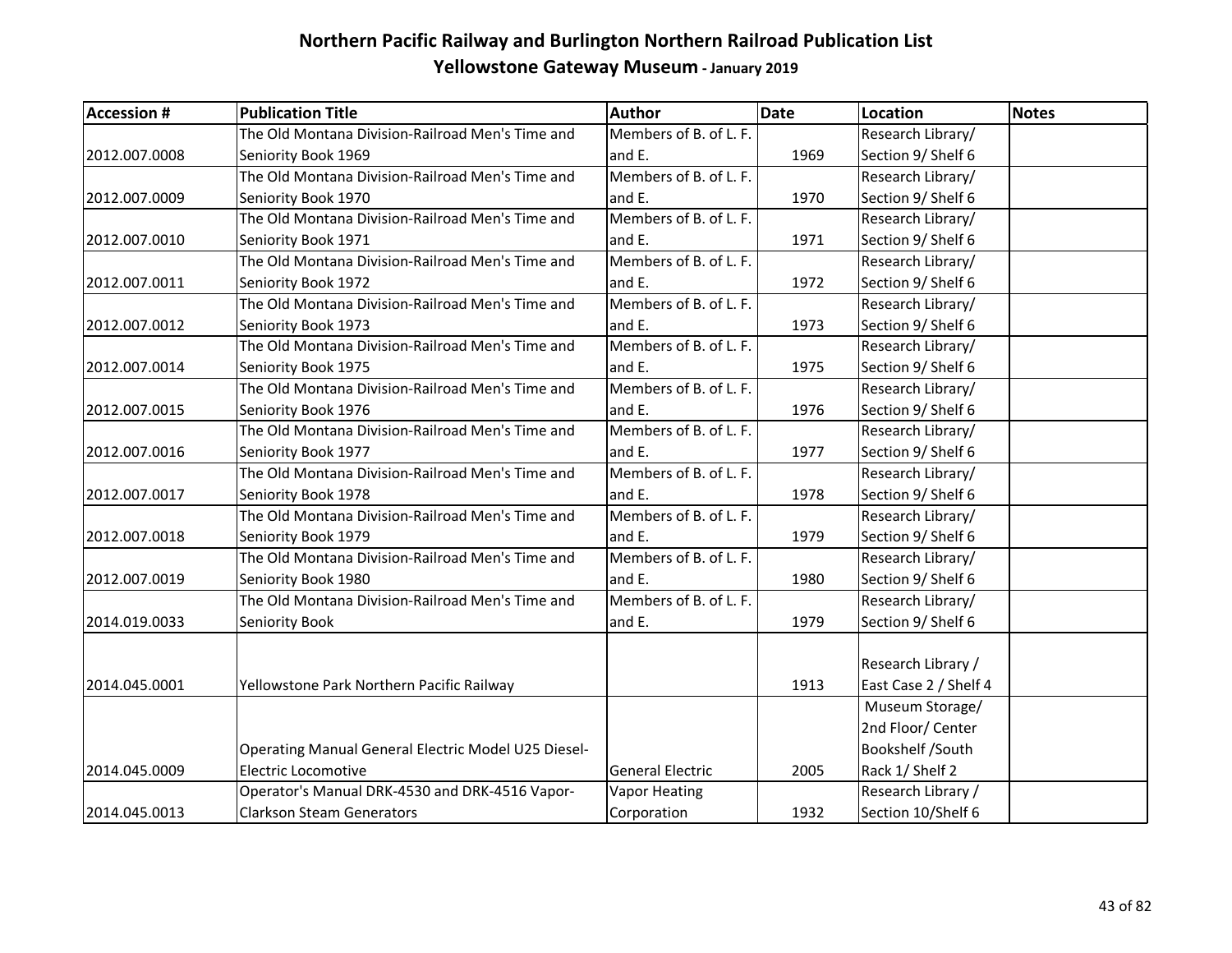# Northern Pacific Railway and Burlington Northern Railroad Publication List

## Yellowstone Gateway Museum - January 2019

| Accession # | Publication Title | Author | Date | Location | Notes |
|---|---|---|---|---|---|
| 2012.007.0008 | The Old Montana Division-Railroad Men's Time and Seniority Book 1969 | Members of B. of L. F. and E. | 1969 | Research Library/ Section 9/ Shelf 6 | |
| 2012.007.0009 | The Old Montana Division-Railroad Men's Time and Seniority Book 1970 | Members of B. of L. F. and E. | 1970 | Research Library/ Section 9/ Shelf 6 | |
| 2012.007.0010 | The Old Montana Division-Railroad Men's Time and Seniority Book 1971 | Members of B. of L. F. and E. | 1971 | Research Library/ Section 9/ Shelf 6 | |
| 2012.007.0011 | The Old Montana Division-Railroad Men's Time and Seniority Book 1972 | Members of B. of L. F. and E. | 1972 | Research Library/ Section 9/ Shelf 6 | |
| 2012.007.0012 | The Old Montana Division-Railroad Men's Time and Seniority Book 1973 | Members of B. of L. F. and E. | 1973 | Research Library/ Section 9/ Shelf 6 | |
| 2012.007.0014 | The Old Montana Division-Railroad Men's Time and Seniority Book 1975 | Members of B. of L. F. and E. | 1975 | Research Library/ Section 9/ Shelf 6 | |
| 2012.007.0015 | The Old Montana Division-Railroad Men's Time and Seniority Book 1976 | Members of B. of L. F. and E. | 1976 | Research Library/ Section 9/ Shelf 6 | |
| 2012.007.0016 | The Old Montana Division-Railroad Men's Time and Seniority Book 1977 | Members of B. of L. F. and E. | 1977 | Research Library/ Section 9/ Shelf 6 | |
| 2012.007.0017 | The Old Montana Division-Railroad Men's Time and Seniority Book 1978 | Members of B. of L. F. and E. | 1978 | Research Library/ Section 9/ Shelf 6 | |
| 2012.007.0018 | The Old Montana Division-Railroad Men's Time and Seniority Book 1979 | Members of B. of L. F. and E. | 1979 | Research Library/ Section 9/ Shelf 6 | |
| 2012.007.0019 | The Old Montana Division-Railroad Men's Time and Seniority Book 1980 | Members of B. of L. F. and E. | 1980 | Research Library/ Section 9/ Shelf 6 | |
| 2014.019.0033 | The Old Montana Division-Railroad Men's Time and Seniority Book | Members of B. of L. F. and E. | 1979 | Research Library/ Section 9/ Shelf 6 | |
| 2014.045.0001 | Yellowstone Park Northern Pacific Railway | | 1913 | Research Library / East Case 2 / Shelf 4 | |
| 2014.045.0009 | Operating Manual General Electric Model U25 Diesel-Electric Locomotive | General Electric | 2005 | Museum Storage/ 2nd Floor/ Center Bookshelf /South Rack 1/ Shelf 2 | |
| 2014.045.0013 | Operator's Manual DRK-4530 and DRK-4516 Vapor-Clarkson Steam Generators | Vapor Heating Corporation | 1932 | Research Library / Section 10/Shelf 6 | |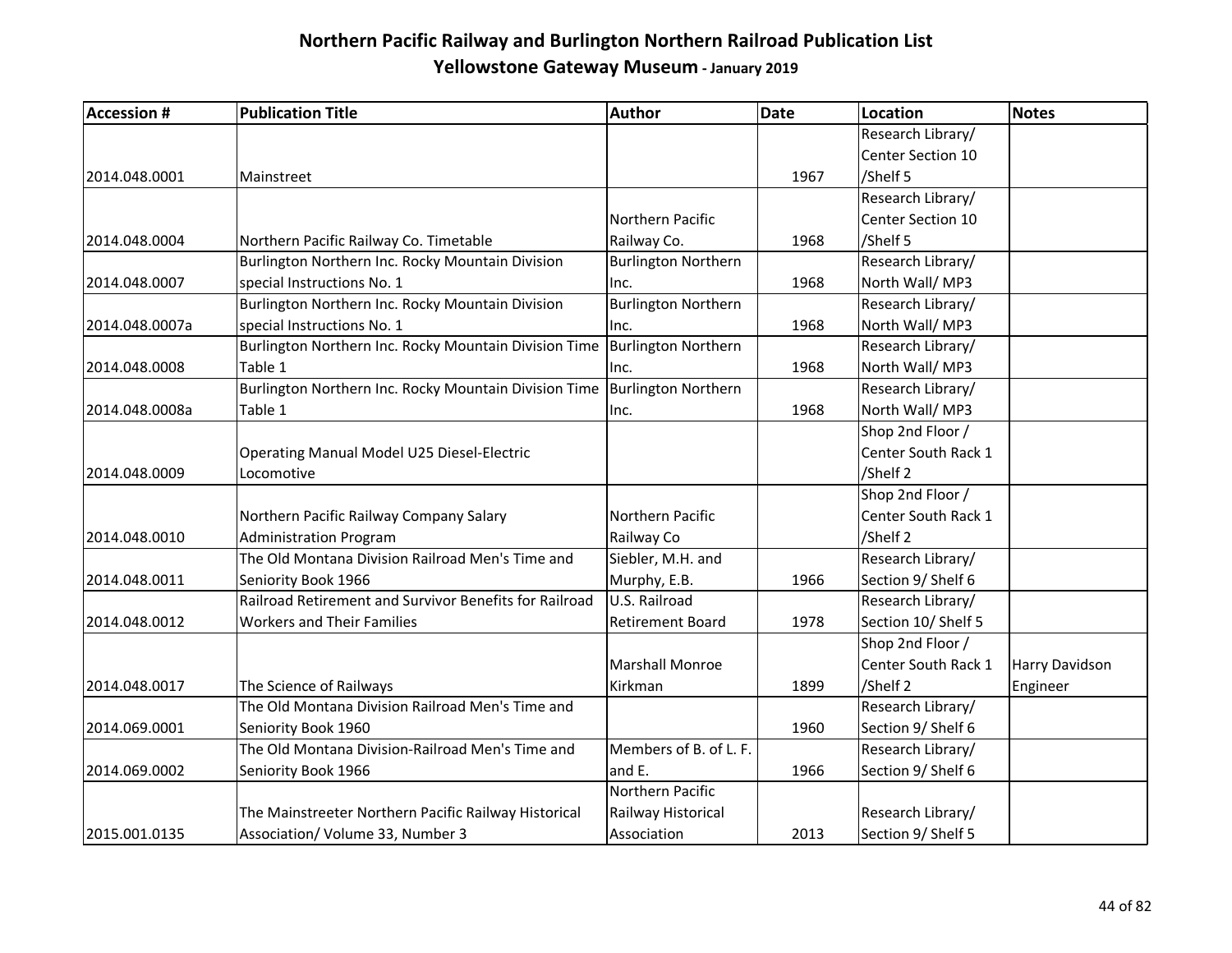# Northern Pacific Railway and Burlington Northern Railroad Publication List

## Yellowstone Gateway Museum - January 2019

| Accession # | Publication Title | Author | Date | Location | Notes |
|---|---|---|---|---|---|
| 2014.048.0001 | Mainstreet | | 1967 | Research Library/ Center Section 10 /Shelf 5 | |
| 2014.048.0004 | Northern Pacific Railway Co. Timetable | Northern Pacific Railway Co. | 1968 | Research Library/ Center Section 10 /Shelf 5 | |
| 2014.048.0007 | Burlington Northern Inc. Rocky Mountain Division special Instructions No. 1 | Burlington Northern Inc. | 1968 | Research Library/ North Wall/ MP3 | |
| 2014.048.0007a | Burlington Northern Inc. Rocky Mountain Division special Instructions No. 1 | Burlington Northern Inc. | 1968 | Research Library/ North Wall/ MP3 | |
| 2014.048.0008 | Burlington Northern Inc. Rocky Mountain Division Time Table 1 | Burlington Northern Inc. | 1968 | Research Library/ North Wall/ MP3 | |
| 2014.048.0008a | Burlington Northern Inc. Rocky Mountain Division Time Table 1 | Burlington Northern Inc. | 1968 | Research Library/ North Wall/ MP3 | |
| 2014.048.0009 | Operating Manual Model U25 Diesel-Electric Locomotive | | | Shop 2nd Floor / Center South Rack 1 /Shelf 2 | |
| 2014.048.0010 | Northern Pacific Railway Company Salary Administration Program | Northern Pacific Railway Co | | Shop 2nd Floor / Center South Rack 1 /Shelf 2 | |
| 2014.048.0011 | The Old Montana Division Railroad Men's Time and Seniority Book 1966 | Siebler, M.H. and Murphy, E.B. | 1966 | Research Library/ Section 9/ Shelf 6 | |
| 2014.048.0012 | Railroad Retirement and Survivor Benefits for Railroad Workers and Their Families | U.S. Railroad Retirement Board | 1978 | Research Library/ Section 10/ Shelf 5 | |
| 2014.048.0017 | The Science of Railways | Marshall Monroe Kirkman | 1899 | Shop 2nd Floor / Center South Rack 1 /Shelf 2 | Harry Davidson Engineer |
| 2014.069.0001 | The Old Montana Division Railroad Men's Time and Seniority Book 1960 | | 1960 | Research Library/ Section 9/ Shelf 6 | |
| 2014.069.0002 | The Old Montana Division-Railroad Men's Time and Seniority Book 1966 | Members of B. of L. F. and E. | 1966 | Research Library/ Section 9/ Shelf 6 | |
| 2015.001.0135 | The Mainstreeter Northern Pacific Railway Historical Association/ Volume 33, Number 3 | Northern Pacific Railway Historical Association | 2013 | Research Library/ Section 9/ Shelf 5 | |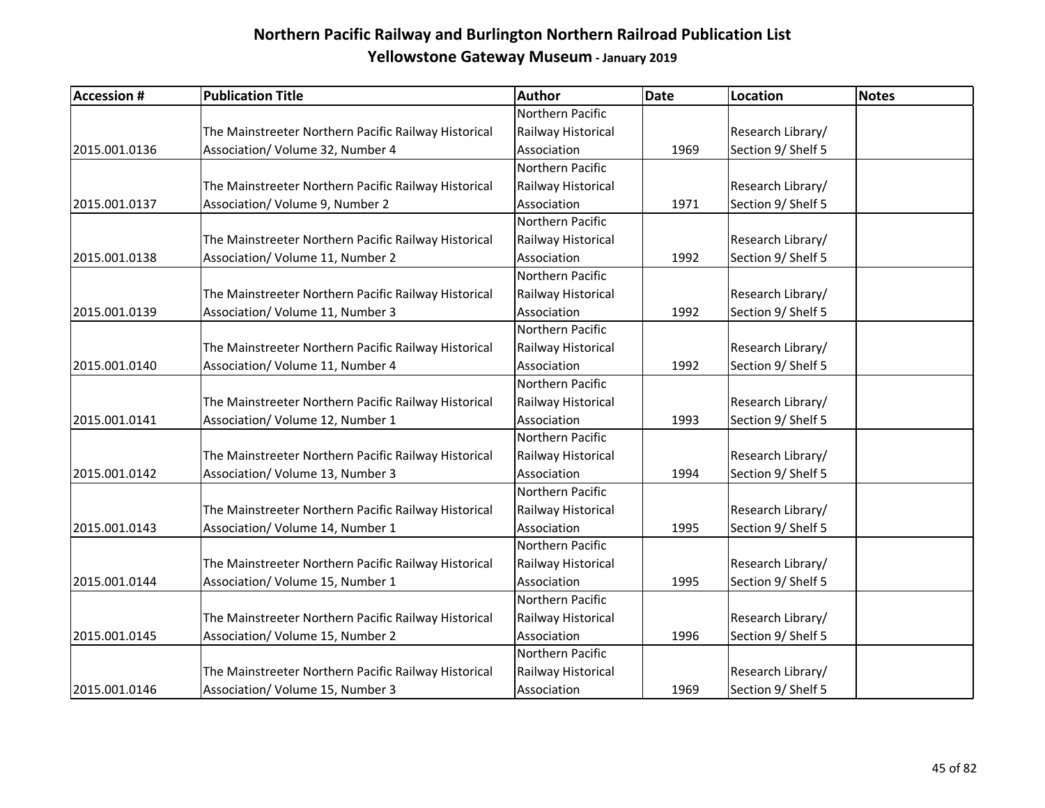# Northern Pacific Railway and Burlington Northern Railroad Publication List

## Yellowstone Gateway Museum - January 2019

| Accession # | Publication Title | Author | Date | Location | Notes |
|---|---|---|---|---|---|
| 2015.001.0136 | The Mainstreeter Northern Pacific Railway Historical Association/ Volume 32, Number 4 | Northern Pacific Railway Historical Association | 1969 | Research Library/ Section 9/ Shelf 5 | |
| 2015.001.0137 | The Mainstreeter Northern Pacific Railway Historical Association/ Volume 9, Number 2 | Northern Pacific Railway Historical Association | 1971 | Research Library/ Section 9/ Shelf 5 | |
| 2015.001.0138 | The Mainstreeter Northern Pacific Railway Historical Association/ Volume 11, Number 2 | Northern Pacific Railway Historical Association | 1992 | Research Library/ Section 9/ Shelf 5 | |
| 2015.001.0139 | The Mainstreeter Northern Pacific Railway Historical Association/ Volume 11, Number 3 | Northern Pacific Railway Historical Association | 1992 | Research Library/ Section 9/ Shelf 5 | |
| 2015.001.0140 | The Mainstreeter Northern Pacific Railway Historical Association/ Volume 11, Number 4 | Northern Pacific Railway Historical Association | 1992 | Research Library/ Section 9/ Shelf 5 | |
| 2015.001.0141 | The Mainstreeter Northern Pacific Railway Historical Association/ Volume 12, Number 1 | Northern Pacific Railway Historical Association | 1993 | Research Library/ Section 9/ Shelf 5 | |
| 2015.001.0142 | The Mainstreeter Northern Pacific Railway Historical Association/ Volume 13, Number 3 | Northern Pacific Railway Historical Association | 1994 | Research Library/ Section 9/ Shelf 5 | |
| 2015.001.0143 | The Mainstreeter Northern Pacific Railway Historical Association/ Volume 14, Number 1 | Northern Pacific Railway Historical Association | 1995 | Research Library/ Section 9/ Shelf 5 | |
| 2015.001.0144 | The Mainstreeter Northern Pacific Railway Historical Association/ Volume 15, Number 1 | Northern Pacific Railway Historical Association | 1995 | Research Library/ Section 9/ Shelf 5 | |
| 2015.001.0145 | The Mainstreeter Northern Pacific Railway Historical Association/ Volume 15, Number 2 | Northern Pacific Railway Historical Association | 1996 | Research Library/ Section 9/ Shelf 5 | |
| 2015.001.0146 | The Mainstreeter Northern Pacific Railway Historical Association/ Volume 15, Number 3 | Northern Pacific Railway Historical Association | 1969 | Research Library/ Section 9/ Shelf 5 | |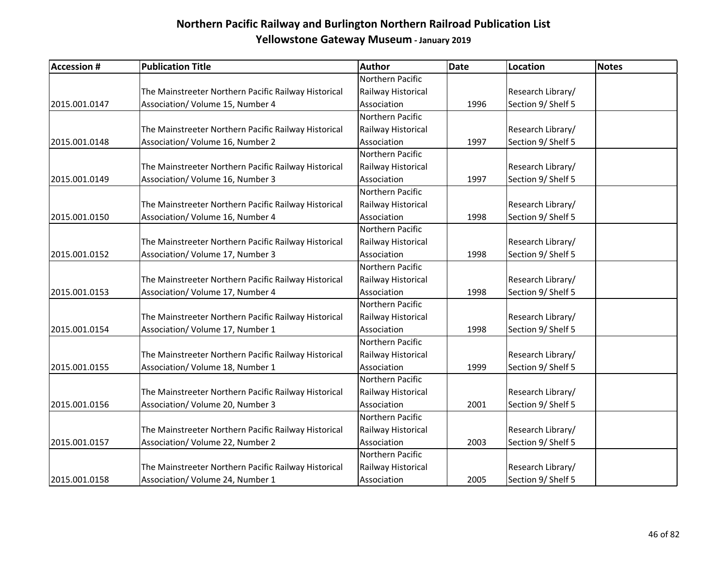# Northern Pacific Railway and Burlington Northern Railroad Publication List

## Yellowstone Gateway Museum - January 2019

| Accession # | Publication Title | Author | Date | Location | Notes |
|---|---|---|---|---|---|
| 2015.001.0147 | The Mainstreeter Northern Pacific Railway Historical Association/ Volume 15, Number 4 | Northern Pacific Railway Historical Association | 1996 | Research Library/ Section 9/ Shelf 5 | |
| 2015.001.0148 | The Mainstreeter Northern Pacific Railway Historical Association/ Volume 16, Number 2 | Northern Pacific Railway Historical Association | 1997 | Research Library/ Section 9/ Shelf 5 | |
| 2015.001.0149 | The Mainstreeter Northern Pacific Railway Historical Association/ Volume 16, Number 3 | Northern Pacific Railway Historical Association | 1997 | Research Library/ Section 9/ Shelf 5 | |
| 2015.001.0150 | The Mainstreeter Northern Pacific Railway Historical Association/ Volume 16, Number 4 | Northern Pacific Railway Historical Association | 1998 | Research Library/ Section 9/ Shelf 5 | |
| 2015.001.0152 | The Mainstreeter Northern Pacific Railway Historical Association/ Volume 17, Number 3 | Northern Pacific Railway Historical Association | 1998 | Research Library/ Section 9/ Shelf 5 | |
| 2015.001.0153 | The Mainstreeter Northern Pacific Railway Historical Association/ Volume 17, Number 4 | Northern Pacific Railway Historical Association | 1998 | Research Library/ Section 9/ Shelf 5 | |
| 2015.001.0154 | The Mainstreeter Northern Pacific Railway Historical Association/ Volume 17, Number 1 | Northern Pacific Railway Historical Association | 1998 | Research Library/ Section 9/ Shelf 5 | |
| 2015.001.0155 | The Mainstreeter Northern Pacific Railway Historical Association/ Volume 18, Number 1 | Northern Pacific Railway Historical Association | 1999 | Research Library/ Section 9/ Shelf 5 | |
| 2015.001.0156 | The Mainstreeter Northern Pacific Railway Historical Association/ Volume 20, Number 3 | Northern Pacific Railway Historical Association | 2001 | Research Library/ Section 9/ Shelf 5 | |
| 2015.001.0157 | The Mainstreeter Northern Pacific Railway Historical Association/ Volume 22, Number 2 | Northern Pacific Railway Historical Association | 2003 | Research Library/ Section 9/ Shelf 5 | |
| 2015.001.0158 | The Mainstreeter Northern Pacific Railway Historical Association/ Volume 24, Number 1 | Northern Pacific Railway Historical Association | 2005 | Research Library/ Section 9/ Shelf 5 | |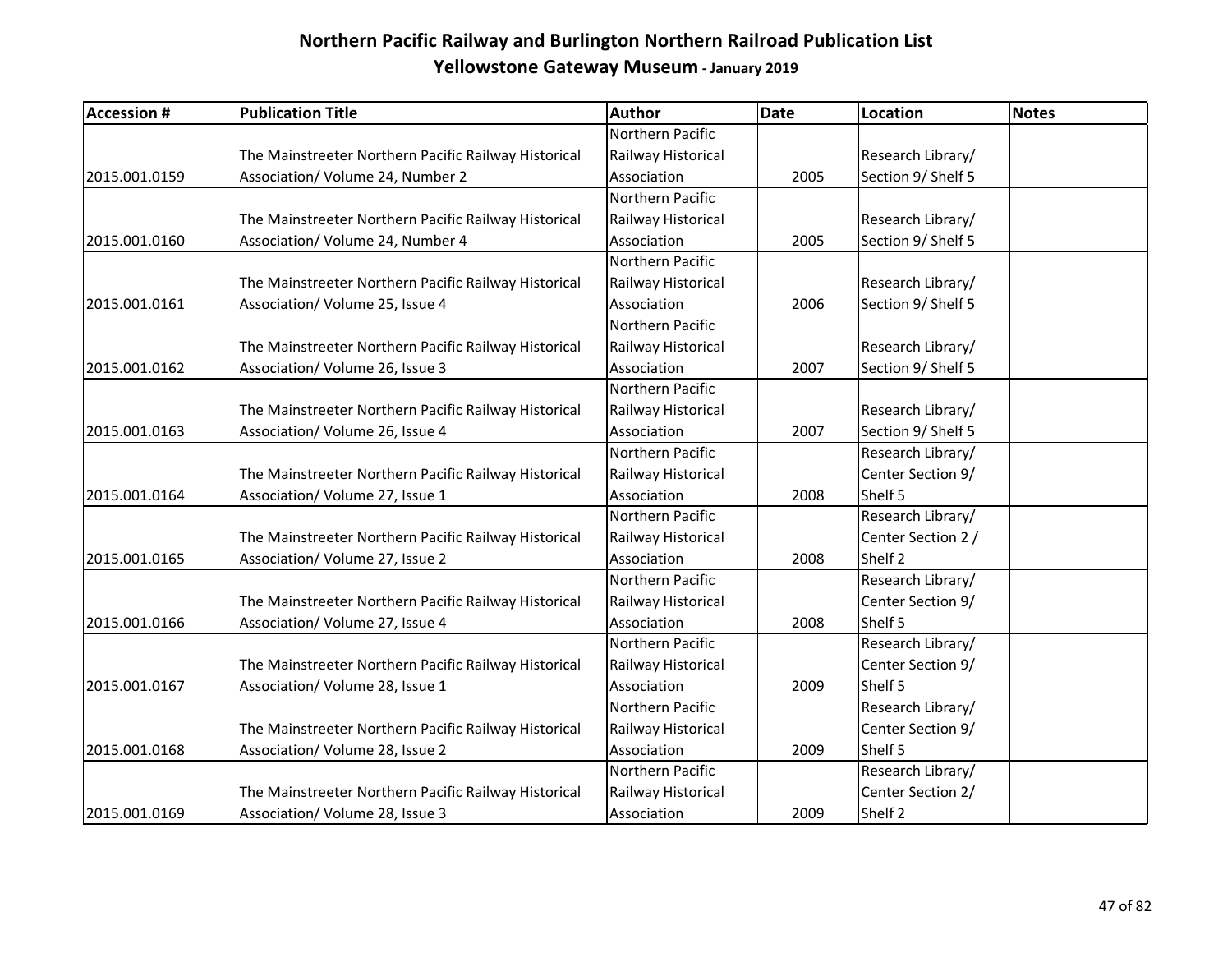# Northern Pacific Railway and Burlington Northern Railroad Publication List

## Yellowstone Gateway Museum - January 2019

| Accession # | Publication Title | Author | Date | Location | Notes |
|---|---|---|---|---|---|
| 2015.001.0159 | The Mainstreeter Northern Pacific Railway Historical Association/ Volume 24, Number 2 | Northern Pacific Railway Historical Association | 2005 | Research Library/ Section 9/ Shelf 5 | |
| 2015.001.0160 | The Mainstreeter Northern Pacific Railway Historical Association/ Volume 24, Number 4 | Northern Pacific Railway Historical Association | 2005 | Research Library/ Section 9/ Shelf 5 | |
| 2015.001.0161 | The Mainstreeter Northern Pacific Railway Historical Association/ Volume 25, Issue 4 | Northern Pacific Railway Historical Association | 2006 | Research Library/ Section 9/ Shelf 5 | |
| 2015.001.0162 | The Mainstreeter Northern Pacific Railway Historical Association/ Volume 26, Issue 3 | Northern Pacific Railway Historical Association | 2007 | Research Library/ Section 9/ Shelf 5 | |
| 2015.001.0163 | The Mainstreeter Northern Pacific Railway Historical Association/ Volume 26, Issue 4 | Northern Pacific Railway Historical Association | 2007 | Research Library/ Section 9/ Shelf 5 | |
| 2015.001.0164 | The Mainstreeter Northern Pacific Railway Historical Association/ Volume 27, Issue 1 | Northern Pacific Railway Historical Association | 2008 | Research Library/ Center Section 9/ Shelf 5 | |
| 2015.001.0165 | The Mainstreeter Northern Pacific Railway Historical Association/ Volume 27, Issue 2 | Northern Pacific Railway Historical Association | 2008 | Research Library/ Center Section 2 / Shelf 2 | |
| 2015.001.0166 | The Mainstreeter Northern Pacific Railway Historical Association/ Volume 27, Issue 4 | Northern Pacific Railway Historical Association | 2008 | Research Library/ Center Section 9/ Shelf 5 | |
| 2015.001.0167 | The Mainstreeter Northern Pacific Railway Historical Association/ Volume 28, Issue 1 | Northern Pacific Railway Historical Association | 2009 | Research Library/ Center Section 9/ Shelf 5 | |
| 2015.001.0168 | The Mainstreeter Northern Pacific Railway Historical Association/ Volume 28, Issue 2 | Northern Pacific Railway Historical Association | 2009 | Research Library/ Center Section 9/ Shelf 5 | |
| 2015.001.0169 | The Mainstreeter Northern Pacific Railway Historical Association/ Volume 28, Issue 3 | Northern Pacific Railway Historical Association | 2009 | Research Library/ Center Section 2/ Shelf 2 | |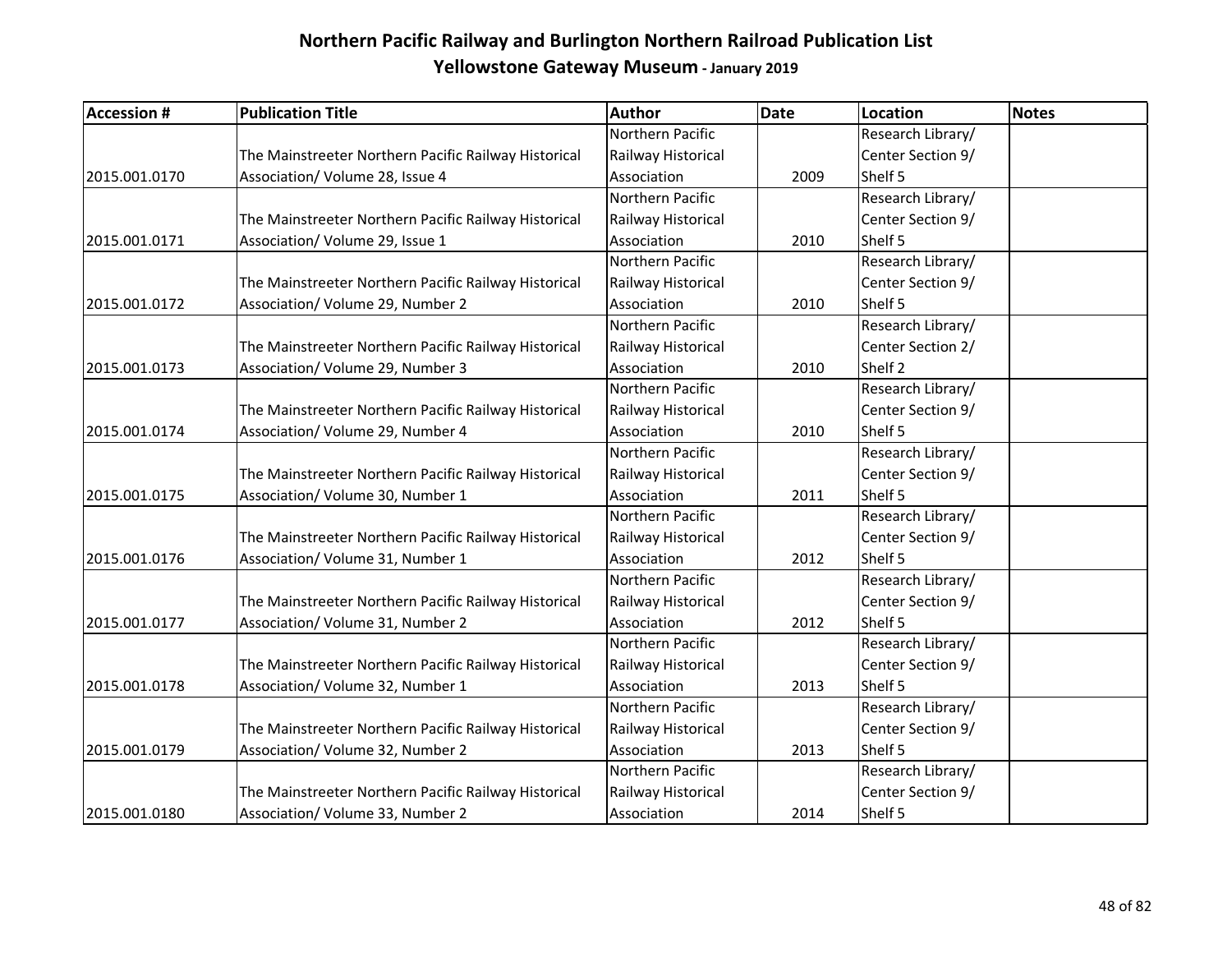# Northern Pacific Railway and Burlington Northern Railroad Publication List
## Yellowstone Gateway Museum - January 2019

| Accession # | Publication Title | Author | Date | Location | Notes |
|---|---|---|---|---|---|
| 2015.001.0170 | The Mainstreeter Northern Pacific Railway Historical Association/ Volume 28, Issue 4 | Northern Pacific Railway Historical Association | 2009 | Research Library/ Center Section 9/ Shelf 5 | |
| 2015.001.0171 | The Mainstreeter Northern Pacific Railway Historical Association/ Volume 29, Issue 1 | Northern Pacific Railway Historical Association | 2010 | Research Library/ Center Section 9/ Shelf 5 | |
| 2015.001.0172 | The Mainstreeter Northern Pacific Railway Historical Association/ Volume 29, Number 2 | Northern Pacific Railway Historical Association | 2010 | Research Library/ Center Section 9/ Shelf 5 | |
| 2015.001.0173 | The Mainstreeter Northern Pacific Railway Historical Association/ Volume 29, Number 3 | Northern Pacific Railway Historical Association | 2010 | Research Library/ Center Section 2/ Shelf 2 | |
| 2015.001.0174 | The Mainstreeter Northern Pacific Railway Historical Association/ Volume 29, Number 4 | Northern Pacific Railway Historical Association | 2010 | Research Library/ Center Section 9/ Shelf 5 | |
| 2015.001.0175 | The Mainstreeter Northern Pacific Railway Historical Association/ Volume 30, Number 1 | Northern Pacific Railway Historical Association | 2011 | Research Library/ Center Section 9/ Shelf 5 | |
| 2015.001.0176 | The Mainstreeter Northern Pacific Railway Historical Association/ Volume 31, Number 1 | Northern Pacific Railway Historical Association | 2012 | Research Library/ Center Section 9/ Shelf 5 | |
| 2015.001.0177 | The Mainstreeter Northern Pacific Railway Historical Association/ Volume 31, Number 2 | Northern Pacific Railway Historical Association | 2012 | Research Library/ Center Section 9/ Shelf 5 | |
| 2015.001.0178 | The Mainstreeter Northern Pacific Railway Historical Association/ Volume 32, Number 1 | Northern Pacific Railway Historical Association | 2013 | Research Library/ Center Section 9/ Shelf 5 | |
| 2015.001.0179 | The Mainstreeter Northern Pacific Railway Historical Association/ Volume 32, Number 2 | Northern Pacific Railway Historical Association | 2013 | Research Library/ Center Section 9/ Shelf 5 | |
| 2015.001.0180 | The Mainstreeter Northern Pacific Railway Historical Association/ Volume 33, Number 2 | Northern Pacific Railway Historical Association | 2014 | Research Library/ Center Section 9/ Shelf 5 | |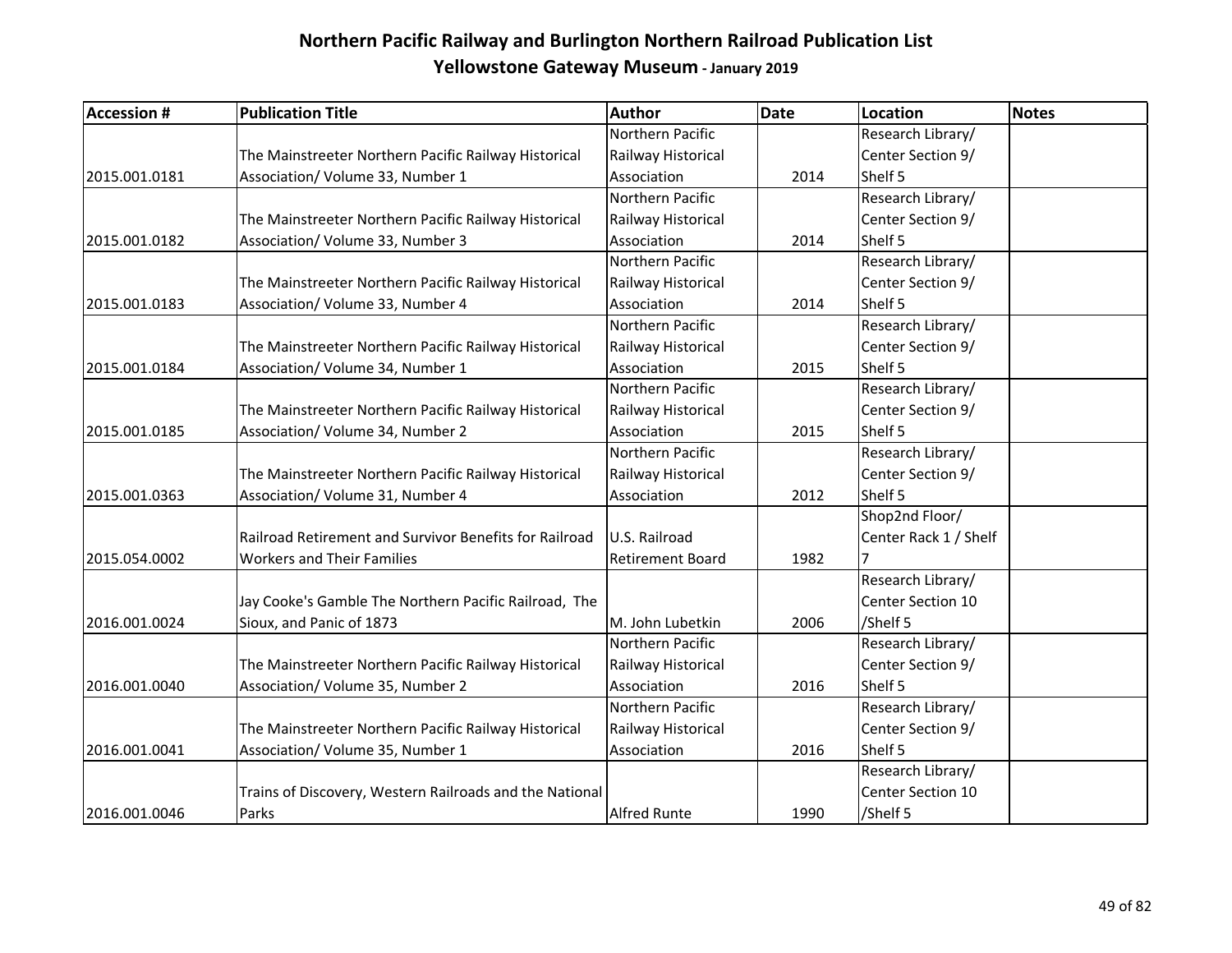# Northern Pacific Railway and Burlington Northern Railroad Publication List

## Yellowstone Gateway Museum - January 2019

| Accession # | Publication Title | Author | Date | Location | Notes |
|---|---|---|---|---|---|
| 2015.001.0181 | The Mainstreeter Northern Pacific Railway Historical Association/ Volume 33, Number 1 | Northern Pacific Railway Historical Association | 2014 | Research Library/ Center Section 9/ Shelf 5 | |
| 2015.001.0182 | The Mainstreeter Northern Pacific Railway Historical Association/ Volume 33, Number 3 | Northern Pacific Railway Historical Association | 2014 | Research Library/ Center Section 9/ Shelf 5 | |
| 2015.001.0183 | The Mainstreeter Northern Pacific Railway Historical Association/ Volume 33, Number 4 | Northern Pacific Railway Historical Association | 2014 | Research Library/ Center Section 9/ Shelf 5 | |
| 2015.001.0184 | The Mainstreeter Northern Pacific Railway Historical Association/ Volume 34, Number 1 | Northern Pacific Railway Historical Association | 2015 | Research Library/ Center Section 9/ Shelf 5 | |
| 2015.001.0185 | The Mainstreeter Northern Pacific Railway Historical Association/ Volume 34, Number 2 | Northern Pacific Railway Historical Association | 2015 | Research Library/ Center Section 9/ Shelf 5 | |
| 2015.001.0363 | The Mainstreeter Northern Pacific Railway Historical Association/ Volume 31, Number 4 | Northern Pacific Railway Historical Association | 2012 | Research Library/ Center Section 9/ Shelf 5 | |
| 2015.054.0002 | Railroad Retirement and Survivor Benefits for Railroad Workers and Their Families | U.S. Railroad Retirement Board | 1982 | Shop2nd Floor/ Center Rack 1 / Shelf 7 | |
| 2016.001.0024 | Jay Cooke's Gamble The Northern Pacific Railroad, The Sioux, and Panic of 1873 | M. John Lubetkin | 2006 | Research Library/ Center Section 10 /Shelf 5 | |
| 2016.001.0040 | The Mainstreeter Northern Pacific Railway Historical Association/ Volume 35, Number 2 | Northern Pacific Railway Historical Association | 2016 | Research Library/ Center Section 9/ Shelf 5 | |
| 2016.001.0041 | The Mainstreeter Northern Pacific Railway Historical Association/ Volume 35, Number 1 | Northern Pacific Railway Historical Association | 2016 | Research Library/ Center Section 9/ Shelf 5 | |
| 2016.001.0046 | Trains of Discovery, Western Railroads and the National Parks | Alfred Runte | 1990 | Research Library/ Center Section 10 /Shelf 5 | |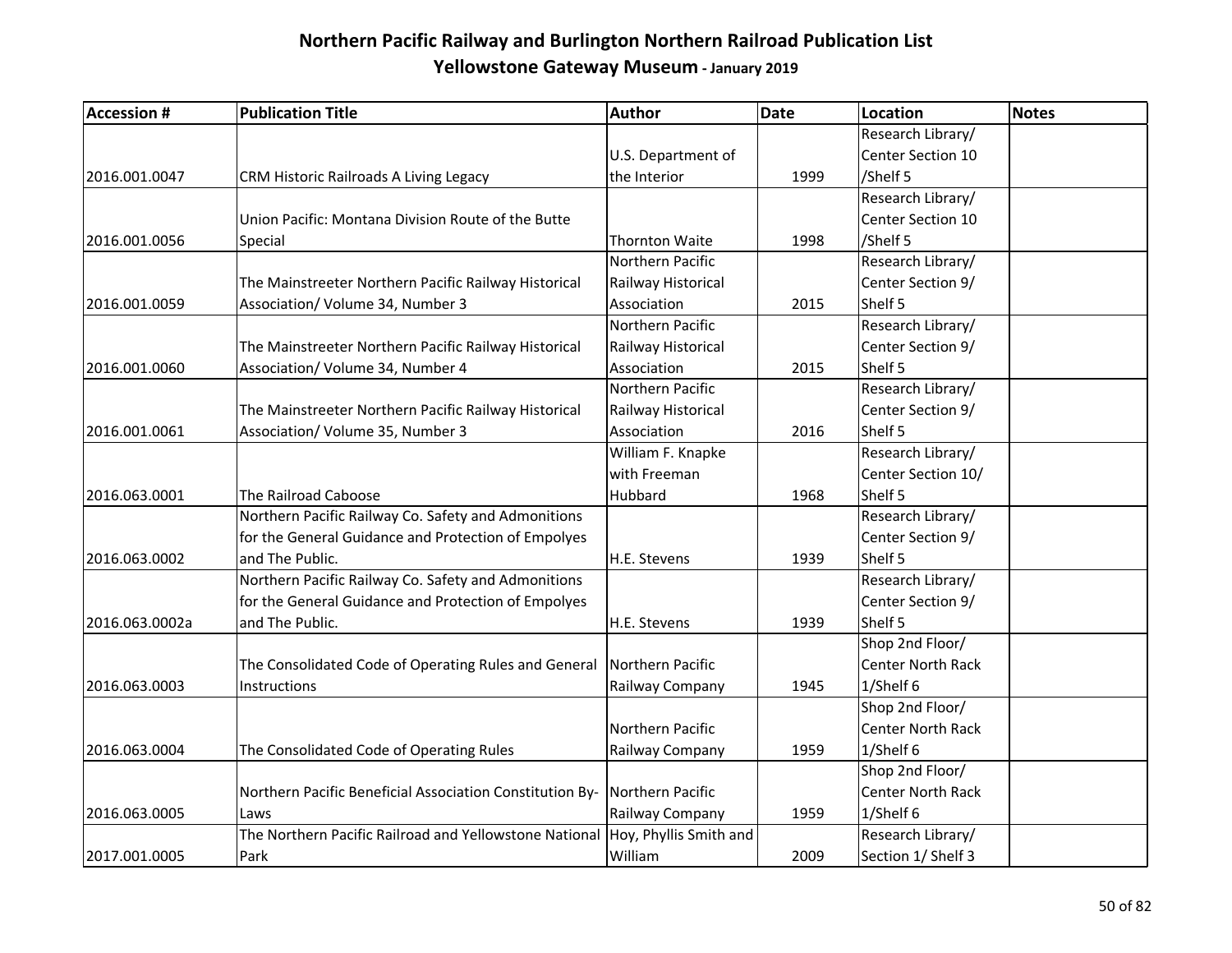# Northern Pacific Railway and Burlington Northern Railroad Publication List

## Yellowstone Gateway Museum - January 2019

| Accession # | Publication Title | Author | Date | Location | Notes |
|---|---|---|---|---|---|
| 2016.001.0047 | CRM Historic Railroads A Living Legacy | U.S. Department of the Interior | 1999 | Research Library/ Center Section 10 /Shelf 5 | |
| 2016.001.0056 | Union Pacific: Montana Division Route of the Butte Special | Thornton Waite | 1998 | Research Library/ Center Section 10 /Shelf 5 | |
| 2016.001.0059 | The Mainstreeter Northern Pacific Railway Historical Association/ Volume 34, Number 3 | Northern Pacific Railway Historical Association | 2015 | Research Library/ Center Section 9/ Shelf 5 | |
| 2016.001.0060 | The Mainstreeter Northern Pacific Railway Historical Association/ Volume 34, Number 4 | Northern Pacific Railway Historical Association | 2015 | Research Library/ Center Section 9/ Shelf 5 | |
| 2016.001.0061 | The Mainstreeter Northern Pacific Railway Historical Association/ Volume 35, Number 3 | Northern Pacific Railway Historical Association | 2016 | Research Library/ Center Section 9/ Shelf 5 | |
| 2016.063.0001 | The Railroad Caboose | William F. Knapke with Freeman Hubbard | 1968 | Research Library/ Center Section 10/ Shelf 5 | |
| 2016.063.0002 | Northern Pacific Railway Co. Safety and Admonitions for the General Guidance and Protection of Empolyes and The Public. | H.E. Stevens | 1939 | Research Library/ Center Section 9/ Shelf 5 | |
| 2016.063.0002a | Northern Pacific Railway Co. Safety and Admonitions for the General Guidance and Protection of Empolyes and The Public. | H.E. Stevens | 1939 | Research Library/ Center Section 9/ Shelf 5 | |
| 2016.063.0003 | The Consolidated Code of Operating Rules and General Instructions | Northern Pacific Railway Company | 1945 | Shop 2nd Floor/ Center North Rack 1/Shelf 6 | |
| 2016.063.0004 | The Consolidated Code of Operating Rules | Northern Pacific Railway Company | 1959 | Shop 2nd Floor/ Center North Rack 1/Shelf 6 | |
| 2016.063.0005 | Northern Pacific Beneficial Association Constitution By-Laws | Northern Pacific Railway Company | 1959 | Shop 2nd Floor/ Center North Rack 1/Shelf 6 | |
| 2017.001.0005 | The Northern Pacific Railroad and Yellowstone National Park | Hoy, Phyllis Smith and William | 2009 | Research Library/ Section 1/ Shelf 3 | |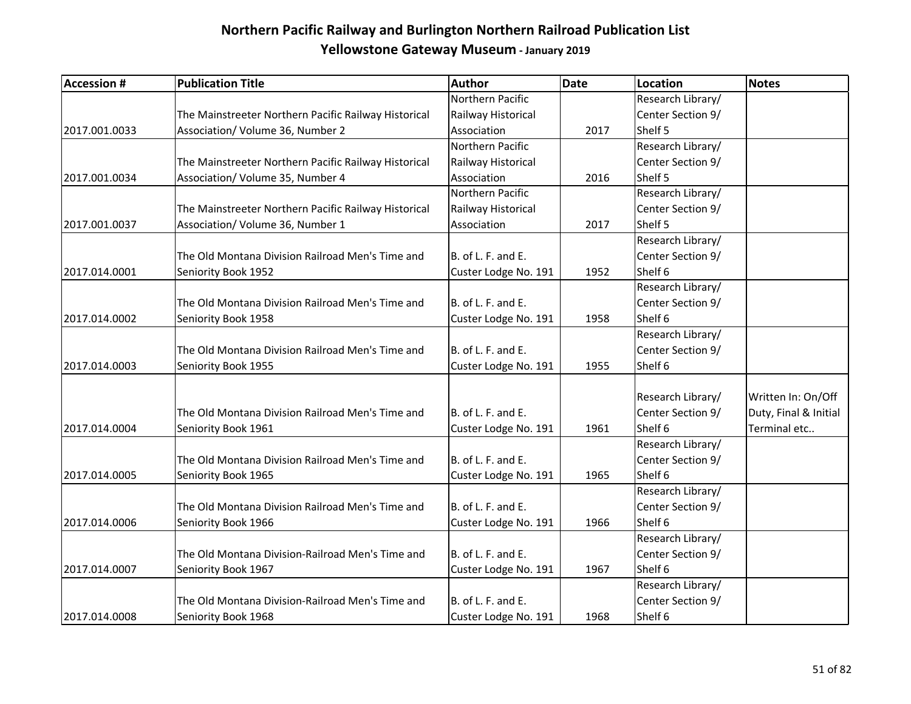# Northern Pacific Railway and Burlington Northern Railroad Publication List

## Yellowstone Gateway Museum - January 2019

| Accession # | Publication Title | Author | Date | Location | Notes |
|---|---|---|---|---|---|
| 2017.001.0033 | The Mainstreeter Northern Pacific Railway Historical Association/ Volume 36, Number 2 | Northern Pacific Railway Historical Association | 2017 | Research Library/ Center Section 9/ Shelf 5 | |
| 2017.001.0034 | The Mainstreeter Northern Pacific Railway Historical Association/ Volume 35, Number 4 | Northern Pacific Railway Historical Association | 2016 | Research Library/ Center Section 9/ Shelf 5 | |
| 2017.001.0037 | The Mainstreeter Northern Pacific Railway Historical Association/ Volume 36, Number 1 | Northern Pacific Railway Historical Association | 2017 | Research Library/ Center Section 9/ Shelf 5 | |
| 2017.014.0001 | The Old Montana Division Railroad Men's Time and Seniority Book 1952 | B. of L. F. and E. Custer Lodge No. 191 | 1952 | Research Library/ Center Section 9/ Shelf 6 | |
| 2017.014.0002 | The Old Montana Division Railroad Men's Time and Seniority Book 1958 | B. of L. F. and E. Custer Lodge No. 191 | 1958 | Research Library/ Center Section 9/ Shelf 6 | |
| 2017.014.0003 | The Old Montana Division Railroad Men's Time and Seniority Book 1955 | B. of L. F. and E. Custer Lodge No. 191 | 1955 | Research Library/ Center Section 9/ Shelf 6 | |
| 2017.014.0004 | The Old Montana Division Railroad Men's Time and Seniority Book 1961 | B. of L. F. and E. Custer Lodge No. 191 | 1961 | Research Library/ Center Section 9/ Shelf 6 | Written In: On/Off Duty, Final & Initial Terminal etc.. |
| 2017.014.0005 | The Old Montana Division Railroad Men's Time and Seniority Book 1965 | B. of L. F. and E. Custer Lodge No. 191 | 1965 | Research Library/ Center Section 9/ Shelf 6 | |
| 2017.014.0006 | The Old Montana Division Railroad Men's Time and Seniority Book 1966 | B. of L. F. and E. Custer Lodge No. 191 | 1966 | Research Library/ Center Section 9/ Shelf 6 | |
| 2017.014.0007 | The Old Montana Division-Railroad Men's Time and Seniority Book 1967 | B. of L. F. and E. Custer Lodge No. 191 | 1967 | Research Library/ Center Section 9/ Shelf 6 | |
| 2017.014.0008 | The Old Montana Division-Railroad Men's Time and Seniority Book 1968 | B. of L. F. and E. Custer Lodge No. 191 | 1968 | Research Library/ Center Section 9/ Shelf 6 | |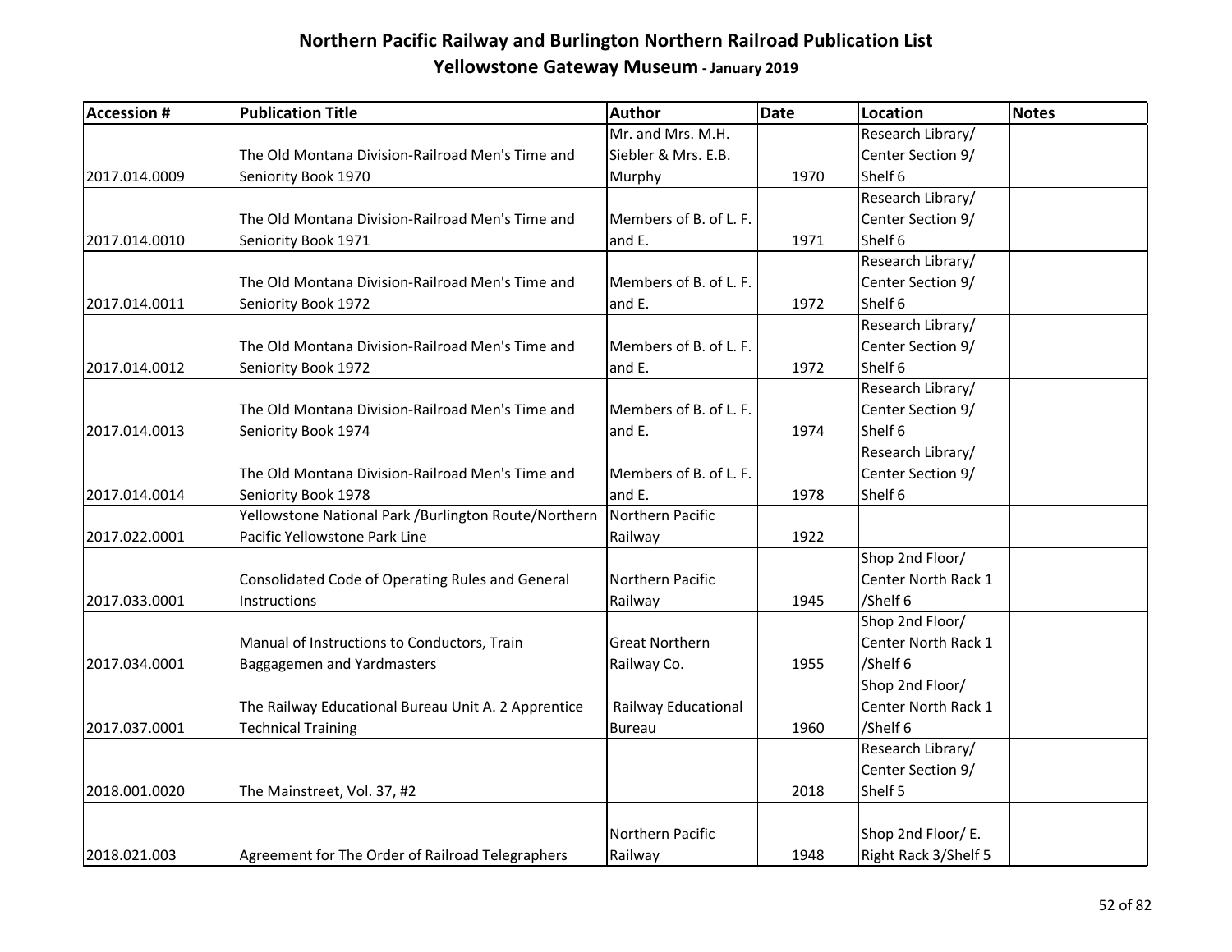# Northern Pacific Railway and Burlington Northern Railroad Publication List

## Yellowstone Gateway Museum - January 2019

| Accession # | Publication Title | Author | Date | Location | Notes |
|---|---|---|---|---|---|
| 2017.014.0009 | The Old Montana Division-Railroad Men's Time and Seniority Book 1970 | Mr. and Mrs. M.H. Siebler & Mrs. E.B. Murphy | 1970 | Research Library/ Center Section 9/ Shelf 6 | |
| 2017.014.0010 | The Old Montana Division-Railroad Men's Time and Seniority Book 1971 | Members of B. of L. F. and E. | 1971 | Research Library/ Center Section 9/ Shelf 6 | |
| 2017.014.0011 | The Old Montana Division-Railroad Men's Time and Seniority Book 1972 | Members of B. of L. F. and E. | 1972 | Research Library/ Center Section 9/ Shelf 6 | |
| 2017.014.0012 | The Old Montana Division-Railroad Men's Time and Seniority Book 1972 | Members of B. of L. F. and E. | 1972 | Research Library/ Center Section 9/ Shelf 6 | |
| 2017.014.0013 | The Old Montana Division-Railroad Men's Time and Seniority Book 1974 | Members of B. of L. F. and E. | 1974 | Research Library/ Center Section 9/ Shelf 6 | |
| 2017.014.0014 | The Old Montana Division-Railroad Men's Time and Seniority Book 1978 | Members of B. of L. F. and E. | 1978 | Research Library/ Center Section 9/ Shelf 6 | |
| 2017.022.0001 | Yellowstone National Park /Burlington Route/Northern Pacific Yellowstone Park Line | Northern Pacific Railway | 1922 | | |
| 2017.033.0001 | Consolidated Code of Operating Rules and General Instructions | Northern Pacific Railway | 1945 | Shop 2nd Floor/ Center North Rack 1 /Shelf 6 | |
| 2017.034.0001 | Manual of Instructions to Conductors, Train Baggagemen and Yardmasters | Great Northern Railway Co. | 1955 | Shop 2nd Floor/ Center North Rack 1 /Shelf 6 | |
| 2017.037.0001 | The Railway Educational Bureau Unit A. 2 Apprentice Technical Training | Railway Educational Bureau | 1960 | Shop 2nd Floor/ Center North Rack 1 /Shelf 6 | |
| 2018.001.0020 | The Mainstreet, Vol. 37, #2 | | 2018 | Research Library/ Center Section 9/ Shelf 5 | |
| 2018.021.003 | Agreement for The Order of Railroad Telegraphers | Northern Pacific Railway | 1948 | Shop 2nd Floor/ E. Right Rack 3/Shelf 5 | |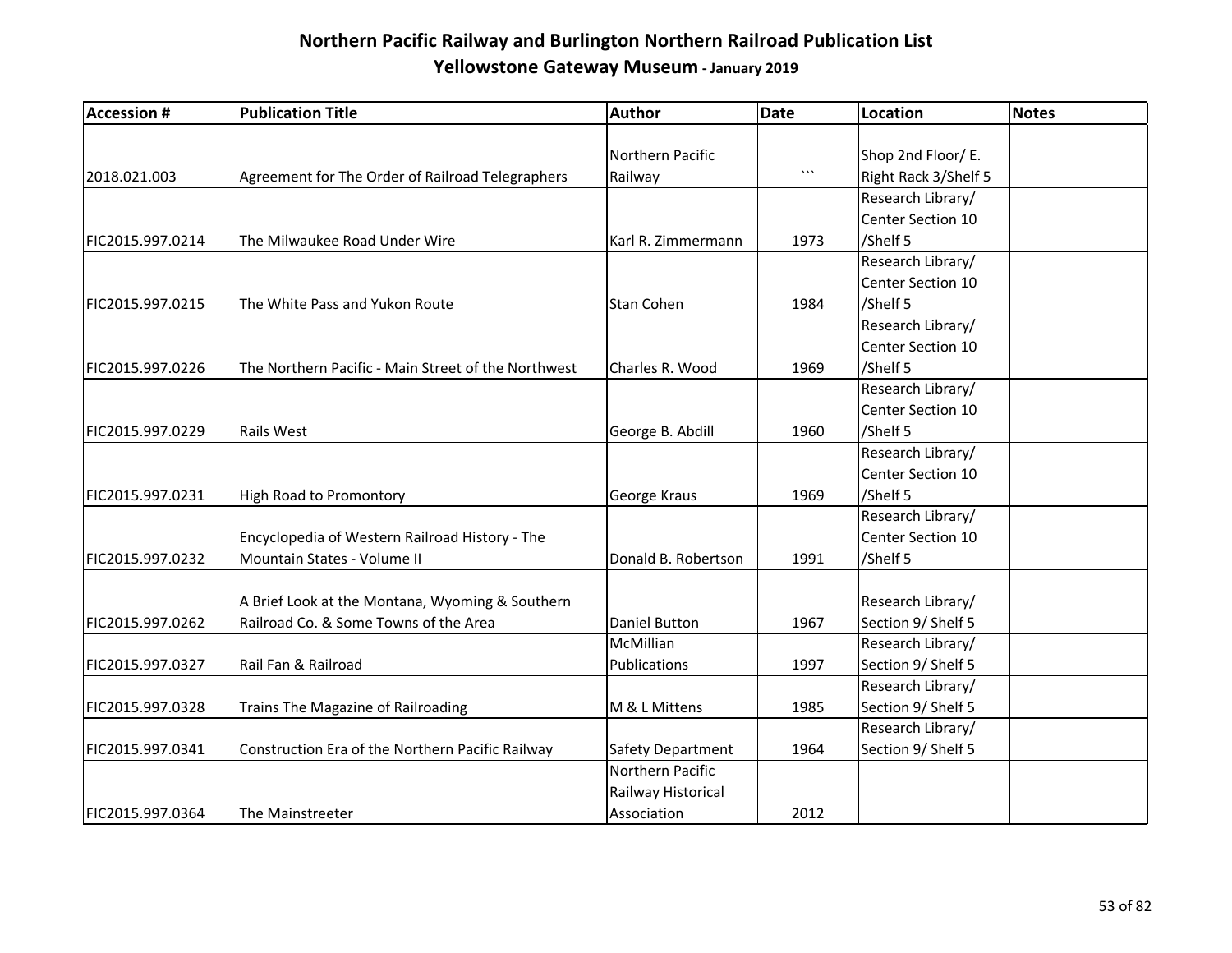# Northern Pacific Railway and Burlington Northern Railroad Publication List

## Yellowstone Gateway Museum - January 2019

| Accession # | Publication Title | Author | Date | Location | Notes |
|---|---|---|---|---|---|
| 2018.021.003 | Agreement for The Order of Railroad Telegraphers | Northern Pacific Railway | ``` | Shop 2nd Floor/ E. Right Rack 3/Shelf 5 | |
| FIC2015.997.0214 | The Milwaukee Road Under Wire | Karl R. Zimmermann | 1973 | Research Library/ Center Section 10 /Shelf 5 | |
| FIC2015.997.0215 | The White Pass and Yukon Route | Stan Cohen | 1984 | Research Library/ Center Section 10 /Shelf 5 | |
| FIC2015.997.0226 | The Northern Pacific - Main Street of the Northwest | Charles R. Wood | 1969 | Research Library/ Center Section 10 /Shelf 5 | |
| FIC2015.997.0229 | Rails West | George B. Abdill | 1960 | Research Library/ Center Section 10 /Shelf 5 | |
| FIC2015.997.0231 | High Road to Promontory | George Kraus | 1969 | Research Library/ Center Section 10 /Shelf 5 | |
| FIC2015.997.0232 | Encyclopedia of Western Railroad History - The Mountain States - Volume II | Donald B. Robertson | 1991 | Research Library/ Center Section 10 /Shelf 5 | |
| FIC2015.997.0262 | A Brief Look at the Montana, Wyoming & Southern Railroad Co. & Some Towns of the Area | Daniel Button | 1967 | Research Library/ Section 9/ Shelf 5 | |
| FIC2015.997.0327 | Rail Fan & Railroad | McMillian Publications | 1997 | Research Library/ Section 9/ Shelf 5 | |
| FIC2015.997.0328 | Trains The Magazine of Railroading | M & L Mittens | 1985 | Research Library/ Section 9/ Shelf 5 | |
| FIC2015.997.0341 | Construction Era of the Northern Pacific Railway | Safety Department | 1964 | Research Library/ Section 9/ Shelf 5 | |
| FIC2015.997.0364 | The Mainstreeter | Northern Pacific Railway Historical Association | 2012 | | |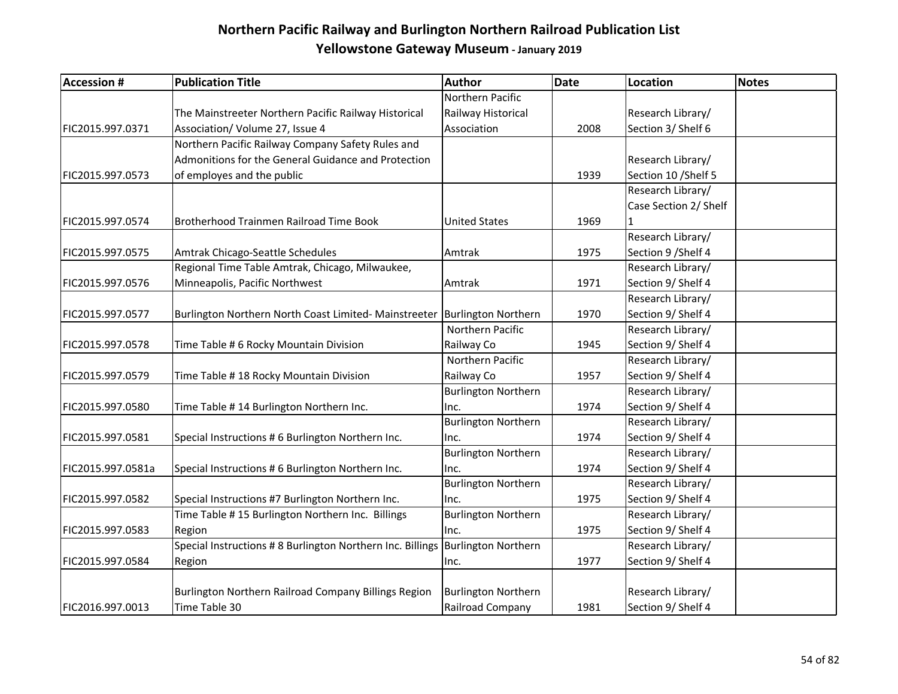# Northern Pacific Railway and Burlington Northern Railroad Publication List

## Yellowstone Gateway Museum - January 2019

| Accession # | Publication Title | Author | Date | Location | Notes |
|---|---|---|---|---|---|
| FIC2015.997.0371 | The Mainstreeter Northern Pacific Railway Historical Association/ Volume 27, Issue 4 | Northern Pacific Railway Historical Association | 2008 | Research Library/ Section 3/ Shelf 6 | |
| FIC2015.997.0573 | Northern Pacific Railway Company Safety Rules and Admonitions for the General Guidance and Protection of employes and the public | | 1939 | Research Library/ Section 10 /Shelf 5 | |
| FIC2015.997.0574 | Brotherhood Trainmen Railroad Time Book | United States | 1969 | Research Library/ Case Section 2/ Shelf 1 | |
| FIC2015.997.0575 | Amtrak Chicago-Seattle Schedules | Amtrak | 1975 | Research Library/ Section 9 /Shelf 4 | |
| FIC2015.997.0576 | Regional Time Table Amtrak, Chicago, Milwaukee, Minneapolis, Pacific Northwest | Amtrak | 1971 | Research Library/ Section 9/ Shelf 4 | |
| FIC2015.997.0577 | Burlington Northern North Coast Limited- Mainstreeter | Burlington Northern | 1970 | Research Library/ Section 9/ Shelf 4 | |
| FIC2015.997.0578 | Time Table # 6 Rocky Mountain Division | Northern Pacific Railway Co | 1945 | Research Library/ Section 9/ Shelf 4 | |
| FIC2015.997.0579 | Time Table # 18 Rocky Mountain Division | Northern Pacific Railway Co | 1957 | Research Library/ Section 9/ Shelf 4 | |
| FIC2015.997.0580 | Time Table # 14 Burlington Northern Inc. | Burlington Northern Inc. | 1974 | Research Library/ Section 9/ Shelf 4 | |
| FIC2015.997.0581 | Special Instructions # 6 Burlington Northern Inc. | Burlington Northern Inc. | 1974 | Research Library/ Section 9/ Shelf 4 | |
| FIC2015.997.0581a | Special Instructions # 6 Burlington Northern Inc. | Burlington Northern Inc. | 1974 | Research Library/ Section 9/ Shelf 4 | |
| FIC2015.997.0582 | Special Instructions #7 Burlington Northern Inc. | Burlington Northern Inc. | 1975 | Research Library/ Section 9/ Shelf 4 | |
| FIC2015.997.0583 | Time Table # 15 Burlington Northern Inc. Billings Region | Burlington Northern Inc. | 1975 | Research Library/ Section 9/ Shelf 4 | |
| FIC2015.997.0584 | Special Instructions # 8 Burlington Northern Inc. Billings Region | Burlington Northern Inc. | 1977 | Research Library/ Section 9/ Shelf 4 | |
| FIC2016.997.0013 | Burlington Northern Railroad Company Billings Region Time Table 30 | Burlington Northern Railroad Company | 1981 | Research Library/ Section 9/ Shelf 4 | |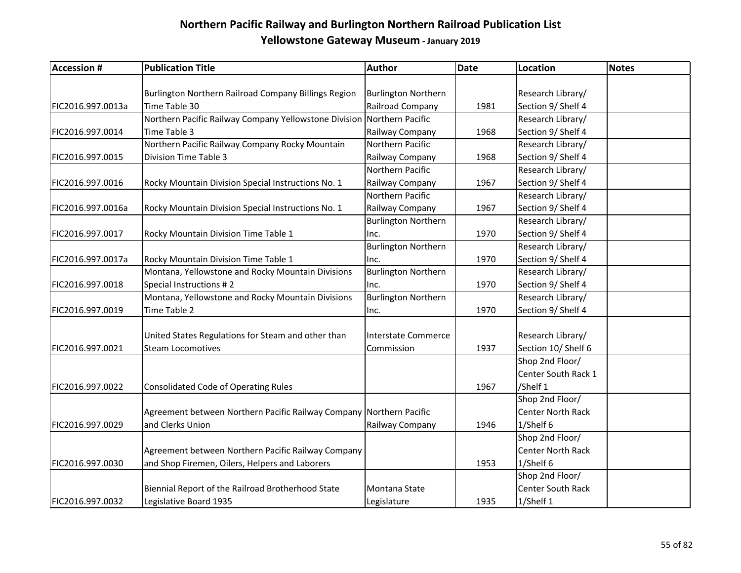# Northern Pacific Railway and Burlington Northern Railroad Publication List

## Yellowstone Gateway Museum - January 2019

| Accession # | Publication Title | Author | Date | Location | Notes |
|---|---|---|---|---|---|
| FIC2016.997.0013a | Burlington Northern Railroad Company Billings Region Time Table 30 | Burlington Northern Railroad Company | 1981 | Research Library/ Section 9/ Shelf 4 | |
| FIC2016.997.0014 | Northern Pacific Railway Company Yellowstone Division Time Table 3 | Northern Pacific Railway Company | 1968 | Research Library/ Section 9/ Shelf 4 | |
| FIC2016.997.0015 | Northern Pacific Railway Company Rocky Mountain Division Time Table 3 | Northern Pacific Railway Company | 1968 | Research Library/ Section 9/ Shelf 4 | |
| FIC2016.997.0016 | Rocky Mountain Division Special Instructions No. 1 | Northern Pacific Railway Company | 1967 | Research Library/ Section 9/ Shelf 4 | |
| FIC2016.997.0016a | Rocky Mountain Division Special Instructions No. 1 | Northern Pacific Railway Company | 1967 | Research Library/ Section 9/ Shelf 4 | |
| FIC2016.997.0017 | Rocky Mountain Division Time Table 1 | Burlington Northern Inc. | 1970 | Research Library/ Section 9/ Shelf 4 | |
| FIC2016.997.0017a | Rocky Mountain Division Time Table 1 | Burlington Northern Inc. | 1970 | Research Library/ Section 9/ Shelf 4 | |
| FIC2016.997.0018 | Montana, Yellowstone and Rocky Mountain Divisions Special Instructions # 2 | Burlington Northern Inc. | 1970 | Research Library/ Section 9/ Shelf 4 | |
| FIC2016.997.0019 | Montana, Yellowstone and Rocky Mountain Divisions Time Table 2 | Burlington Northern Inc. | 1970 | Research Library/ Section 9/ Shelf 4 | |
| FIC2016.997.0021 | United States Regulations for Steam and other than Steam Locomotives | Interstate Commerce Commission | 1937 | Research Library/ Section 10/ Shelf 6 | |
| FIC2016.997.0022 | Consolidated Code of Operating Rules | | 1967 | Shop 2nd Floor/ Center South Rack 1 /Shelf 1 | |
| FIC2016.997.0029 | Agreement between Northern Pacific Railway Company and Clerks Union | Northern Pacific Railway Company | 1946 | Shop 2nd Floor/ Center North Rack 1/Shelf 6 | |
| FIC2016.997.0030 | Agreement between Northern Pacific Railway Company and Shop Firemen, Oilers, Helpers and Laborers | | 1953 | Shop 2nd Floor/ Center North Rack 1/Shelf 6 | |
| FIC2016.997.0032 | Biennial Report of the Railroad Brotherhood State Legislative Board 1935 | Montana State Legislature | 1935 | Shop 2nd Floor/ Center South Rack 1/Shelf 1 | |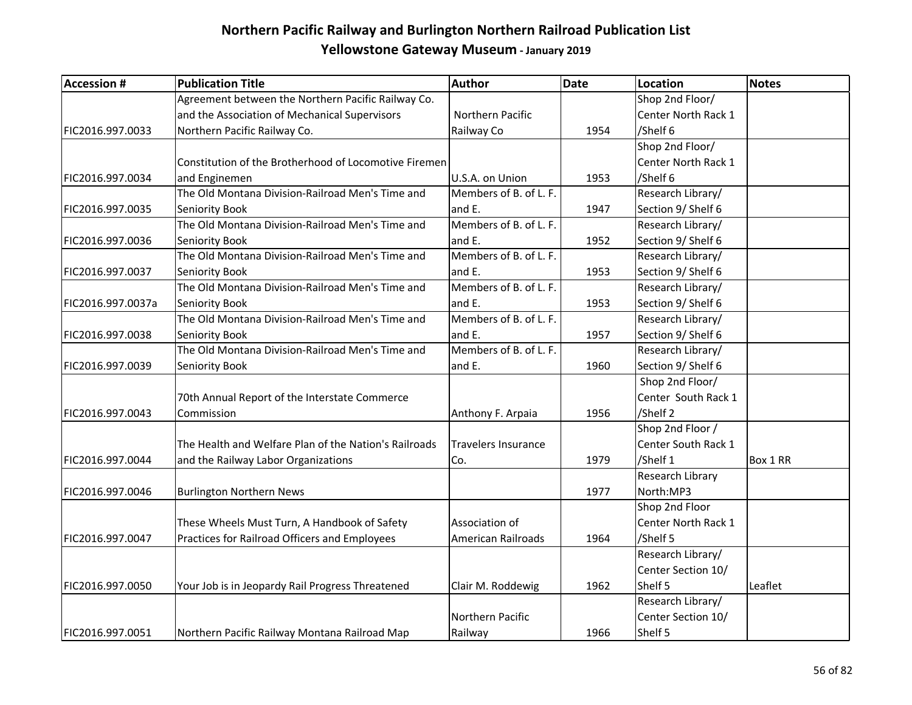# Northern Pacific Railway and Burlington Northern Railroad Publication List

## Yellowstone Gateway Museum - January 2019

| Accession # | Publication Title | Author | Date | Location | Notes |
|---|---|---|---|---|---|
| FIC2016.997.0033 | Agreement between the Northern Pacific Railway Co. and the Association of Mechanical Supervisors Northern Pacific Railway Co. | Northern Pacific Railway Co | 1954 | Shop 2nd Floor/ Center North Rack 1 /Shelf 6 | |
| FIC2016.997.0034 | Constitution of the Brotherhood of Locomotive Firemen and Enginemen | U.S.A. on Union | 1953 | Shop 2nd Floor/ Center North Rack 1 /Shelf 6 | |
| FIC2016.997.0035 | The Old Montana Division-Railroad Men's Time and Seniority Book | Members of B. of L. F. and E. | 1947 | Research Library/ Section 9/ Shelf 6 | |
| FIC2016.997.0036 | The Old Montana Division-Railroad Men's Time and Seniority Book | Members of B. of L. F. and E. | 1952 | Research Library/ Section 9/ Shelf 6 | |
| FIC2016.997.0037 | The Old Montana Division-Railroad Men's Time and Seniority Book | Members of B. of L. F. and E. | 1953 | Research Library/ Section 9/ Shelf 6 | |
| FIC2016.997.0037a | The Old Montana Division-Railroad Men's Time and Seniority Book | Members of B. of L. F. and E. | 1953 | Research Library/ Section 9/ Shelf 6 | |
| FIC2016.997.0038 | The Old Montana Division-Railroad Men's Time and Seniority Book | Members of B. of L. F. and E. | 1957 | Research Library/ Section 9/ Shelf 6 | |
| FIC2016.997.0039 | The Old Montana Division-Railroad Men's Time and Seniority Book | Members of B. of L. F. and E. | 1960 | Research Library/ Section 9/ Shelf 6 | |
| FIC2016.997.0043 | 70th Annual Report of the Interstate Commerce Commission | Anthony F. Arpaia | 1956 | Shop 2nd Floor/ Center South Rack 1 /Shelf 2 | |
| FIC2016.997.0044 | The Health and Welfare Plan of the Nation's Railroads and the Railway Labor Organizations | Travelers Insurance Co. | 1979 | Shop 2nd Floor / Center South Rack 1 /Shelf 1 | Box 1 RR |
| FIC2016.997.0046 | Burlington Northern News | | 1977 | Research Library North:MP3 | |
| FIC2016.997.0047 | These Wheels Must Turn, A Handbook of Safety Practices for Railroad Officers and Employees | Association of American Railroads | 1964 | Shop 2nd Floor Center North Rack 1 /Shelf 5 | |
| FIC2016.997.0050 | Your Job is in Jeopardy Rail Progress Threatened | Clair M. Roddewig | 1962 | Research Library/ Center Section 10/ Shelf 5 | Leaflet |
| FIC2016.997.0051 | Northern Pacific Railway Montana Railroad Map | Northern Pacific Railway | 1966 | Research Library/ Center Section 10/ Shelf 5 | |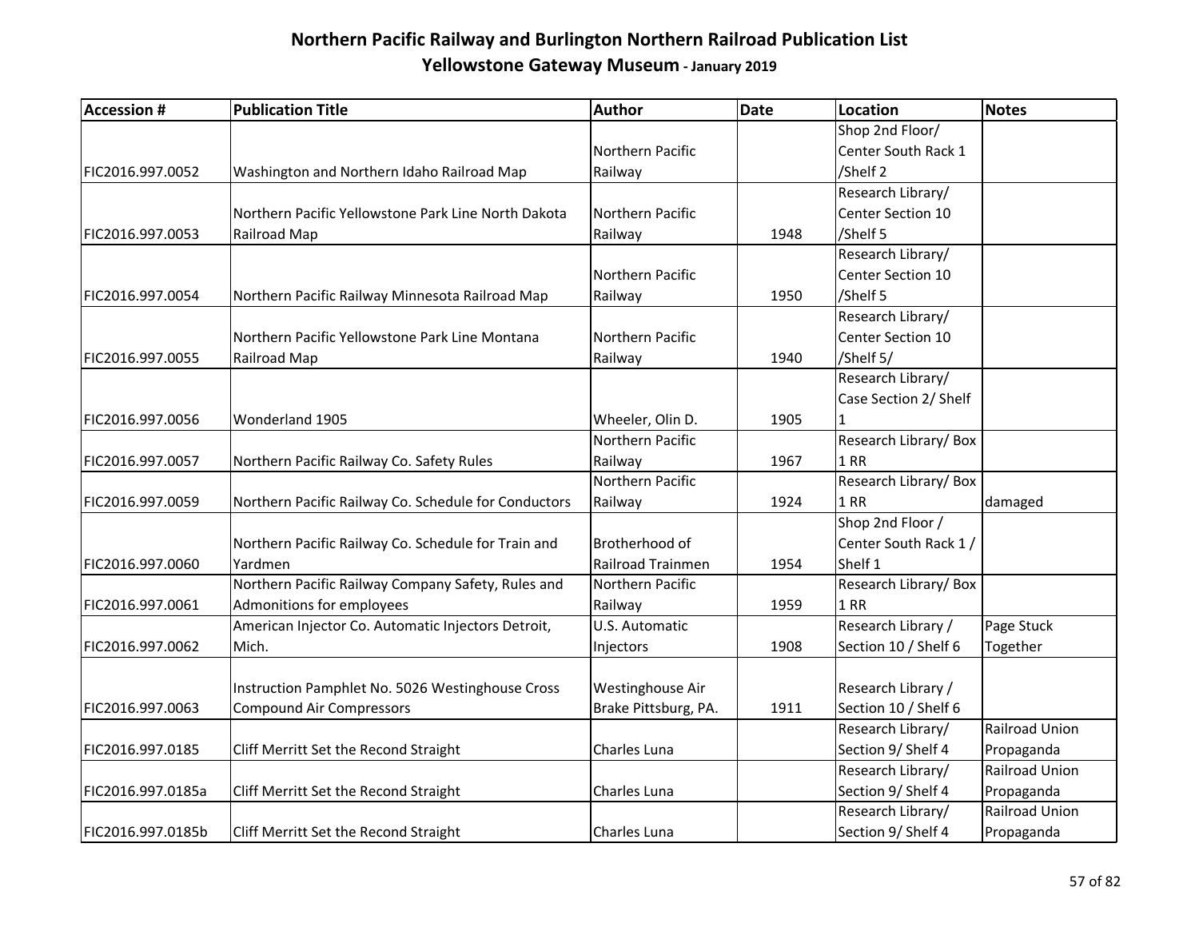# Northern Pacific Railway and Burlington Northern Railroad Publication List

## Yellowstone Gateway Museum - January 2019

| Accession # | Publication Title | Author | Date | Location | Notes |
|---|---|---|---|---|---|
| FIC2016.997.0052 | Washington and Northern Idaho Railroad Map | Northern Pacific Railway | | Shop 2nd Floor/ Center South Rack 1 /Shelf 2 | |
| FIC2016.997.0053 | Northern Pacific Yellowstone Park Line North Dakota Railroad Map | Northern Pacific Railway | 1948 | Research Library/ Center Section 10 /Shelf 5 | |
| FIC2016.997.0054 | Northern Pacific Railway Minnesota Railroad Map | Northern Pacific Railway | 1950 | Research Library/ Center Section 10 /Shelf 5 | |
| FIC2016.997.0055 | Northern Pacific Yellowstone Park Line Montana Railroad Map | Northern Pacific Railway | 1940 | Research Library/ Center Section 10 /Shelf 5/ | |
| FIC2016.997.0056 | Wonderland 1905 | Wheeler, Olin D. | 1905 | Research Library/ Case Section 2/ Shelf 1 | |
| FIC2016.997.0057 | Northern Pacific Railway Co. Safety Rules | Northern Pacific Railway | 1967 | Research Library/ Box 1 RR | |
| FIC2016.997.0059 | Northern Pacific Railway Co. Schedule for Conductors | Northern Pacific Railway | 1924 | Research Library/ Box 1 RR | damaged |
| FIC2016.997.0060 | Northern Pacific Railway Co. Schedule for Train and Yardmen | Brotherhood of Railroad Trainmen | 1954 | Shop 2nd Floor / Center South Rack 1 / Shelf 1 | |
| FIC2016.997.0061 | Northern Pacific Railway Company Safety, Rules and Admonitions for employees | Northern Pacific Railway | 1959 | Research Library/ Box 1 RR | |
| FIC2016.997.0062 | American Injector Co. Automatic Injectors Detroit, Mich. | U.S. Automatic Injectors | 1908 | Research Library / Section 10 / Shelf 6 | Page Stuck Together |
| FIC2016.997.0063 | Instruction Pamphlet No. 5026 Westinghouse Cross Compound Air Compressors | Westinghouse Air Brake Pittsburg, PA. | 1911 | Research Library / Section 10 / Shelf 6 | |
| FIC2016.997.0185 | Cliff Merritt Set the Recond Straight | Charles Luna | | Research Library/ Section 9/ Shelf 4 | Railroad Union Propaganda |
| FIC2016.997.0185a | Cliff Merritt Set the Recond Straight | Charles Luna | | Research Library/ Section 9/ Shelf 4 | Railroad Union Propaganda |
| FIC2016.997.0185b | Cliff Merritt Set the Recond Straight | Charles Luna | | Research Library/ Section 9/ Shelf 4 | Railroad Union Propaganda |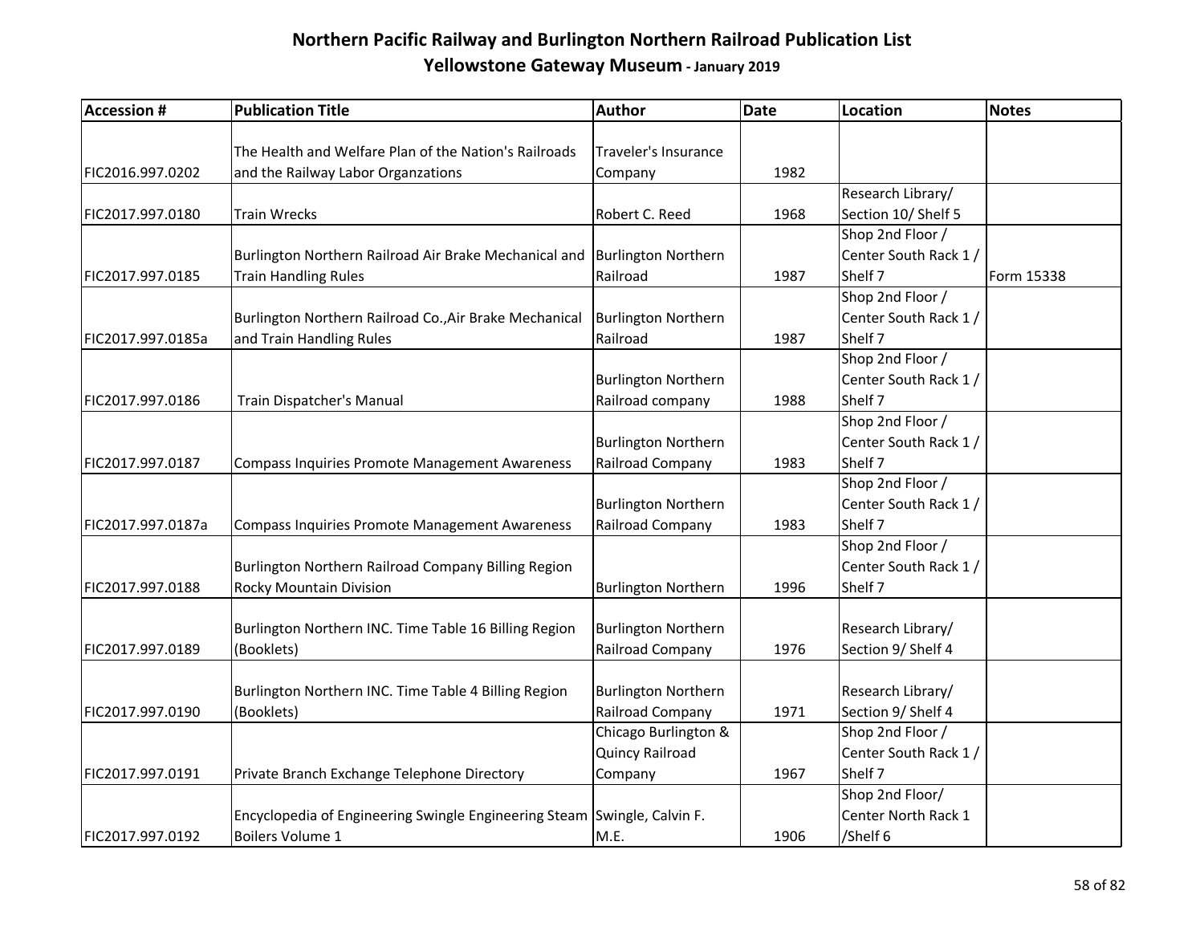# Northern Pacific Railway and Burlington Northern Railroad Publication List

## Yellowstone Gateway Museum - January 2019

| Accession # | Publication Title | Author | Date | Location | Notes |
|---|---|---|---|---|---|
| FIC2016.997.0202 | The Health and Welfare Plan of the Nation's Railroads and the Railway Labor Organzations | Traveler's Insurance Company | 1982 | | |
| FIC2017.997.0180 | Train Wrecks | Robert C. Reed | 1968 | Research Library/ Section 10/ Shelf 5 | |
| FIC2017.997.0185 | Burlington Northern Railroad Air Brake Mechanical and Train Handling Rules | Burlington Northern Railroad | 1987 | Shop 2nd Floor / Center South Rack 1 / Shelf 7 | Form 15338 |
| FIC2017.997.0185a | Burlington Northern Railroad Co.,Air Brake Mechanical and Train Handling Rules | Burlington Northern Railroad | 1987 | Shop 2nd Floor / Center South Rack 1 / Shelf 7 | |
| FIC2017.997.0186 | Train Dispatcher's Manual | Burlington Northern Railroad company | 1988 | Shop 2nd Floor / Center South Rack 1 / Shelf 7 | |
| FIC2017.997.0187 | Compass Inquiries Promote Management Awareness | Burlington Northern Railroad Company | 1983 | Shop 2nd Floor / Center South Rack 1 / Shelf 7 | |
| FIC2017.997.0187a | Compass Inquiries Promote Management Awareness | Burlington Northern Railroad Company | 1983 | Shop 2nd Floor / Center South Rack 1 / Shelf 7 | |
| FIC2017.997.0188 | Burlington Northern Railroad Company Billing Region Rocky Mountain Division | Burlington Northern | 1996 | Shop 2nd Floor / Center South Rack 1 / Shelf 7 | |
| FIC2017.997.0189 | Burlington Northern INC. Time Table 16 Billing Region (Booklets) | Burlington Northern Railroad Company | 1976 | Research Library/ Section 9/ Shelf 4 | |
| FIC2017.997.0190 | Burlington Northern INC. Time Table 4 Billing Region (Booklets) | Burlington Northern Railroad Company | 1971 | Research Library/ Section 9/ Shelf 4 | |
| FIC2017.997.0191 | Private Branch Exchange Telephone Directory | Chicago Burlington & Quincy Railroad Company | 1967 | Shop 2nd Floor / Center South Rack 1 / Shelf 7 | |
| FIC2017.997.0192 | Encyclopedia of Engineering Swingle Engineering Steam Boilers Volume 1 | Swingle, Calvin F. M.E. | 1906 | Shop 2nd Floor/ Center North Rack 1 /Shelf 6 | |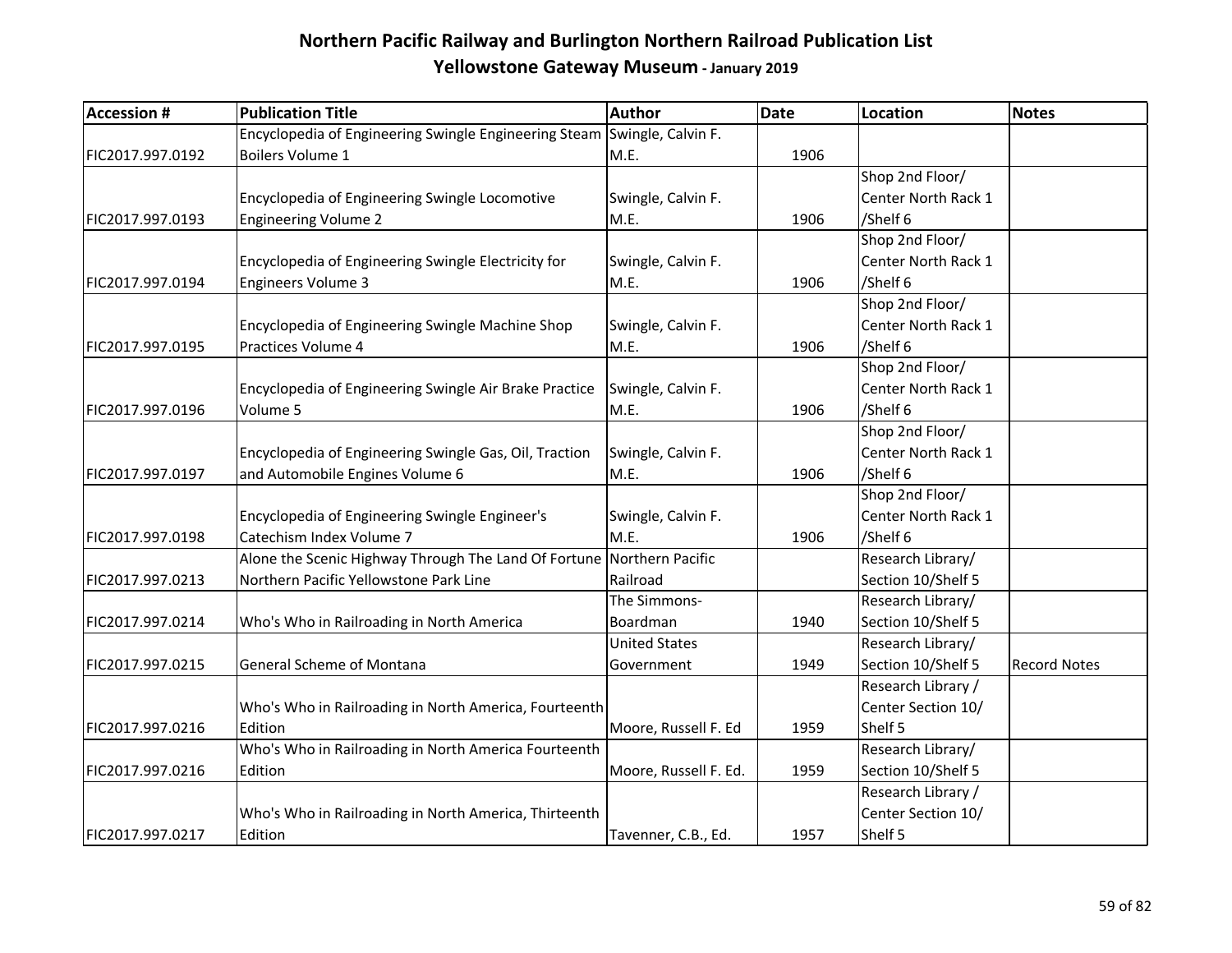# Northern Pacific Railway and Burlington Northern Railroad Publication List

## Yellowstone Gateway Museum - January 2019

| Accession # | Publication Title | Author | Date | Location | Notes |
|---|---|---|---|---|---|
| FIC2017.997.0192 | Encyclopedia of Engineering Swingle Engineering Steam Boilers Volume 1 | Swingle, Calvin F. M.E. | 1906 | | |
| FIC2017.997.0193 | Encyclopedia of Engineering Swingle Locomotive Engineering Volume 2 | Swingle, Calvin F. M.E. | 1906 | Shop 2nd Floor/ Center North Rack 1 /Shelf 6 | |
| FIC2017.997.0194 | Encyclopedia of Engineering Swingle Electricity for Engineers Volume 3 | Swingle, Calvin F. M.E. | 1906 | Shop 2nd Floor/ Center North Rack 1 /Shelf 6 | |
| FIC2017.997.0195 | Encyclopedia of Engineering Swingle Machine Shop Practices Volume 4 | Swingle, Calvin F. M.E. | 1906 | Shop 2nd Floor/ Center North Rack 1 /Shelf 6 | |
| FIC2017.997.0196 | Encyclopedia of Engineering Swingle Air Brake Practice Volume 5 | Swingle, Calvin F. M.E. | 1906 | Shop 2nd Floor/ Center North Rack 1 /Shelf 6 | |
| FIC2017.997.0197 | Encyclopedia of Engineering Swingle Gas, Oil, Traction and Automobile Engines Volume 6 | Swingle, Calvin F. M.E. | 1906 | Shop 2nd Floor/ Center North Rack 1 /Shelf 6 | |
| FIC2017.997.0198 | Encyclopedia of Engineering Swingle Engineer's Catechism Index Volume 7 | Swingle, Calvin F. M.E. | 1906 | Shop 2nd Floor/ Center North Rack 1 /Shelf 6 | |
| FIC2017.997.0213 | Alone the Scenic Highway Through The Land Of Fortune Northern Pacific Yellowstone Park Line | Northern Pacific Railroad | | Research Library/ Section 10/Shelf 5 | |
| FIC2017.997.0214 | Who's Who in Railroading in North America | The Simmons-Boardman | 1940 | Research Library/ Section 10/Shelf 5 | |
| FIC2017.997.0215 | General Scheme of Montana | United States Government | 1949 | Research Library/ Section 10/Shelf 5 | Record Notes |
| FIC2017.997.0216 | Who's Who in Railroading in North America, Fourteenth Edition | Moore, Russell F. Ed | 1959 | Research Library / Center Section 10/ Shelf 5 | |
| FIC2017.997.0216 | Who's Who in Railroading in North America Fourteenth Edition | Moore, Russell F. Ed. | 1959 | Research Library/ Section 10/Shelf 5 | |
| FIC2017.997.0217 | Who's Who in Railroading in North America, Thirteenth Edition | Tavenner, C.B., Ed. | 1957 | Research Library / Center Section 10/ Shelf 5 | |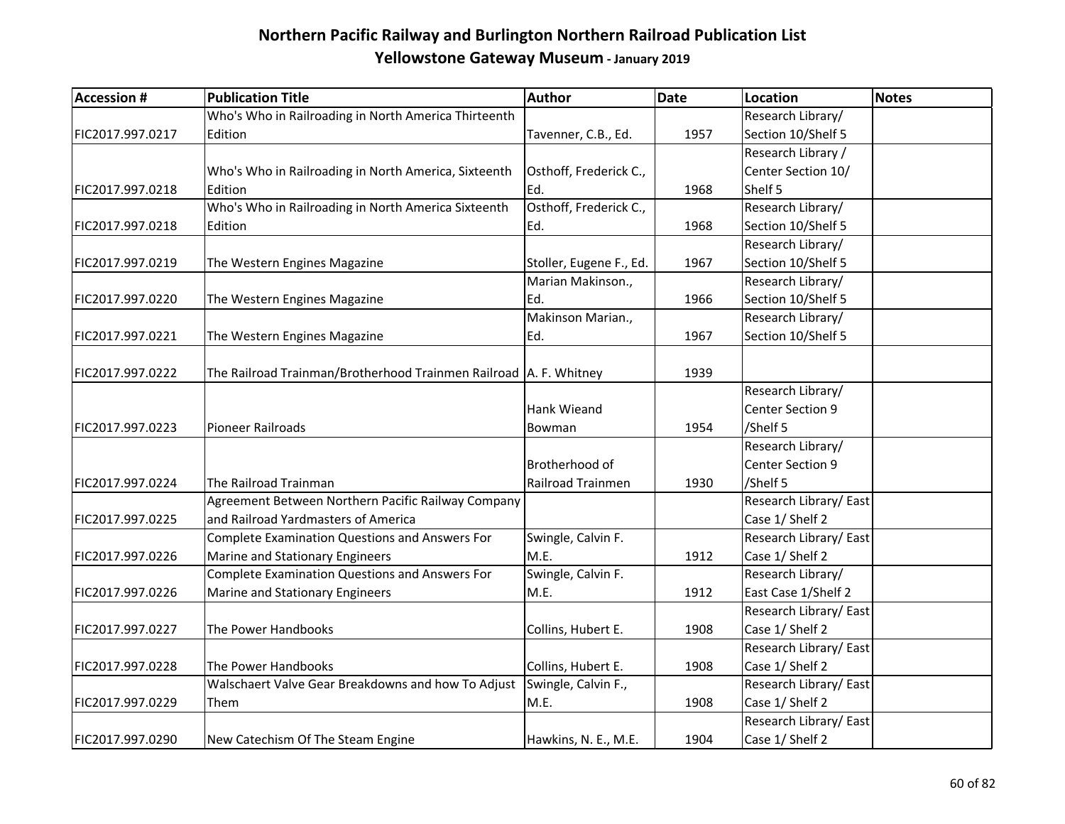# Northern Pacific Railway and Burlington Northern Railroad Publication List

## Yellowstone Gateway Museum - January 2019

| Accession # | Publication Title | Author | Date | Location | Notes |
|---|---|---|---|---|---|
| FIC2017.997.0217 | Who's Who in Railroading in North America Thirteenth Edition | Tavenner, C.B., Ed. | 1957 | Research Library/ Section 10/Shelf 5 | |
| FIC2017.997.0218 | Who's Who in Railroading in North America, Sixteenth Edition | Osthoff, Frederick C., Ed. | 1968 | Research Library / Center Section 10/ Shelf 5 | |
| FIC2017.997.0218 | Who's Who in Railroading in North America Sixteenth Edition | Osthoff, Frederick C., Ed. | 1968 | Research Library/ Section 10/Shelf 5 | |
| FIC2017.997.0219 | The Western Engines Magazine | Stoller, Eugene F., Ed. | 1967 | Research Library/ Section 10/Shelf 5 | |
| FIC2017.997.0220 | The Western Engines Magazine | Marian Makinson., Ed. | 1966 | Research Library/ Section 10/Shelf 5 | |
| FIC2017.997.0221 | The Western Engines Magazine | Makinson Marian., Ed. | 1967 | Research Library/ Section 10/Shelf 5 | |
| FIC2017.997.0222 | The Railroad Trainman/Brotherhood Trainmen Railroad | A. F. Whitney | 1939 | | |
| FIC2017.997.0223 | Pioneer Railroads | Hank Wieand Bowman | 1954 | Research Library/ Center Section 9 /Shelf 5 | |
| FIC2017.997.0224 | The Railroad Trainman | Brotherhood of Railroad Trainmen | 1930 | Research Library/ Center Section 9 /Shelf 5 | |
| FIC2017.997.0225 | Agreement Between Northern Pacific Railway Company and Railroad Yardmasters of America | | | Research Library/ East Case 1/ Shelf 2 | |
| FIC2017.997.0226 | Complete Examination Questions and Answers For Marine and Stationary Engineers | Swingle, Calvin F. M.E. | 1912 | Research Library/ East Case 1/ Shelf 2 | |
| FIC2017.997.0226 | Complete Examination Questions and Answers For Marine and Stationary Engineers | Swingle, Calvin F. M.E. | 1912 | Research Library/ East Case 1/Shelf 2 | |
| FIC2017.997.0227 | The Power Handbooks | Collins, Hubert E. | 1908 | Research Library/ East Case 1/ Shelf 2 | |
| FIC2017.997.0228 | The Power Handbooks | Collins, Hubert E. | 1908 | Research Library/ East Case 1/ Shelf 2 | |
| FIC2017.997.0229 | Walschaert Valve Gear Breakdowns and how To Adjust Them | Swingle, Calvin F., M.E. | 1908 | Research Library/ East Case 1/ Shelf 2 | |
| FIC2017.997.0290 | New Catechism Of The Steam Engine | Hawkins, N. E., M.E. | 1904 | Research Library/ East Case 1/ Shelf 2 | |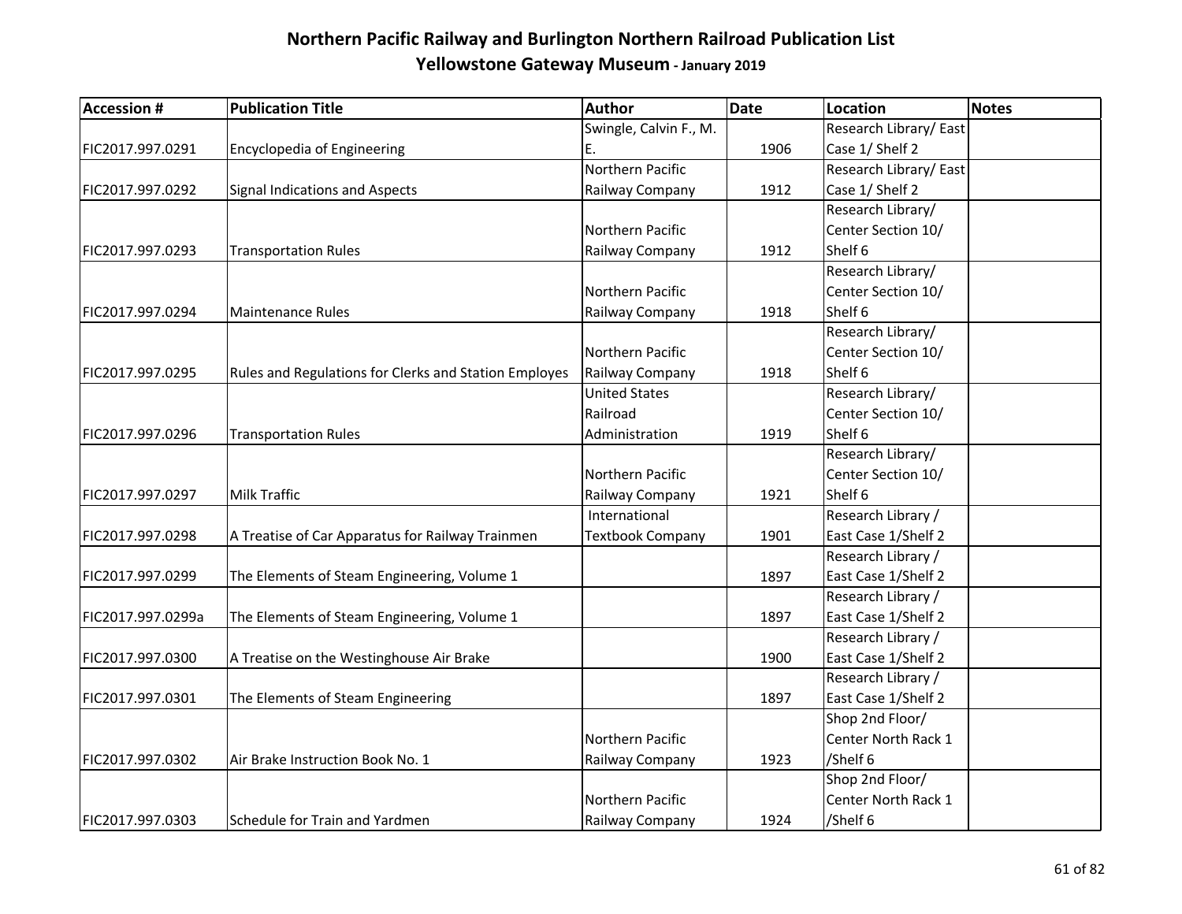# Northern Pacific Railway and Burlington Northern Railroad Publication List

## Yellowstone Gateway Museum - January 2019

| Accession # | Publication Title | Author | Date | Location | Notes |
|---|---|---|---|---|---|
| FIC2017.997.0291 | Encyclopedia of Engineering | Swingle, Calvin F., M. E. | 1906 | Research Library/ East Case 1/ Shelf 2 | |
| FIC2017.997.0292 | Signal Indications and Aspects | Northern Pacific Railway Company | 1912 | Research Library/ East Case 1/ Shelf 2 | |
| FIC2017.997.0293 | Transportation Rules | Northern Pacific Railway Company | 1912 | Research Library/ Center Section 10/ Shelf 6 | |
| FIC2017.997.0294 | Maintenance Rules | Northern Pacific Railway Company | 1918 | Research Library/ Center Section 10/ Shelf 6 | |
| FIC2017.997.0295 | Rules and Regulations for Clerks and Station Employes | Northern Pacific Railway Company | 1918 | Research Library/ Center Section 10/ Shelf 6 | |
| FIC2017.997.0296 | Transportation Rules | United States Railroad Administration | 1919 | Research Library/ Center Section 10/ Shelf 6 | |
| FIC2017.997.0297 | Milk Traffic | Northern Pacific Railway Company | 1921 | Research Library/ Center Section 10/ Shelf 6 | |
| FIC2017.997.0298 | A Treatise of Car Apparatus for Railway Trainmen | International Textbook Company | 1901 | Research Library / East Case 1/Shelf 2 | |
| FIC2017.997.0299 | The Elements of Steam Engineering, Volume 1 | | 1897 | Research Library / East Case 1/Shelf 2 | |
| FIC2017.997.0299a | The Elements of Steam Engineering, Volume 1 | | 1897 | Research Library / East Case 1/Shelf 2 | |
| FIC2017.997.0300 | A Treatise on the Westinghouse Air Brake | | 1900 | Research Library / East Case 1/Shelf 2 | |
| FIC2017.997.0301 | The Elements of Steam Engineering | | 1897 | Research Library / East Case 1/Shelf 2 | |
| FIC2017.997.0302 | Air Brake Instruction Book No. 1 | Northern Pacific Railway Company | 1923 | Shop 2nd Floor/ Center North Rack 1 /Shelf 6 | |
| FIC2017.997.0303 | Schedule for Train and Yardmen | Northern Pacific Railway Company | 1924 | Shop 2nd Floor/ Center North Rack 1 /Shelf 6 | |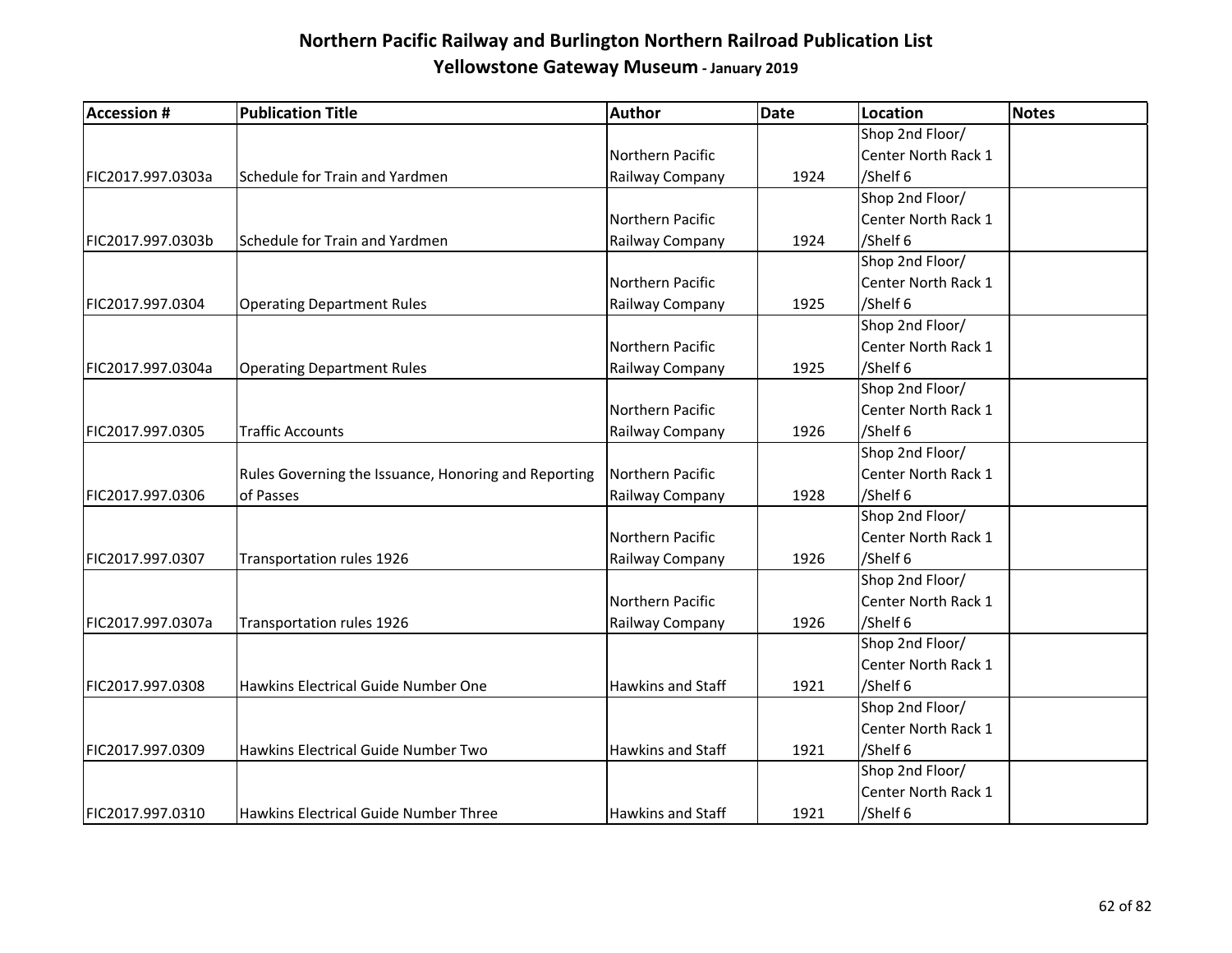# Northern Pacific Railway and Burlington Northern Railroad Publication List

## Yellowstone Gateway Museum - January 2019

| Accession # | Publication Title | Author | Date | Location | Notes |
|---|---|---|---|---|---|
| FIC2017.997.0303a | Schedule for Train and Yardmen | Northern Pacific Railway Company | 1924 | Shop 2nd Floor/ Center North Rack 1 /Shelf 6 | |
| FIC2017.997.0303b | Schedule for Train and Yardmen | Northern Pacific Railway Company | 1924 | Shop 2nd Floor/ Center North Rack 1 /Shelf 6 | |
| FIC2017.997.0304 | Operating Department Rules | Northern Pacific Railway Company | 1925 | Shop 2nd Floor/ Center North Rack 1 /Shelf 6 | |
| FIC2017.997.0304a | Operating Department Rules | Northern Pacific Railway Company | 1925 | Shop 2nd Floor/ Center North Rack 1 /Shelf 6 | |
| FIC2017.997.0305 | Traffic Accounts | Northern Pacific Railway Company | 1926 | Shop 2nd Floor/ Center North Rack 1 /Shelf 6 | |
| FIC2017.997.0306 | Rules Governing the Issuance, Honoring and Reporting of Passes | Northern Pacific Railway Company | 1928 | Shop 2nd Floor/ Center North Rack 1 /Shelf 6 | |
| FIC2017.997.0307 | Transportation rules 1926 | Northern Pacific Railway Company | 1926 | Shop 2nd Floor/ Center North Rack 1 /Shelf 6 | |
| FIC2017.997.0307a | Transportation rules 1926 | Northern Pacific Railway Company | 1926 | Shop 2nd Floor/ Center North Rack 1 /Shelf 6 | |
| FIC2017.997.0308 | Hawkins Electrical Guide Number One | Hawkins and Staff | 1921 | Shop 2nd Floor/ Center North Rack 1 /Shelf 6 | |
| FIC2017.997.0309 | Hawkins Electrical Guide Number Two | Hawkins and Staff | 1921 | Shop 2nd Floor/ Center North Rack 1 /Shelf 6 | |
| FIC2017.997.0310 | Hawkins Electrical Guide Number Three | Hawkins and Staff | 1921 | Shop 2nd Floor/ Center North Rack 1 /Shelf 6 | |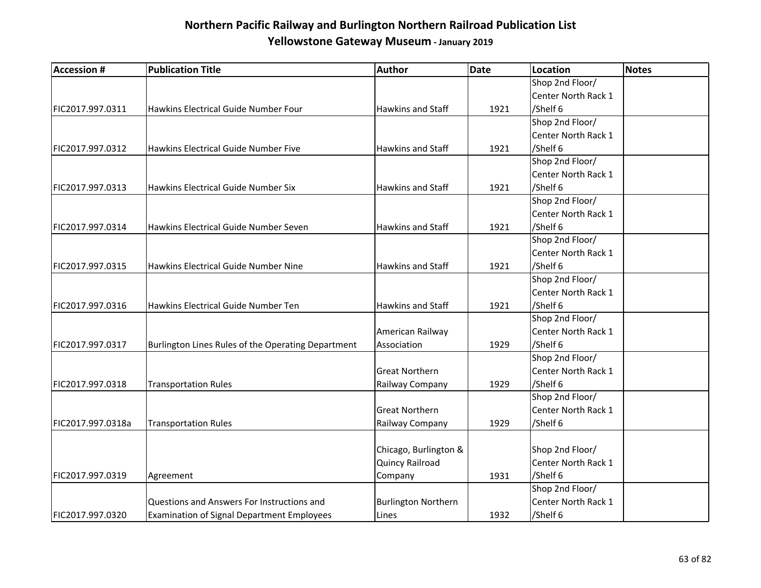# Northern Pacific Railway and Burlington Northern Railroad Publication List

## Yellowstone Gateway Museum - January 2019

| Accession # | Publication Title | Author | Date | Location | Notes |
|---|---|---|---|---|---|
| FIC2017.997.0311 | Hawkins Electrical Guide Number Four | Hawkins and Staff | 1921 | Shop 2nd Floor/ Center North Rack 1 /Shelf 6 | |
| FIC2017.997.0312 | Hawkins Electrical Guide Number Five | Hawkins and Staff | 1921 | Shop 2nd Floor/ Center North Rack 1 /Shelf 6 | |
| FIC2017.997.0313 | Hawkins Electrical Guide Number Six | Hawkins and Staff | 1921 | Shop 2nd Floor/ Center North Rack 1 /Shelf 6 | |
| FIC2017.997.0314 | Hawkins Electrical Guide Number Seven | Hawkins and Staff | 1921 | Shop 2nd Floor/ Center North Rack 1 /Shelf 6 | |
| FIC2017.997.0315 | Hawkins Electrical Guide Number Nine | Hawkins and Staff | 1921 | Shop 2nd Floor/ Center North Rack 1 /Shelf 6 | |
| FIC2017.997.0316 | Hawkins Electrical Guide Number Ten | Hawkins and Staff | 1921 | Shop 2nd Floor/ Center North Rack 1 /Shelf 6 | |
| FIC2017.997.0317 | Burlington Lines Rules of the Operating Department | American Railway Association | 1929 | Shop 2nd Floor/ Center North Rack 1 /Shelf 6 | |
| FIC2017.997.0318 | Transportation Rules | Great Northern Railway Company | 1929 | Shop 2nd Floor/ Center North Rack 1 /Shelf 6 | |
| FIC2017.997.0318a | Transportation Rules | Great Northern Railway Company | 1929 | Shop 2nd Floor/ Center North Rack 1 /Shelf 6 | |
| FIC2017.997.0319 | Agreement | Chicago, Burlington & Quincy Railroad Company | 1931 | Shop 2nd Floor/ Center North Rack 1 /Shelf 6 | |
| FIC2017.997.0320 | Questions and Answers For Instructions and Examination of Signal Department Employees | Burlington Northern Lines | 1932 | Shop 2nd Floor/ Center North Rack 1 /Shelf 6 | |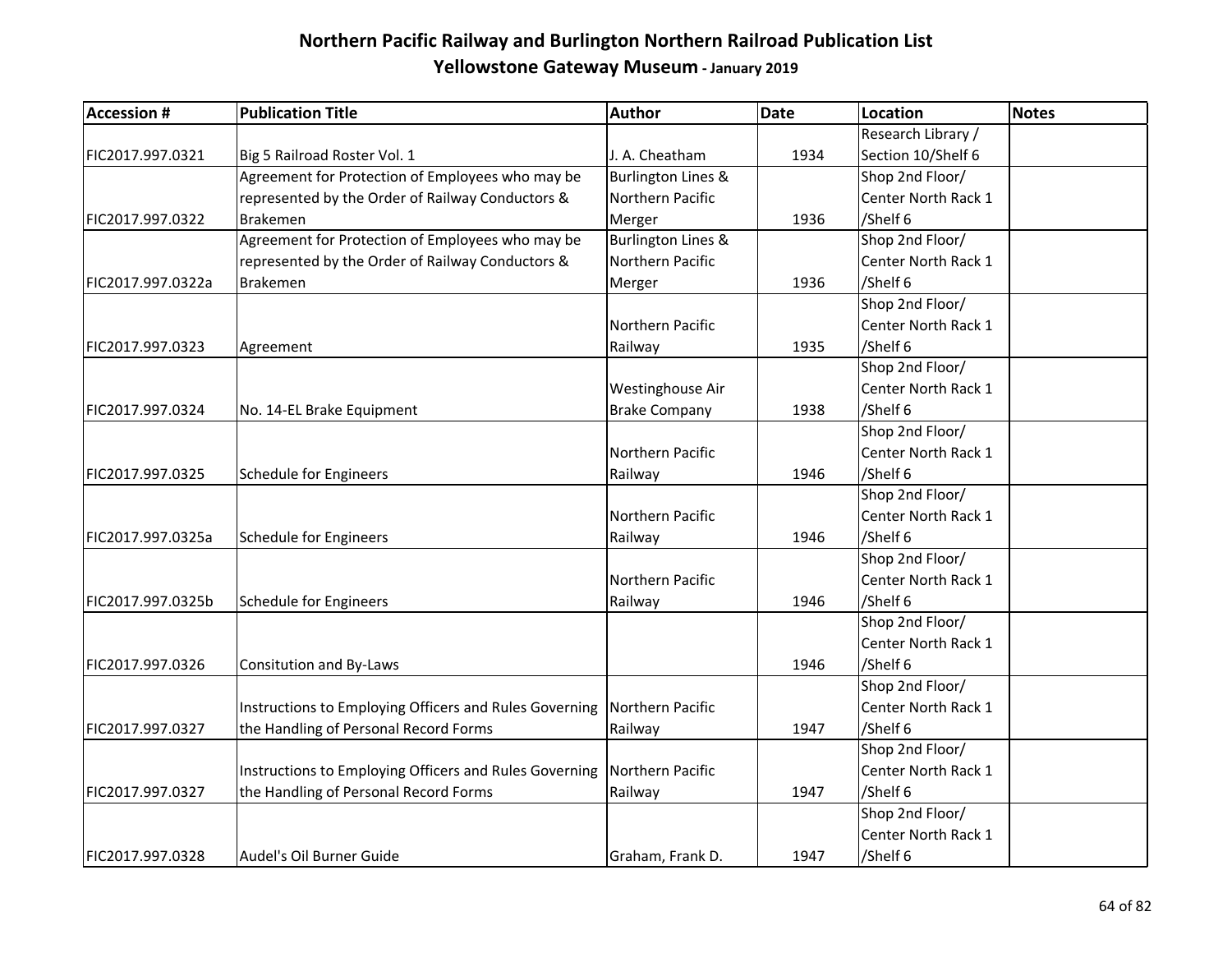# Northern Pacific Railway and Burlington Northern Railroad Publication List

## Yellowstone Gateway Museum - January 2019

| Accession # | Publication Title | Author | Date | Location | Notes |
|---|---|---|---|---|---|
| FIC2017.997.0321 | Big 5 Railroad Roster Vol. 1 | J. A. Cheatham | 1934 | Research Library / Section 10/Shelf 6 | |
| FIC2017.997.0322 | Agreement for Protection of Employees who may be represented by the Order of Railway Conductors & Brakemen | Burlington Lines & Northern Pacific Merger | 1936 | Shop 2nd Floor/ Center North Rack 1 /Shelf 6 | |
| FIC2017.997.0322a | Agreement for Protection of Employees who may be represented by the Order of Railway Conductors & Brakemen | Burlington Lines & Northern Pacific Merger | 1936 | Shop 2nd Floor/ Center North Rack 1 /Shelf 6 | |
| FIC2017.997.0323 | Agreement | Northern Pacific Railway | 1935 | Shop 2nd Floor/ Center North Rack 1 /Shelf 6 | |
| FIC2017.997.0324 | No. 14-EL Brake Equipment | Westinghouse Air Brake Company | 1938 | Shop 2nd Floor/ Center North Rack 1 /Shelf 6 | |
| FIC2017.997.0325 | Schedule for Engineers | Northern Pacific Railway | 1946 | Shop 2nd Floor/ Center North Rack 1 /Shelf 6 | |
| FIC2017.997.0325a | Schedule for Engineers | Northern Pacific Railway | 1946 | Shop 2nd Floor/ Center North Rack 1 /Shelf 6 | |
| FIC2017.997.0325b | Schedule for Engineers | Northern Pacific Railway | 1946 | Shop 2nd Floor/ Center North Rack 1 /Shelf 6 | |
| FIC2017.997.0326 | Consitution and By-Laws | | 1946 | Shop 2nd Floor/ Center North Rack 1 /Shelf 6 | |
| FIC2017.997.0327 | Instructions to Employing Officers and Rules Governing the Handling of Personal Record Forms | Northern Pacific Railway | 1947 | Shop 2nd Floor/ Center North Rack 1 /Shelf 6 | |
| FIC2017.997.0327 | Instructions to Employing Officers and Rules Governing the Handling of Personal Record Forms | Northern Pacific Railway | 1947 | Shop 2nd Floor/ Center North Rack 1 /Shelf 6 | |
| FIC2017.997.0328 | Audel's Oil Burner Guide | Graham, Frank D. | 1947 | Shop 2nd Floor/ Center North Rack 1 /Shelf 6 | |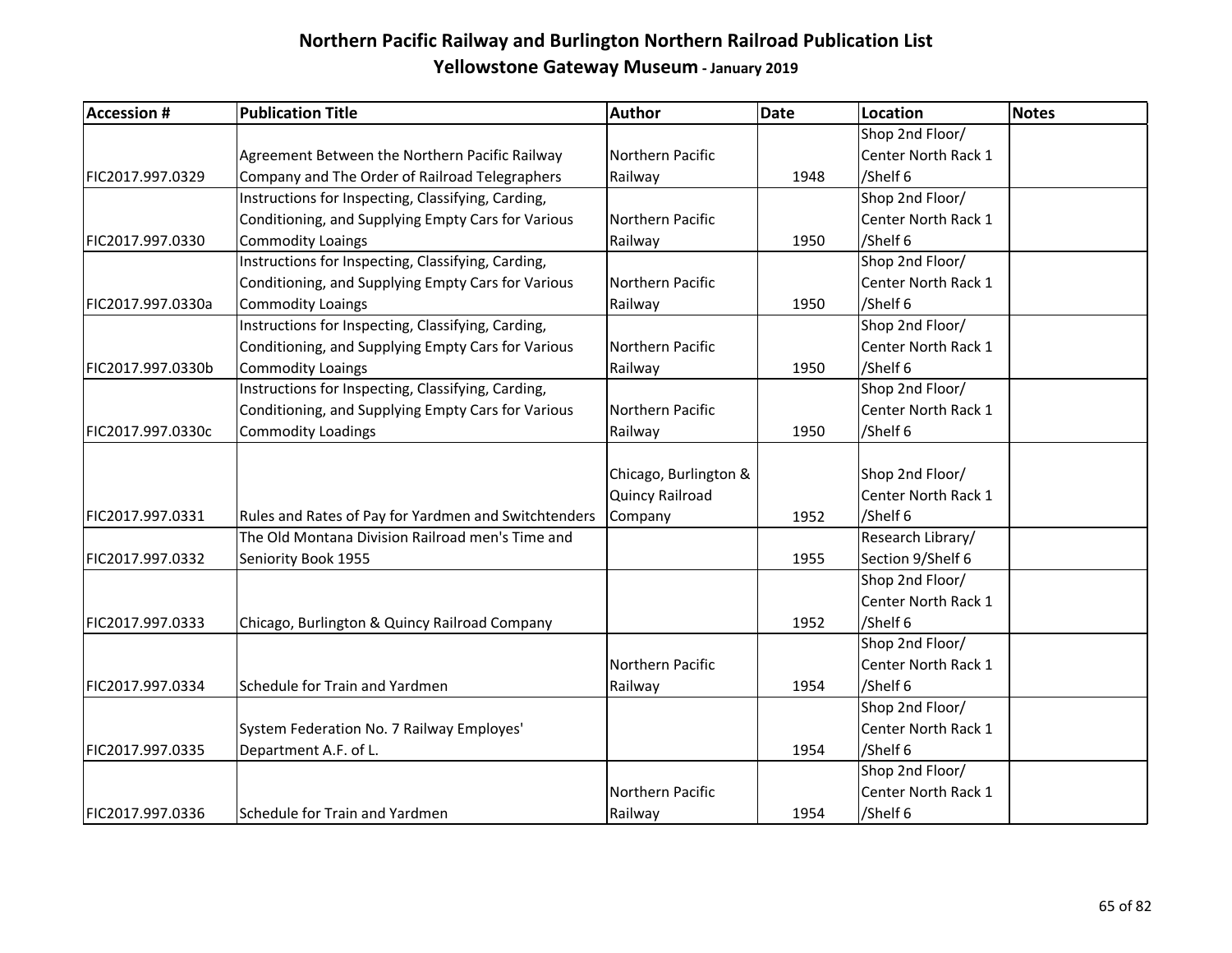# Northern Pacific Railway and Burlington Northern Railroad Publication List

## Yellowstone Gateway Museum - January 2019

| Accession # | Publication Title | Author | Date | Location | Notes |
|---|---|---|---|---|---|
| FIC2017.997.0329 | Agreement Between the Northern Pacific Railway Company and The Order of Railroad Telegraphers | Northern Pacific Railway | 1948 | Shop 2nd Floor/ Center North Rack 1 /Shelf 6 | |
| FIC2017.997.0330 | Instructions for Inspecting, Classifying, Carding, Conditioning, and Supplying Empty Cars for Various Commodity Loaings | Northern Pacific Railway | 1950 | Shop 2nd Floor/ Center North Rack 1 /Shelf 6 | |
| FIC2017.997.0330a | Instructions for Inspecting, Classifying, Carding, Conditioning, and Supplying Empty Cars for Various Commodity Loaings | Northern Pacific Railway | 1950 | Shop 2nd Floor/ Center North Rack 1 /Shelf 6 | |
| FIC2017.997.0330b | Instructions for Inspecting, Classifying, Carding, Conditioning, and Supplying Empty Cars for Various Commodity Loaings | Northern Pacific Railway | 1950 | Shop 2nd Floor/ Center North Rack 1 /Shelf 6 | |
| FIC2017.997.0330c | Instructions for Inspecting, Classifying, Carding, Conditioning, and Supplying Empty Cars for Various Commodity Loadings | Northern Pacific Railway | 1950 | Shop 2nd Floor/ Center North Rack 1 /Shelf 6 | |
| FIC2017.997.0331 | Rules and Rates of Pay for Yardmen and Switchtenders | Chicago, Burlington & Quincy Railroad Company | 1952 | Shop 2nd Floor/ Center North Rack 1 /Shelf 6 | |
| FIC2017.997.0332 | The Old Montana Division Railroad men's Time and Seniority Book 1955 | | 1955 | Research Library/ Section 9/Shelf 6 | |
| FIC2017.997.0333 | Chicago, Burlington & Quincy Railroad Company | | 1952 | Shop 2nd Floor/ Center North Rack 1 /Shelf 6 | |
| FIC2017.997.0334 | Schedule for Train and Yardmen | Northern Pacific Railway | 1954 | Shop 2nd Floor/ Center North Rack 1 /Shelf 6 | |
| FIC2017.997.0335 | System Federation No. 7 Railway Employes' Department A.F. of L. | | 1954 | Shop 2nd Floor/ Center North Rack 1 /Shelf 6 | |
| FIC2017.997.0336 | Schedule for Train and Yardmen | Northern Pacific Railway | 1954 | Shop 2nd Floor/ Center North Rack 1 /Shelf 6 | |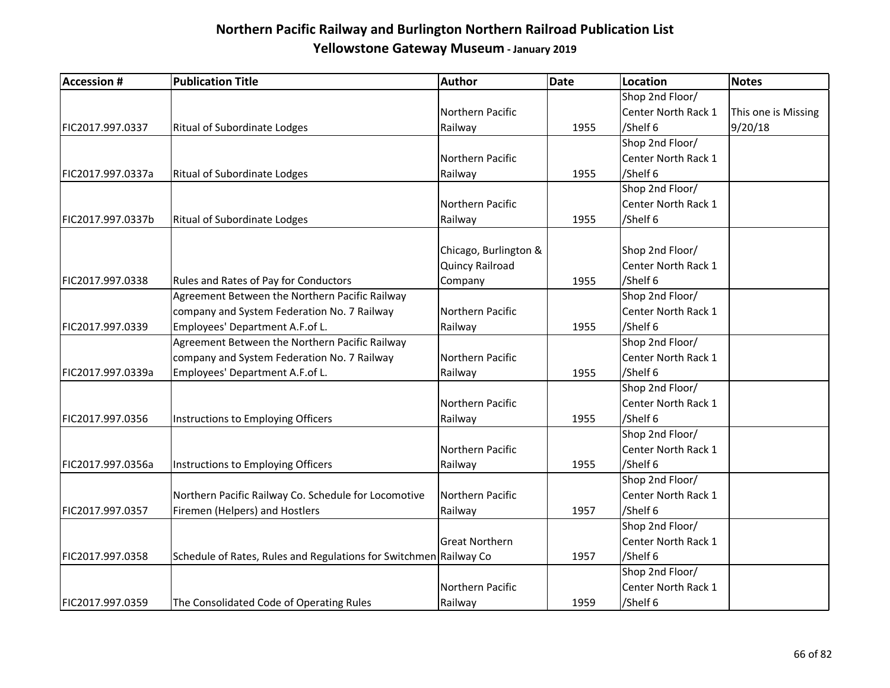# Northern Pacific Railway and Burlington Northern Railroad Publication List

## Yellowstone Gateway Museum - January 2019

| Accession # | Publication Title | Author | Date | Location | Notes |
|---|---|---|---|---|---|
| FIC2017.997.0337 | Ritual of Subordinate Lodges | Northern Pacific Railway | 1955 | Shop 2nd Floor/ Center North Rack 1 /Shelf 6 | This one is Missing 9/20/18 |
| FIC2017.997.0337a | Ritual of Subordinate Lodges | Northern Pacific Railway | 1955 | Shop 2nd Floor/ Center North Rack 1 /Shelf 6 | |
| FIC2017.997.0337b | Ritual of Subordinate Lodges | Northern Pacific Railway | 1955 | Shop 2nd Floor/ Center North Rack 1 /Shelf 6 | |
| FIC2017.997.0338 | Rules and Rates of Pay for Conductors | Chicago, Burlington & Quincy Railroad Company | 1955 | Shop 2nd Floor/ Center North Rack 1 /Shelf 6 | |
| FIC2017.997.0339 | Agreement Between the Northern Pacific Railway company and System Federation No. 7 Railway Employees' Department A.F.of L. | Northern Pacific Railway | 1955 | Shop 2nd Floor/ Center North Rack 1 /Shelf 6 | |
| FIC2017.997.0339a | Agreement Between the Northern Pacific Railway company and System Federation No. 7 Railway Employees' Department A.F.of L. | Northern Pacific Railway | 1955 | Shop 2nd Floor/ Center North Rack 1 /Shelf 6 | |
| FIC2017.997.0356 | Instructions to Employing Officers | Northern Pacific Railway | 1955 | Shop 2nd Floor/ Center North Rack 1 /Shelf 6 | |
| FIC2017.997.0356a | Instructions to Employing Officers | Northern Pacific Railway | 1955 | Shop 2nd Floor/ Center North Rack 1 /Shelf 6 | |
| FIC2017.997.0357 | Northern Pacific Railway Co. Schedule for Locomotive Firemen (Helpers) and Hostlers | Northern Pacific Railway | 1957 | Shop 2nd Floor/ Center North Rack 1 /Shelf 6 | |
| FIC2017.997.0358 | Schedule of Rates, Rules and Regulations for Switchmen | Great Northern Railway Co | 1957 | Shop 2nd Floor/ Center North Rack 1 /Shelf 6 | |
| FIC2017.997.0359 | The Consolidated Code of Operating Rules | Northern Pacific Railway | 1959 | Shop 2nd Floor/ Center North Rack 1 /Shelf 6 | |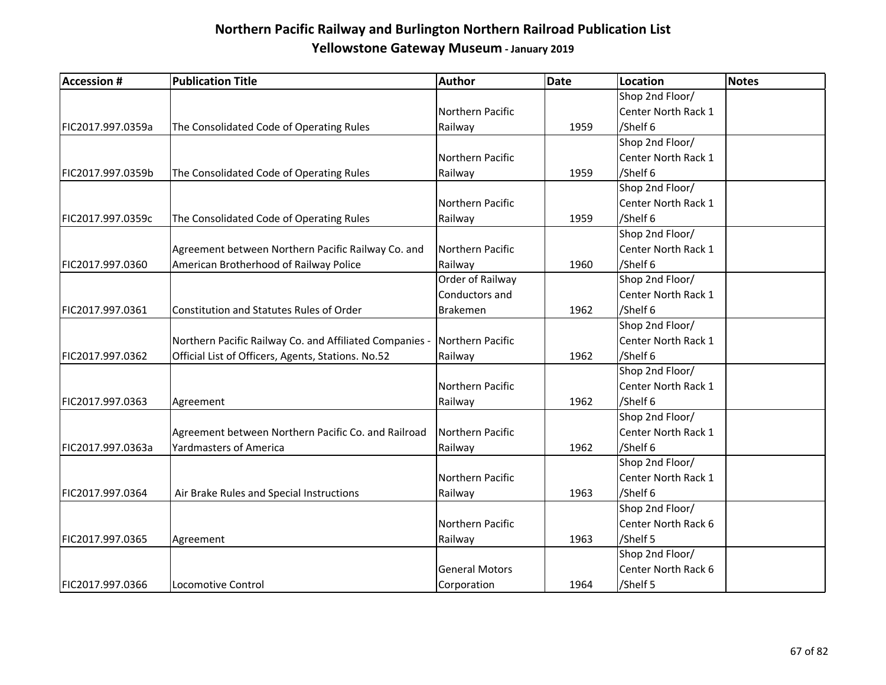# Northern Pacific Railway and Burlington Northern Railroad Publication List

## Yellowstone Gateway Museum - January 2019

| Accession # | Publication Title | Author | Date | Location | Notes |
|---|---|---|---|---|---|
| FIC2017.997.0359a | The Consolidated Code of Operating Rules | Northern Pacific Railway | 1959 | Shop 2nd Floor/ Center North Rack 1 /Shelf 6 | |
| FIC2017.997.0359b | The Consolidated Code of Operating Rules | Northern Pacific Railway | 1959 | Shop 2nd Floor/ Center North Rack 1 /Shelf 6 | |
| FIC2017.997.0359c | The Consolidated Code of Operating Rules | Northern Pacific Railway | 1959 | Shop 2nd Floor/ Center North Rack 1 /Shelf 6 | |
| FIC2017.997.0360 | Agreement between Northern Pacific Railway Co. and American Brotherhood of Railway Police | Northern Pacific Railway | 1960 | Shop 2nd Floor/ Center North Rack 1 /Shelf 6 | |
| FIC2017.997.0361 | Constitution and Statutes Rules of Order | Order of Railway Conductors and Brakemen | 1962 | Shop 2nd Floor/ Center North Rack 1 /Shelf 6 | |
| FIC2017.997.0362 | Northern Pacific Railway Co. and Affiliated Companies - Official List of Officers, Agents, Stations. No.52 | Northern Pacific Railway | 1962 | Shop 2nd Floor/ Center North Rack 1 /Shelf 6 | |
| FIC2017.997.0363 | Agreement | Northern Pacific Railway | 1962 | Shop 2nd Floor/ Center North Rack 1 /Shelf 6 | |
| FIC2017.997.0363a | Agreement between Northern Pacific Co. and Railroad Yardmasters of America | Northern Pacific Railway | 1962 | Shop 2nd Floor/ Center North Rack 1 /Shelf 6 | |
| FIC2017.997.0364 | Air Brake Rules and Special Instructions | Northern Pacific Railway | 1963 | Shop 2nd Floor/ Center North Rack 1 /Shelf 6 | |
| FIC2017.997.0365 | Agreement | Northern Pacific Railway | 1963 | Shop 2nd Floor/ Center North Rack 6 /Shelf 5 | |
| FIC2017.997.0366 | Locomotive Control | General Motors Corporation | 1964 | Shop 2nd Floor/ Center North Rack 6 /Shelf 5 | |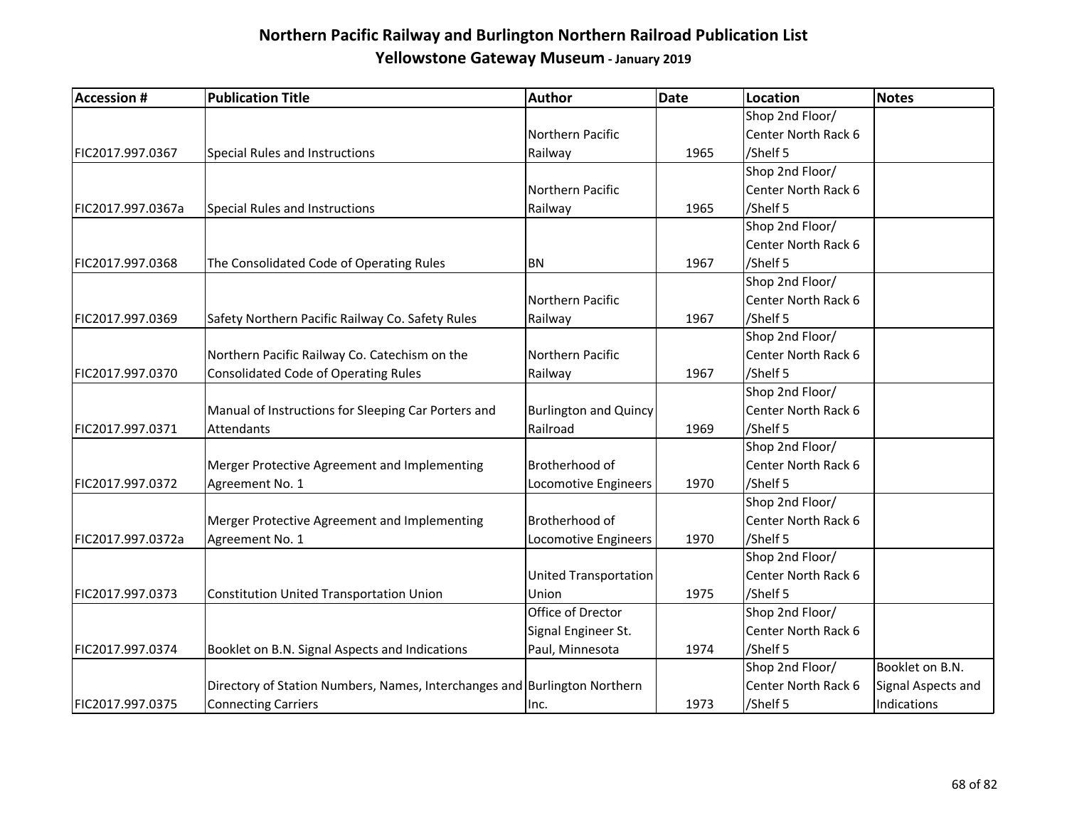# Northern Pacific Railway and Burlington Northern Railroad Publication List

## Yellowstone Gateway Museum - January 2019

| Accession # | Publication Title | Author | Date | Location | Notes |
|---|---|---|---|---|---|
| FIC2017.997.0367 | Special Rules and Instructions | Northern Pacific Railway | 1965 | Shop 2nd Floor/ Center North Rack 6 /Shelf 5 | |
| FIC2017.997.0367a | Special Rules and Instructions | Northern Pacific Railway | 1965 | Shop 2nd Floor/ Center North Rack 6 /Shelf 5 | |
| FIC2017.997.0368 | The Consolidated Code of Operating Rules | BN | 1967 | Shop 2nd Floor/ Center North Rack 6 /Shelf 5 | |
| FIC2017.997.0369 | Safety Northern Pacific Railway Co. Safety Rules | Northern Pacific Railway | 1967 | Shop 2nd Floor/ Center North Rack 6 /Shelf 5 | |
| FIC2017.997.0370 | Northern Pacific Railway Co. Catechism on the Consolidated Code of Operating Rules | Northern Pacific Railway | 1967 | Shop 2nd Floor/ Center North Rack 6 /Shelf 5 | |
| FIC2017.997.0371 | Manual of Instructions for Sleeping Car Porters and Attendants | Burlington and Quincy Railroad | 1969 | Shop 2nd Floor/ Center North Rack 6 /Shelf 5 | |
| FIC2017.997.0372 | Merger Protective Agreement and Implementing Agreement No. 1 | Brotherhood of Locomotive Engineers | 1970 | Shop 2nd Floor/ Center North Rack 6 /Shelf 5 | |
| FIC2017.997.0372a | Merger Protective Agreement and Implementing Agreement No. 1 | Brotherhood of Locomotive Engineers | 1970 | Shop 2nd Floor/ Center North Rack 6 /Shelf 5 | |
| FIC2017.997.0373 | Constitution United Transportation Union | United Transportation Union | 1975 | Shop 2nd Floor/ Center North Rack 6 /Shelf 5 | |
| FIC2017.997.0374 | Booklet on B.N. Signal Aspects and Indications | Office of Drector Signal Engineer St. Paul, Minnesota | 1974 | Shop 2nd Floor/ Center North Rack 6 /Shelf 5 | |
| FIC2017.997.0375 | Directory of Station Numbers, Names, Interchanges and Connecting Carriers | Burlington Northern Inc. | 1973 | Shop 2nd Floor/ Center North Rack 6 /Shelf 5 | Booklet on B.N. Signal Aspects and Indications |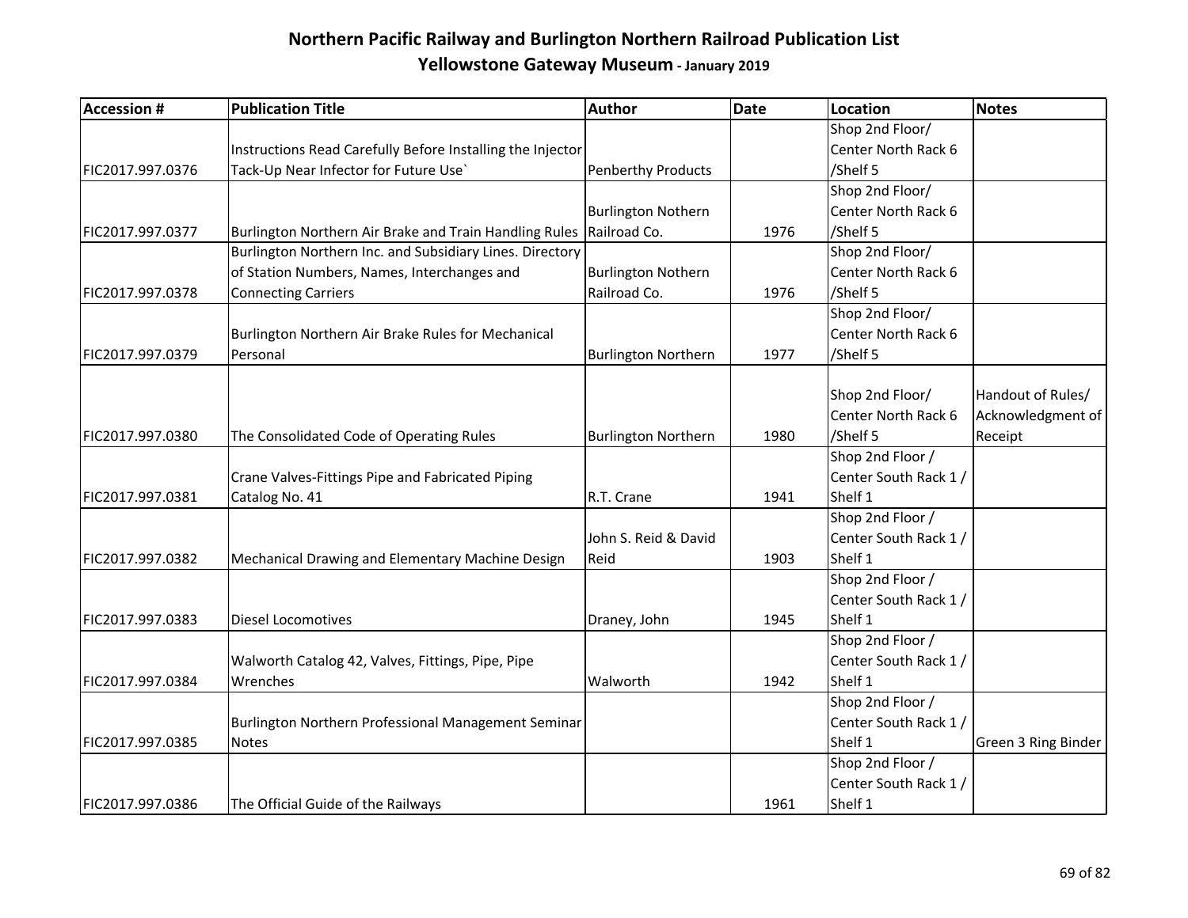# Northern Pacific Railway and Burlington Northern Railroad Publication List

## Yellowstone Gateway Museum - January 2019

| Accession # | Publication Title | Author | Date | Location | Notes |
|---|---|---|---|---|---|
| FIC2017.997.0376 | Instructions Read Carefully Before Installing the Injector Tack-Up Near Infector for Future Use` | Penberthy Products | | Shop 2nd Floor/ Center North Rack 6 /Shelf 5 | |
| FIC2017.997.0377 | Burlington Northern Air Brake and Train Handling Rules | Burlington Nothern Railroad Co. | 1976 | Shop 2nd Floor/ Center North Rack 6 /Shelf 5 | |
| FIC2017.997.0378 | Burlington Northern Inc. and Subsidiary Lines. Directory of Station Numbers, Names, Interchanges and Connecting Carriers | Burlington Nothern Railroad Co. | 1976 | Shop 2nd Floor/ Center North Rack 6 /Shelf 5 | |
| FIC2017.997.0379 | Burlington Northern Air Brake Rules for Mechanical Personal | Burlington Northern | 1977 | Shop 2nd Floor/ Center North Rack 6 /Shelf 5 | |
| FIC2017.997.0380 | The Consolidated Code of Operating Rules | Burlington Northern | 1980 | Shop 2nd Floor/ Center North Rack 6 /Shelf 5 | Handout of Rules/ Acknowledgment of Receipt |
| FIC2017.997.0381 | Crane Valves-Fittings Pipe and Fabricated Piping Catalog No. 41 | R.T. Crane | 1941 | Shop 2nd Floor / Center South Rack 1 / Shelf 1 | |
| FIC2017.997.0382 | Mechanical Drawing and Elementary Machine Design | John S. Reid & David Reid | 1903 | Shop 2nd Floor / Center South Rack 1 / Shelf 1 | |
| FIC2017.997.0383 | Diesel Locomotives | Draney, John | 1945 | Shop 2nd Floor / Center South Rack 1 / Shelf 1 | |
| FIC2017.997.0384 | Walworth Catalog 42, Valves, Fittings, Pipe, Pipe Wrenches | Walworth | 1942 | Shop 2nd Floor / Center South Rack 1 / Shelf 1 | |
| FIC2017.997.0385 | Burlington Northern Professional Management Seminar Notes | | | Shop 2nd Floor / Center South Rack 1 / Shelf 1 | Green 3 Ring Binder |
| FIC2017.997.0386 | The Official Guide of the Railways | | 1961 | Shop 2nd Floor / Center South Rack 1 / Shelf 1 | |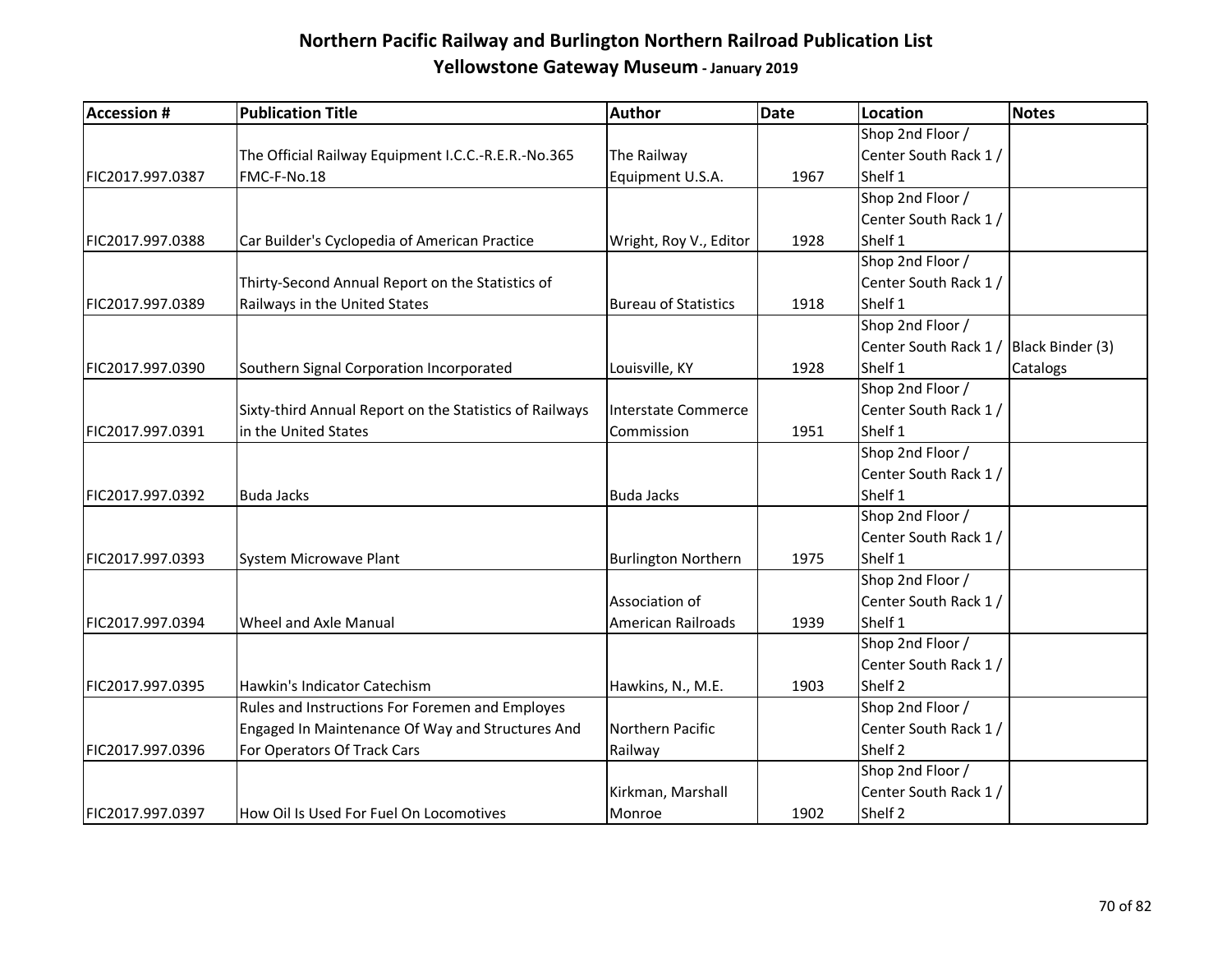# Northern Pacific Railway and Burlington Northern Railroad Publication List

## Yellowstone Gateway Museum - January 2019

| Accession # | Publication Title | Author | Date | Location | Notes |
|---|---|---|---|---|---|
| FIC2017.997.0387 | The Official Railway Equipment I.C.C.-R.E.R.-No.365 FMC-F-No.18 | The Railway Equipment U.S.A. | 1967 | Shop 2nd Floor / Center South Rack 1 / Shelf 1 | |
| FIC2017.997.0388 | Car Builder's Cyclopedia of American Practice | Wright, Roy V., Editor | 1928 | Shop 2nd Floor / Center South Rack 1 / Shelf 1 | |
| FIC2017.997.0389 | Thirty-Second Annual Report on the Statistics of Railways in the United States | Bureau of Statistics | 1918 | Shop 2nd Floor / Center South Rack 1 / Shelf 1 | |
| FIC2017.997.0390 | Southern Signal Corporation Incorporated | Louisville, KY | 1928 | Shop 2nd Floor / Center South Rack 1 / Shelf 1 | Black Binder (3) Catalogs |
| FIC2017.997.0391 | Sixty-third Annual Report on the Statistics of Railways in the United States | Interstate Commerce Commission | 1951 | Shop 2nd Floor / Center South Rack 1 / Shelf 1 | |
| FIC2017.997.0392 | Buda Jacks | Buda Jacks | | Shop 2nd Floor / Center South Rack 1 / Shelf 1 | |
| FIC2017.997.0393 | System Microwave Plant | Burlington Northern | 1975 | Shop 2nd Floor / Center South Rack 1 / Shelf 1 | |
| FIC2017.997.0394 | Wheel and Axle Manual | Association of American Railroads | 1939 | Shop 2nd Floor / Center South Rack 1 / Shelf 1 | |
| FIC2017.997.0395 | Hawkin's Indicator Catechism | Hawkins, N., M.E. | 1903 | Shop 2nd Floor / Center South Rack 1 / Shelf 2 | |
| FIC2017.997.0396 | Rules and Instructions For Foremen and Employes Engaged In Maintenance Of Way and Structures And For Operators Of Track Cars | Northern Pacific Railway | | Shop 2nd Floor / Center South Rack 1 / Shelf 2 | |
| FIC2017.997.0397 | How Oil Is Used For Fuel On Locomotives | Kirkman, Marshall Monroe | 1902 | Shop 2nd Floor / Center South Rack 1 / Shelf 2 | |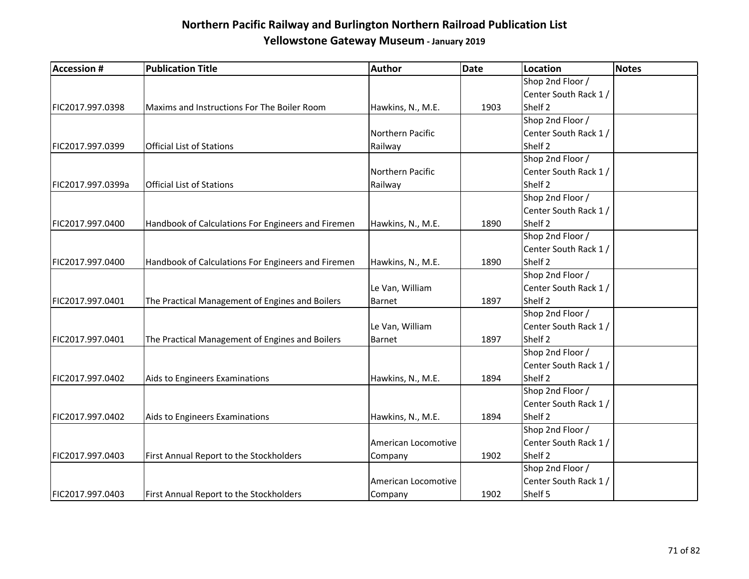# Northern Pacific Railway and Burlington Northern Railroad Publication List

## Yellowstone Gateway Museum - January 2019

| Accession # | Publication Title | Author | Date | Location | Notes |
|---|---|---|---|---|---|
| FIC2017.997.0398 | Maxims and Instructions For The Boiler Room | Hawkins, N., M.E. | 1903 | Shop 2nd Floor / Center South Rack 1 / Shelf 2 | |
| FIC2017.997.0399 | Official List of Stations | Northern Pacific Railway | | Shop 2nd Floor / Center South Rack 1 / Shelf 2 | |
| FIC2017.997.0399a | Official List of Stations | Northern Pacific Railway | | Shop 2nd Floor / Center South Rack 1 / Shelf 2 | |
| FIC2017.997.0400 | Handbook of Calculations For Engineers and Firemen | Hawkins, N., M.E. | 1890 | Shop 2nd Floor / Center South Rack 1 / Shelf 2 | |
| FIC2017.997.0400 | Handbook of Calculations For Engineers and Firemen | Hawkins, N., M.E. | 1890 | Shop 2nd Floor / Center South Rack 1 / Shelf 2 | |
| FIC2017.997.0401 | The Practical Management of Engines and Boilers | Le Van, William Barnet | 1897 | Shop 2nd Floor / Center South Rack 1 / Shelf 2 | |
| FIC2017.997.0401 | The Practical Management of Engines and Boilers | Le Van, William Barnet | 1897 | Shop 2nd Floor / Center South Rack 1 / Shelf 2 | |
| FIC2017.997.0402 | Aids to Engineers Examinations | Hawkins, N., M.E. | 1894 | Shop 2nd Floor / Center South Rack 1 / Shelf 2 | |
| FIC2017.997.0402 | Aids to Engineers Examinations | Hawkins, N., M.E. | 1894 | Shop 2nd Floor / Center South Rack 1 / Shelf 2 | |
| FIC2017.997.0403 | First Annual Report to the Stockholders | American Locomotive Company | 1902 | Shop 2nd Floor / Center South Rack 1 / Shelf 2 | |
| FIC2017.997.0403 | First Annual Report to the Stockholders | American Locomotive Company | 1902 | Shop 2nd Floor / Center South Rack 1 / Shelf 5 | |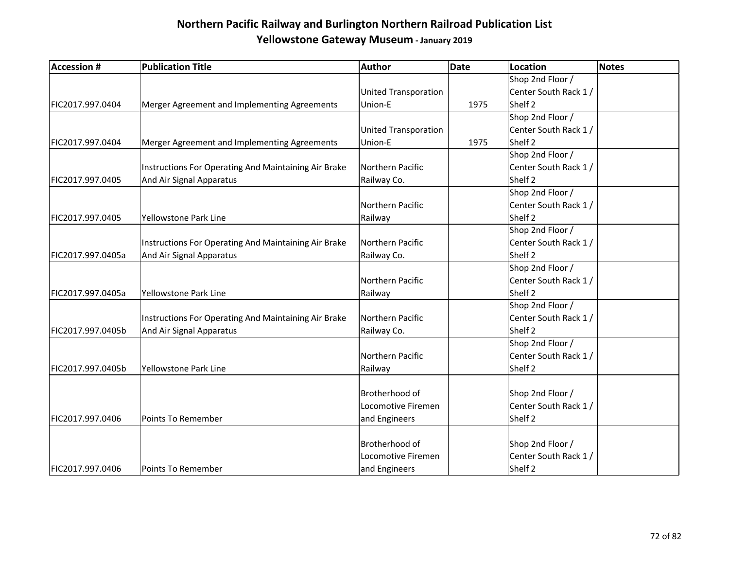# Northern Pacific Railway and Burlington Northern Railroad Publication List

## Yellowstone Gateway Museum - January 2019

| Accession # | Publication Title | Author | Date | Location | Notes |
|---|---|---|---|---|---|
| FIC2017.997.0404 | Merger Agreement and Implementing Agreements | United Transporation Union-E | 1975 | Shop 2nd Floor / Center South Rack 1 / Shelf 2 | |
| FIC2017.997.0404 | Merger Agreement and Implementing Agreements | United Transporation Union-E | 1975 | Shop 2nd Floor / Center South Rack 1 / Shelf 2 | |
| FIC2017.997.0405 | Instructions For Operating And Maintaining Air Brake And Air Signal Apparatus | Northern Pacific Railway Co. | | Shop 2nd Floor / Center South Rack 1 / Shelf 2 | |
| FIC2017.997.0405 | Yellowstone Park Line | Northern Pacific Railway | | Shop 2nd Floor / Center South Rack 1 / Shelf 2 | |
| FIC2017.997.0405a | Instructions For Operating And Maintaining Air Brake And Air Signal Apparatus | Northern Pacific Railway Co. | | Shop 2nd Floor / Center South Rack 1 / Shelf 2 | |
| FIC2017.997.0405a | Yellowstone Park Line | Northern Pacific Railway | | Shop 2nd Floor / Center South Rack 1 / Shelf 2 | |
| FIC2017.997.0405b | Instructions For Operating And Maintaining Air Brake And Air Signal Apparatus | Northern Pacific Railway Co. | | Shop 2nd Floor / Center South Rack 1 / Shelf 2 | |
| FIC2017.997.0405b | Yellowstone Park Line | Northern Pacific Railway | | Shop 2nd Floor / Center South Rack 1 / Shelf 2 | |
| FIC2017.997.0406 | Points To Remember | Brotherhood of Locomotive Firemen and Engineers | | Shop 2nd Floor / Center South Rack 1 / Shelf 2 | |
| FIC2017.997.0406 | Points To Remember | Brotherhood of Locomotive Firemen and Engineers | | Shop 2nd Floor / Center South Rack 1 / Shelf 2 | |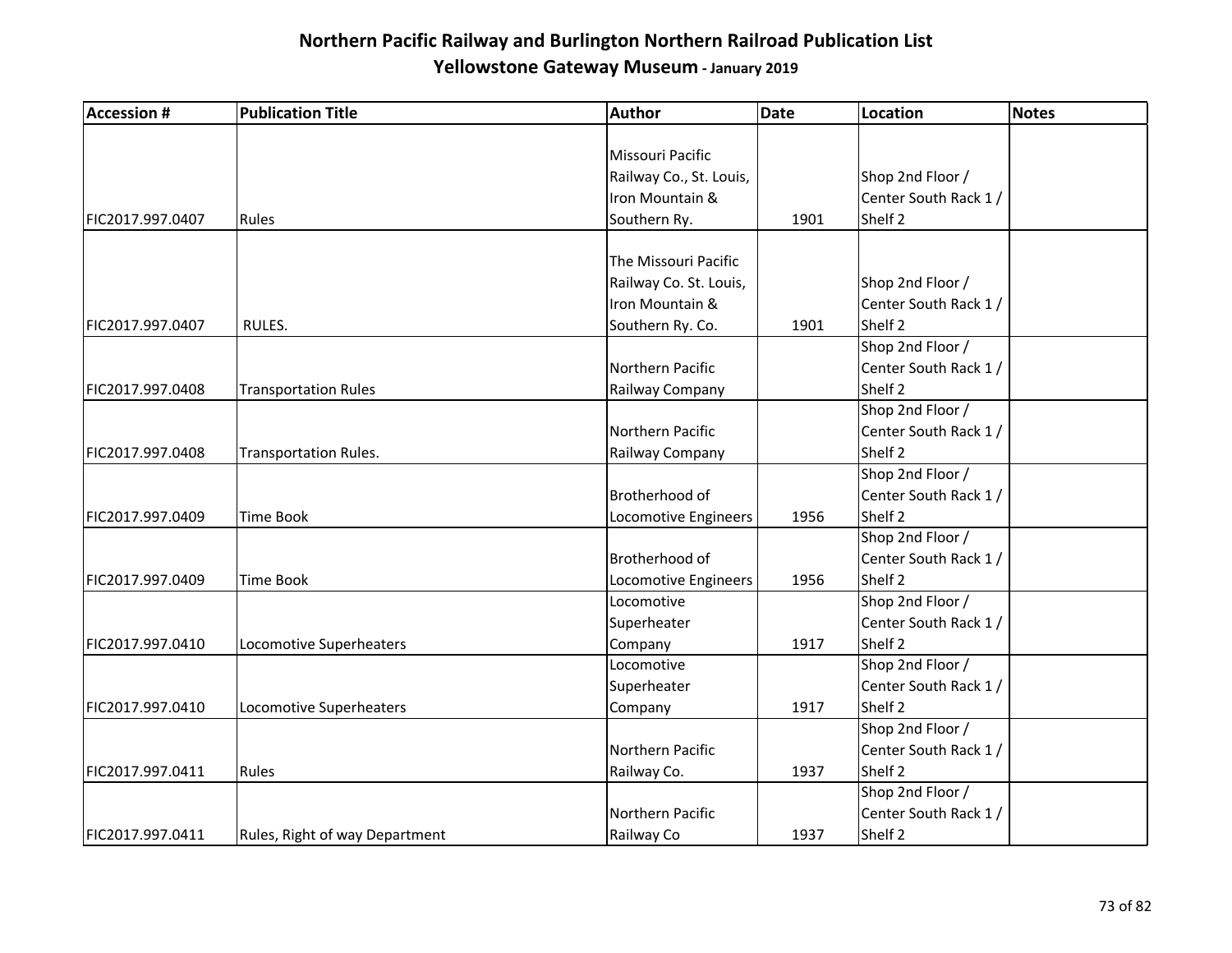# Northern Pacific Railway and Burlington Northern Railroad Publication List

## Yellowstone Gateway Museum - January 2019

| Accession # | Publication Title | Author | Date | Location | Notes |
|---|---|---|---|---|---|
| FIC2017.997.0407 | Rules | Missouri Pacific Railway Co., St. Louis, Iron Mountain & Southern Ry. | 1901 | Shop 2nd Floor / Center South Rack 1 / Shelf 2 | |
| FIC2017.997.0407 | RULES. | The Missouri Pacific Railway Co. St. Louis, Iron Mountain & Southern Ry. Co. | 1901 | Shop 2nd Floor / Center South Rack 1 / Shelf 2 | |
| FIC2017.997.0408 | Transportation Rules | Northern Pacific Railway Company | | Shop 2nd Floor / Center South Rack 1 / Shelf 2 | |
| FIC2017.997.0408 | Transportation Rules. | Northern Pacific Railway Company | | Shop 2nd Floor / Center South Rack 1 / Shelf 2 | |
| FIC2017.997.0409 | Time Book | Brotherhood of Locomotive Engineers | 1956 | Shop 2nd Floor / Center South Rack 1 / Shelf 2 | |
| FIC2017.997.0409 | Time Book | Brotherhood of Locomotive Engineers | 1956 | Shop 2nd Floor / Center South Rack 1 / Shelf 2 | |
| FIC2017.997.0410 | Locomotive Superheaters | Locomotive Superheater Company | 1917 | Shop 2nd Floor / Center South Rack 1 / Shelf 2 | |
| FIC2017.997.0410 | Locomotive Superheaters | Locomotive Superheater Company | 1917 | Shop 2nd Floor / Center South Rack 1 / Shelf 2 | |
| FIC2017.997.0411 | Rules | Northern Pacific Railway Co. | 1937 | Shop 2nd Floor / Center South Rack 1 / Shelf 2 | |
| FIC2017.997.0411 | Rules, Right of way Department | Northern Pacific Railway Co | 1937 | Shop 2nd Floor / Center South Rack 1 / Shelf 2 | |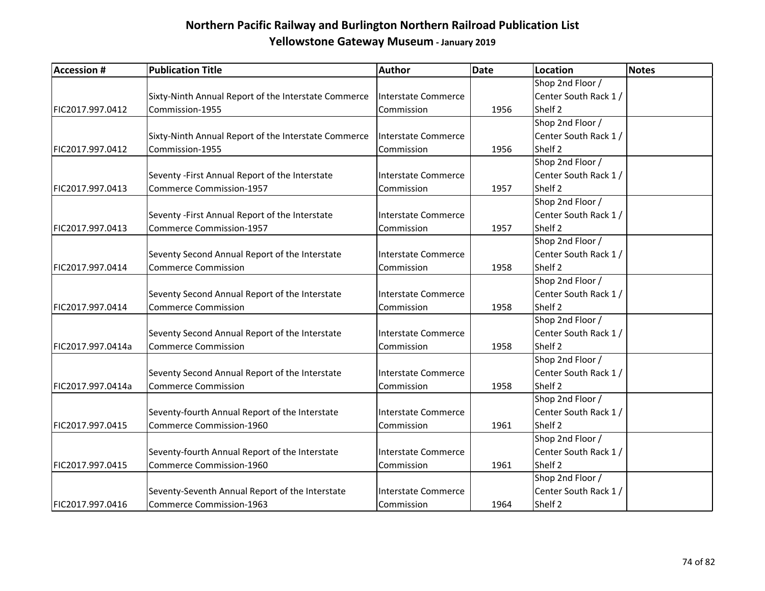# Northern Pacific Railway and Burlington Northern Railroad Publication List

## Yellowstone Gateway Museum - January 2019

| Accession # | Publication Title | Author | Date | Location | Notes |
|---|---|---|---|---|---|
| FIC2017.997.0412 | Sixty-Ninth Annual Report of the Interstate Commerce Commission-1955 | Interstate Commerce Commission | 1956 | Shop 2nd Floor / Center South Rack 1 / Shelf 2 | |
| FIC2017.997.0412 | Sixty-Ninth Annual Report of the Interstate Commerce Commission-1955 | Interstate Commerce Commission | 1956 | Shop 2nd Floor / Center South Rack 1 / Shelf 2 | |
| FIC2017.997.0413 | Seventy -First Annual Report of the Interstate Commerce Commission-1957 | Interstate Commerce Commission | 1957 | Shop 2nd Floor / Center South Rack 1 / Shelf 2 | |
| FIC2017.997.0413 | Seventy -First Annual Report of the Interstate Commerce Commission-1957 | Interstate Commerce Commission | 1957 | Shop 2nd Floor / Center South Rack 1 / Shelf 2 | |
| FIC2017.997.0414 | Seventy Second Annual Report of the Interstate Commerce Commission | Interstate Commerce Commission | 1958 | Shop 2nd Floor / Center South Rack 1 / Shelf 2 | |
| FIC2017.997.0414 | Seventy Second Annual Report of the Interstate Commerce Commission | Interstate Commerce Commission | 1958 | Shop 2nd Floor / Center South Rack 1 / Shelf 2 | |
| FIC2017.997.0414a | Seventy Second Annual Report of the Interstate Commerce Commission | Interstate Commerce Commission | 1958 | Shop 2nd Floor / Center South Rack 1 / Shelf 2 | |
| FIC2017.997.0414a | Seventy Second Annual Report of the Interstate Commerce Commission | Interstate Commerce Commission | 1958 | Shop 2nd Floor / Center South Rack 1 / Shelf 2 | |
| FIC2017.997.0415 | Seventy-fourth Annual Report of the Interstate Commerce Commission-1960 | Interstate Commerce Commission | 1961 | Shop 2nd Floor / Center South Rack 1 / Shelf 2 | |
| FIC2017.997.0415 | Seventy-fourth Annual Report of the Interstate Commerce Commission-1960 | Interstate Commerce Commission | 1961 | Shop 2nd Floor / Center South Rack 1 / Shelf 2 | |
| FIC2017.997.0416 | Seventy-Seventh Annual Report of the Interstate Commerce Commission-1963 | Interstate Commerce Commission | 1964 | Shop 2nd Floor / Center South Rack 1 / Shelf 2 | |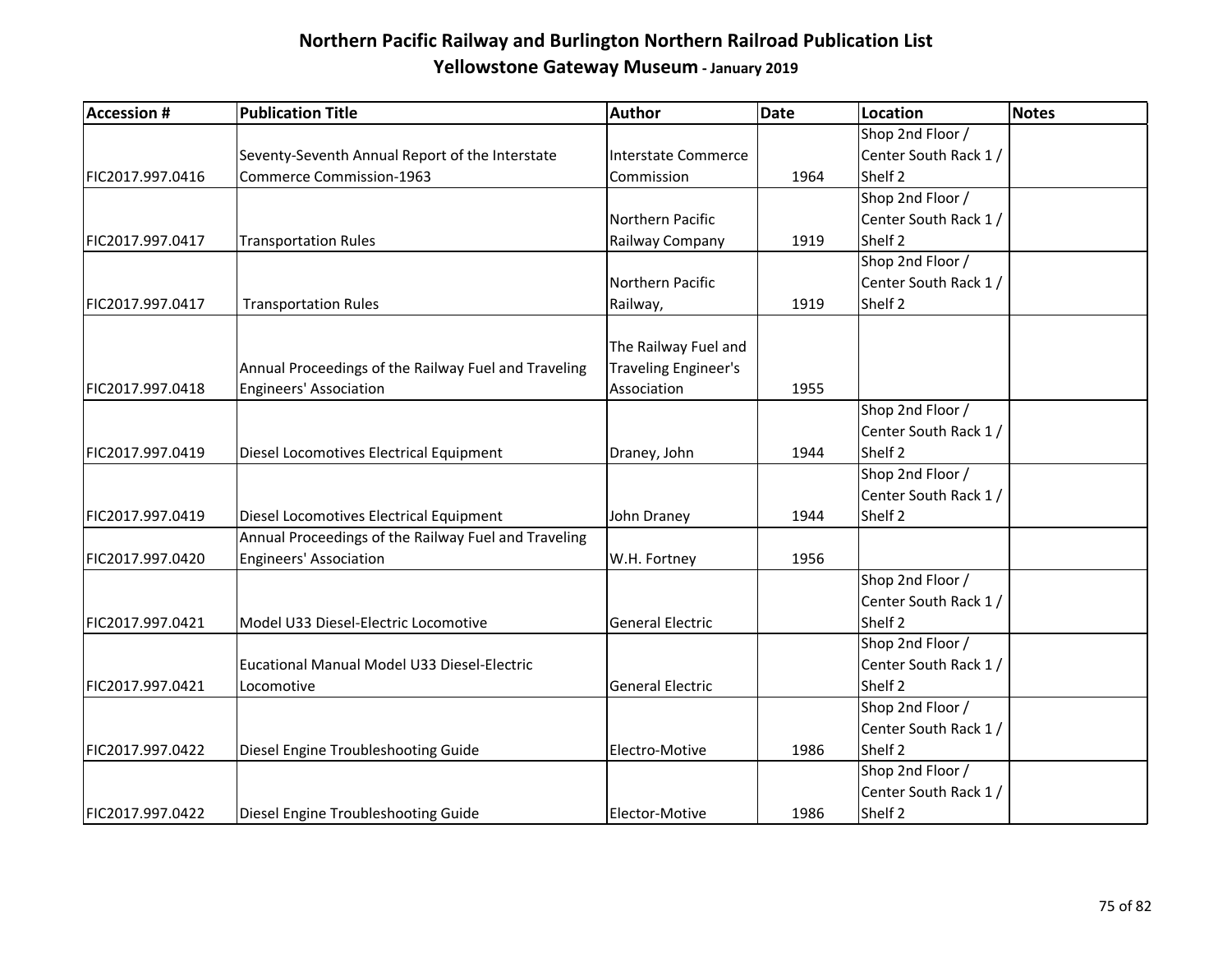# Northern Pacific Railway and Burlington Northern Railroad Publication List

## Yellowstone Gateway Museum - January 2019

| Accession # | Publication Title | Author | Date | Location | Notes |
|---|---|---|---|---|---|
| FIC2017.997.0416 | Seventy-Seventh Annual Report of the Interstate Commerce Commission-1963 | Interstate Commerce Commission | 1964 | Shop 2nd Floor / Center South Rack 1 / Shelf 2 | |
| FIC2017.997.0417 | Transportation Rules | Northern Pacific Railway Company | 1919 | Shop 2nd Floor / Center South Rack 1 / Shelf 2 | |
| FIC2017.997.0417 | Transportation Rules | Northern Pacific Railway, | 1919 | Shop 2nd Floor / Center South Rack 1 / Shelf 2 | |
| FIC2017.997.0418 | Annual Proceedings of the Railway Fuel and Traveling Engineers' Association | The Railway Fuel and Traveling Engineer's Association | 1955 | | |
| FIC2017.997.0419 | Diesel Locomotives Electrical Equipment | Draney, John | 1944 | Shop 2nd Floor / Center South Rack 1 / Shelf 2 | |
| FIC2017.997.0419 | Diesel Locomotives Electrical Equipment | John Draney | 1944 | Shop 2nd Floor / Center South Rack 1 / Shelf 2 | |
| FIC2017.997.0420 | Annual Proceedings of the Railway Fuel and Traveling Engineers' Association | W.H. Fortney | 1956 | | |
| FIC2017.997.0421 | Model U33 Diesel-Electric Locomotive | General Electric | | Shop 2nd Floor / Center South Rack 1 / Shelf 2 | |
| FIC2017.997.0421 | Eucational Manual Model U33 Diesel-Electric Locomotive | General Electric | | Shop 2nd Floor / Center South Rack 1 / Shelf 2 | |
| FIC2017.997.0422 | Diesel Engine Troubleshooting Guide | Electro-Motive | 1986 | Shop 2nd Floor / Center South Rack 1 / Shelf 2 | |
| FIC2017.997.0422 | Diesel Engine Troubleshooting Guide | Elector-Motive | 1986 | Shop 2nd Floor / Center South Rack 1 / Shelf 2 | |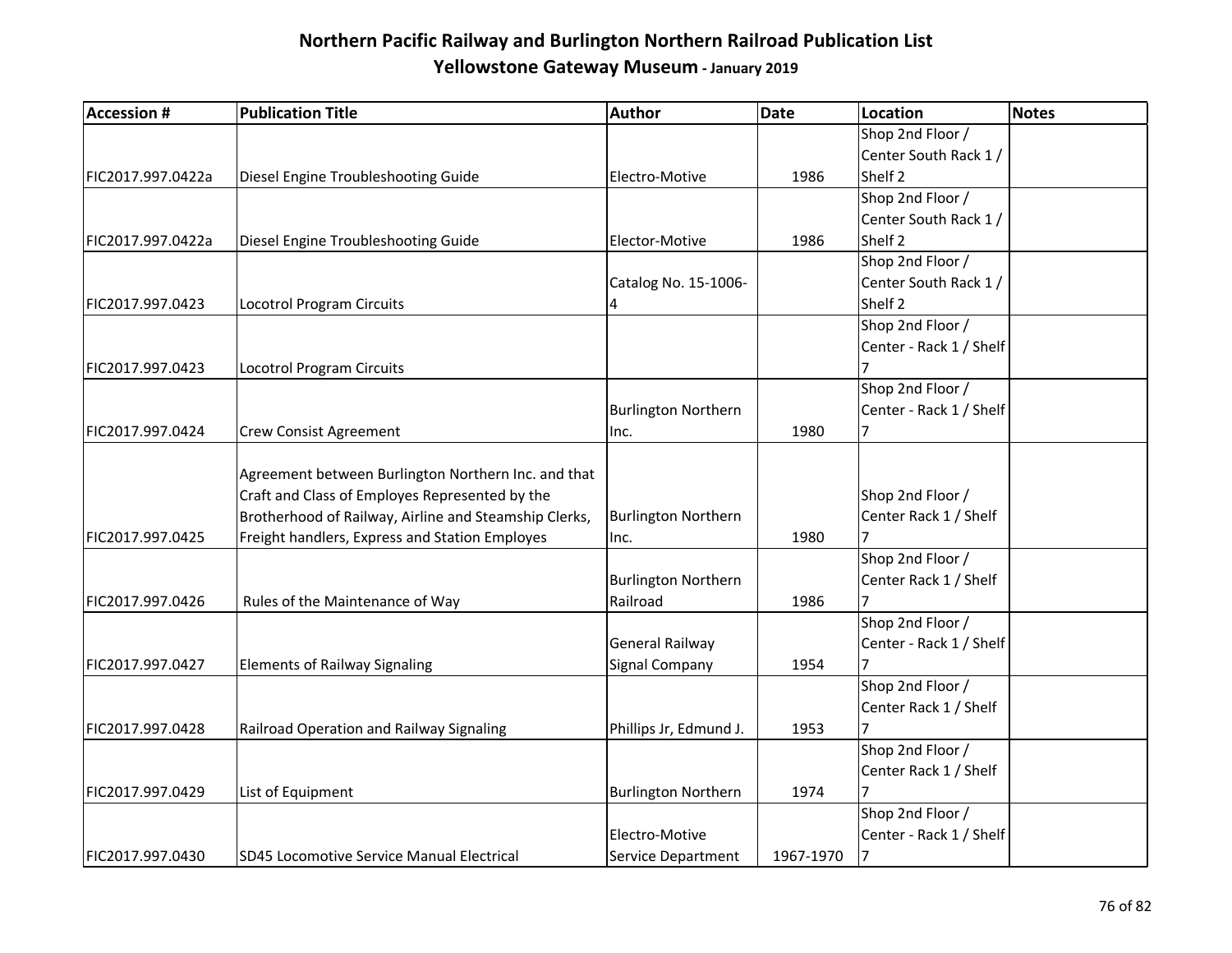# Northern Pacific Railway and Burlington Northern Railroad Publication List

## Yellowstone Gateway Museum - January 2019

| Accession # | Publication Title | Author | Date | Location | Notes |
|---|---|---|---|---|---|
| FIC2017.997.0422a | Diesel Engine Troubleshooting Guide | Electro-Motive | 1986 | Shop 2nd Floor / Center South Rack 1 / Shelf 2 | |
| FIC2017.997.0422a | Diesel Engine Troubleshooting Guide | Elector-Motive | 1986 | Shop 2nd Floor / Center South Rack 1 / Shelf 2 | |
| FIC2017.997.0423 | Locotrol Program Circuits | Catalog No. 15-1006-4 | | Shop 2nd Floor / Center South Rack 1 / Shelf 2 | |
| FIC2017.997.0423 | Locotrol Program Circuits | | | Shop 2nd Floor / Center - Rack 1 / Shelf 7 | |
| FIC2017.997.0424 | Crew Consist Agreement | Burlington Northern Inc. | 1980 | Shop 2nd Floor / Center - Rack 1 / Shelf 7 | |
| FIC2017.997.0425 | Agreement between Burlington Northern Inc. and that Craft and Class of Employes Represented by the Brotherhood of Railway, Airline and Steamship Clerks, Freight handlers, Express and Station Employes | Burlington Northern Inc. | 1980 | Shop 2nd Floor / Center Rack 1 / Shelf 7 | |
| FIC2017.997.0426 | Rules of the Maintenance of Way | Burlington Northern Railroad | 1986 | Shop 2nd Floor / Center Rack 1 / Shelf 7 | |
| FIC2017.997.0427 | Elements of Railway Signaling | General Railway Signal Company | 1954 | Shop 2nd Floor / Center - Rack 1 / Shelf 7 | |
| FIC2017.997.0428 | Railroad Operation and Railway Signaling | Phillips Jr, Edmund J. | 1953 | Shop 2nd Floor / Center Rack 1 / Shelf 7 | |
| FIC2017.997.0429 | List of Equipment | Burlington Northern | 1974 | Shop 2nd Floor / Center Rack 1 / Shelf 7 | |
| FIC2017.997.0430 | SD45 Locomotive Service Manual Electrical | Electro-Motive Service Department | 1967-1970 | Shop 2nd Floor / Center - Rack 1 / Shelf 7 | |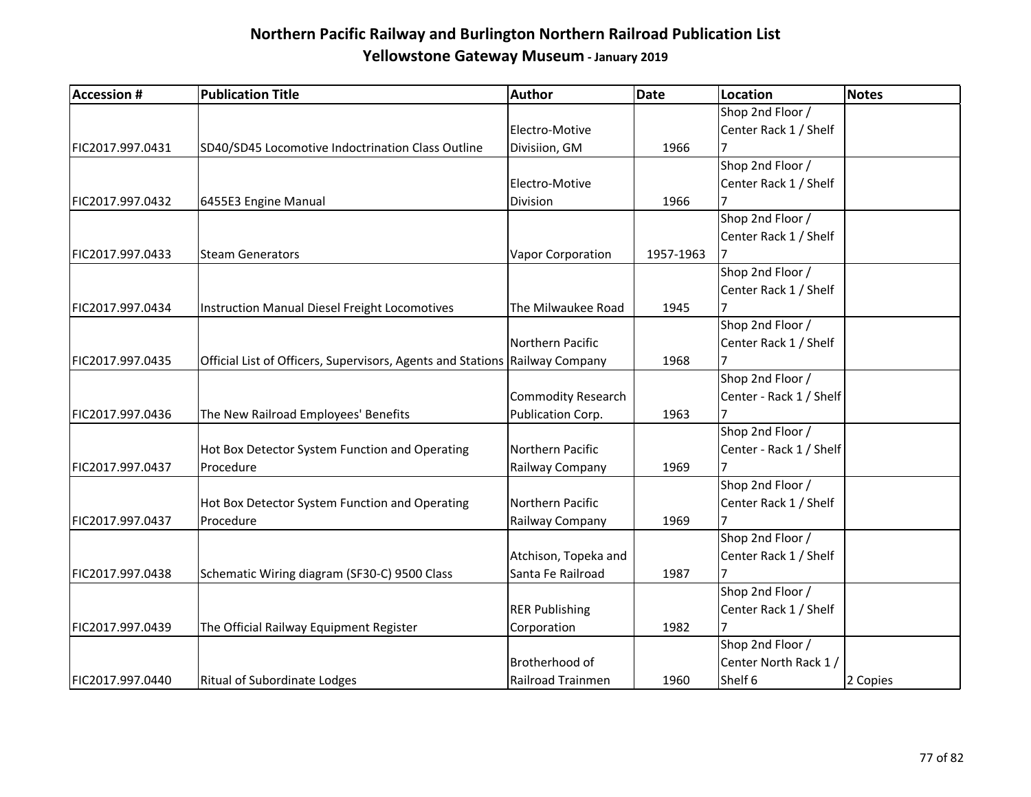# Northern Pacific Railway and Burlington Northern Railroad Publication List

## Yellowstone Gateway Museum - January 2019

| Accession # | Publication Title | Author | Date | Location | Notes |
|---|---|---|---|---|---|
| FIC2017.997.0431 | SD40/SD45 Locomotive Indoctrination Class Outline | Electro-Motive Divisiion, GM | 1966 | Shop 2nd Floor / Center Rack 1 / Shelf 7 | |
| FIC2017.997.0432 | 6455E3 Engine Manual | Electro-Motive Division | 1966 | Shop 2nd Floor / Center Rack 1 / Shelf 7 | |
| FIC2017.997.0433 | Steam Generators | Vapor Corporation | 1957-1963 | Shop 2nd Floor / Center Rack 1 / Shelf 7 | |
| FIC2017.997.0434 | Instruction Manual Diesel Freight Locomotives | The Milwaukee Road | 1945 | Shop 2nd Floor / Center Rack 1 / Shelf 7 | |
| FIC2017.997.0435 | Official List of Officers, Supervisors, Agents and Stations | Northern Pacific Railway Company | 1968 | Shop 2nd Floor / Center Rack 1 / Shelf 7 | |
| FIC2017.997.0436 | The New Railroad Employees' Benefits | Commodity Research Publication Corp. | 1963 | Shop 2nd Floor / Center - Rack 1 / Shelf 7 | |
| FIC2017.997.0437 | Hot Box Detector System Function and Operating Procedure | Northern Pacific Railway Company | 1969 | Shop 2nd Floor / Center - Rack 1 / Shelf 7 | |
| FIC2017.997.0437 | Hot Box Detector System Function and Operating Procedure | Northern Pacific Railway Company | 1969 | Shop 2nd Floor / Center Rack 1 / Shelf 7 | |
| FIC2017.997.0438 | Schematic Wiring diagram (SF30-C) 9500 Class | Atchison, Topeka and Santa Fe Railroad | 1987 | Shop 2nd Floor / Center Rack 1 / Shelf 7 | |
| FIC2017.997.0439 | The Official Railway Equipment Register | RER Publishing Corporation | 1982 | Shop 2nd Floor / Center Rack 1 / Shelf 7 | |
| FIC2017.997.0440 | Ritual of Subordinate Lodges | Brotherhood of Railroad Trainmen | 1960 | Shop 2nd Floor / Center North Rack 1 / Shelf 6 | 2 Copies |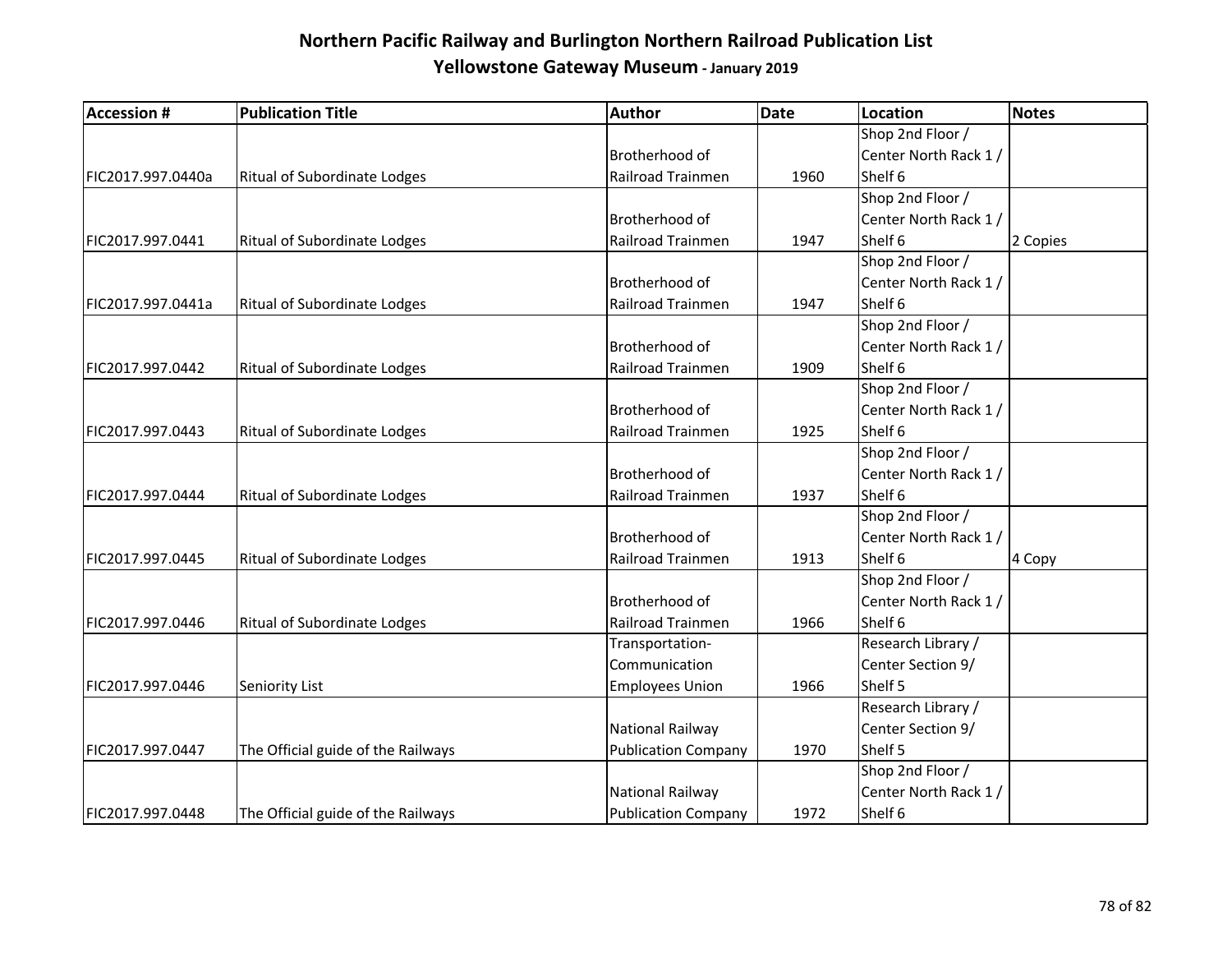# Northern Pacific Railway and Burlington Northern Railroad Publication List
## Yellowstone Gateway Museum - January 2019

| Accession # | Publication Title | Author | Date | Location | Notes |
|---|---|---|---|---|---|
| FIC2017.997.0440a | Ritual of Subordinate Lodges | Brotherhood of Railroad Trainmen | 1960 | Shop 2nd Floor / Center North Rack 1 / Shelf 6 | |
| FIC2017.997.0441 | Ritual of Subordinate Lodges | Brotherhood of Railroad Trainmen | 1947 | Shop 2nd Floor / Center North Rack 1 / Shelf 6 | 2 Copies |
| FIC2017.997.0441a | Ritual of Subordinate Lodges | Brotherhood of Railroad Trainmen | 1947 | Shop 2nd Floor / Center North Rack 1 / Shelf 6 | |
| FIC2017.997.0442 | Ritual of Subordinate Lodges | Brotherhood of Railroad Trainmen | 1909 | Shop 2nd Floor / Center North Rack 1 / Shelf 6 | |
| FIC2017.997.0443 | Ritual of Subordinate Lodges | Brotherhood of Railroad Trainmen | 1925 | Shop 2nd Floor / Center North Rack 1 / Shelf 6 | |
| FIC2017.997.0444 | Ritual of Subordinate Lodges | Brotherhood of Railroad Trainmen | 1937 | Shop 2nd Floor / Center North Rack 1 / Shelf 6 | |
| FIC2017.997.0445 | Ritual of Subordinate Lodges | Brotherhood of Railroad Trainmen | 1913 | Shop 2nd Floor / Center North Rack 1 / Shelf 6 | 4 Copy |
| FIC2017.997.0446 | Ritual of Subordinate Lodges | Brotherhood of Railroad Trainmen | 1966 | Shop 2nd Floor / Center North Rack 1 / Shelf 6 | |
| FIC2017.997.0446 | Seniority List | Transportation-Communication Employees Union | 1966 | Research Library / Center Section 9/ Shelf 5 | |
| FIC2017.997.0447 | The Official guide of the Railways | National Railway Publication Company | 1970 | Research Library / Center Section 9/ Shelf 5 | |
| FIC2017.997.0448 | The Official guide of the Railways | National Railway Publication Company | 1972 | Shop 2nd Floor / Center North Rack 1 / Shelf 6 | |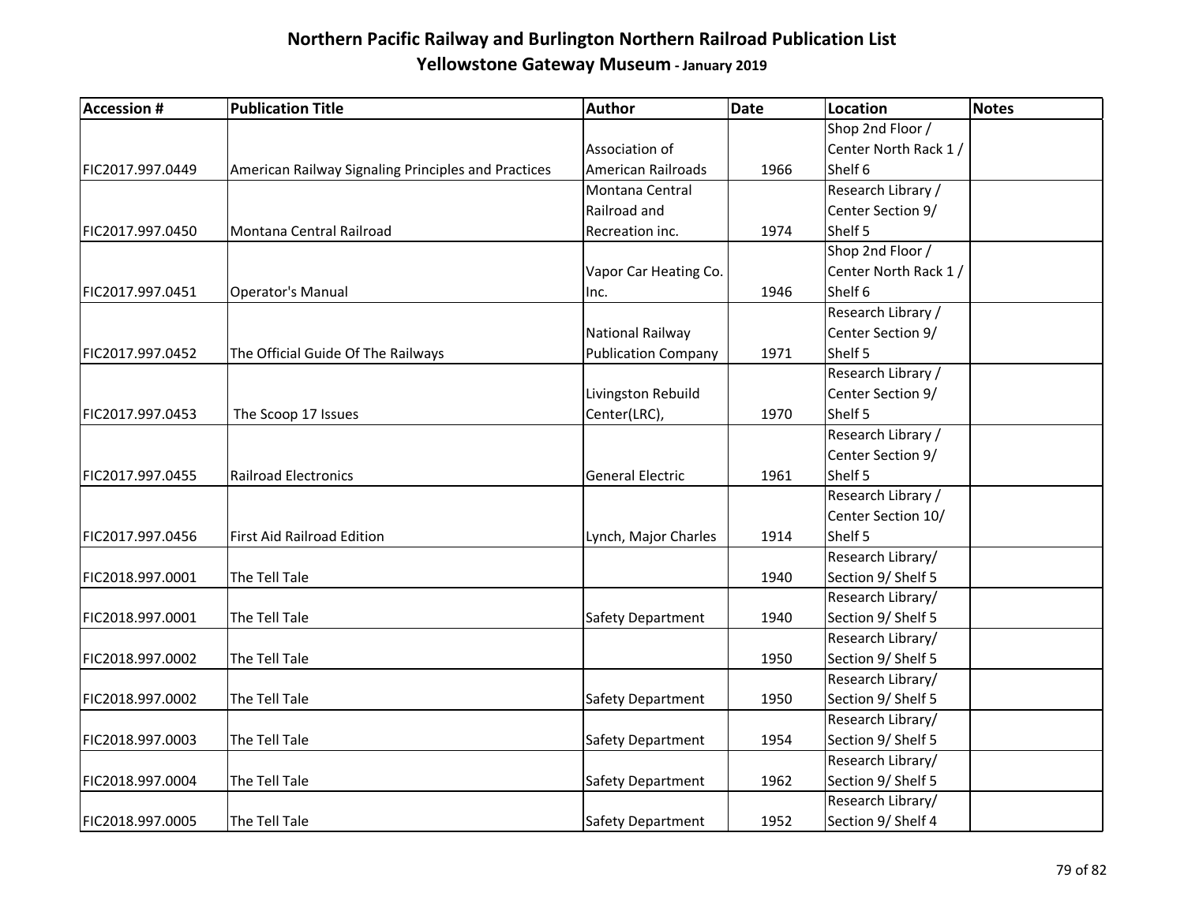# Northern Pacific Railway and Burlington Northern Railroad Publication List

## Yellowstone Gateway Museum - January 2019

| Accession # | Publication Title | Author | Date | Location | Notes |
|---|---|---|---|---|---|
| FIC2017.997.0449 | American Railway Signaling Principles and Practices | Association of American Railroads | 1966 | Shop 2nd Floor / Center North Rack 1 / Shelf 6 | |
| FIC2017.997.0450 | Montana Central Railroad | Montana Central Railroad and Recreation inc. | 1974 | Research Library / Center Section 9/ Shelf 5 | |
| FIC2017.997.0451 | Operator's Manual | Vapor Car Heating Co. Inc. | 1946 | Shop 2nd Floor / Center North Rack 1 / Shelf 6 | |
| FIC2017.997.0452 | The Official Guide Of The Railways | National Railway Publication Company | 1971 | Research Library / Center Section 9/ Shelf 5 | |
| FIC2017.997.0453 | The Scoop 17 Issues | Livingston Rebuild Center(LRC), | 1970 | Research Library / Center Section 9/ Shelf 5 | |
| FIC2017.997.0455 | Railroad Electronics | General Electric | 1961 | Research Library / Center Section 9/ Shelf 5 | |
| FIC2017.997.0456 | First Aid Railroad Edition | Lynch, Major Charles | 1914 | Research Library / Center Section 10/ Shelf 5 | |
| FIC2018.997.0001 | The Tell Tale | | 1940 | Research Library/ Section 9/ Shelf 5 | |
| FIC2018.997.0001 | The Tell Tale | Safety Department | 1940 | Research Library/ Section 9/ Shelf 5 | |
| FIC2018.997.0002 | The Tell Tale | | 1950 | Research Library/ Section 9/ Shelf 5 | |
| FIC2018.997.0002 | The Tell Tale | Safety Department | 1950 | Research Library/ Section 9/ Shelf 5 | |
| FIC2018.997.0003 | The Tell Tale | Safety Department | 1954 | Research Library/ Section 9/ Shelf 5 | |
| FIC2018.997.0004 | The Tell Tale | Safety Department | 1962 | Research Library/ Section 9/ Shelf 5 | |
| FIC2018.997.0005 | The Tell Tale | Safety Department | 1952 | Research Library/ Section 9/ Shelf 4 | |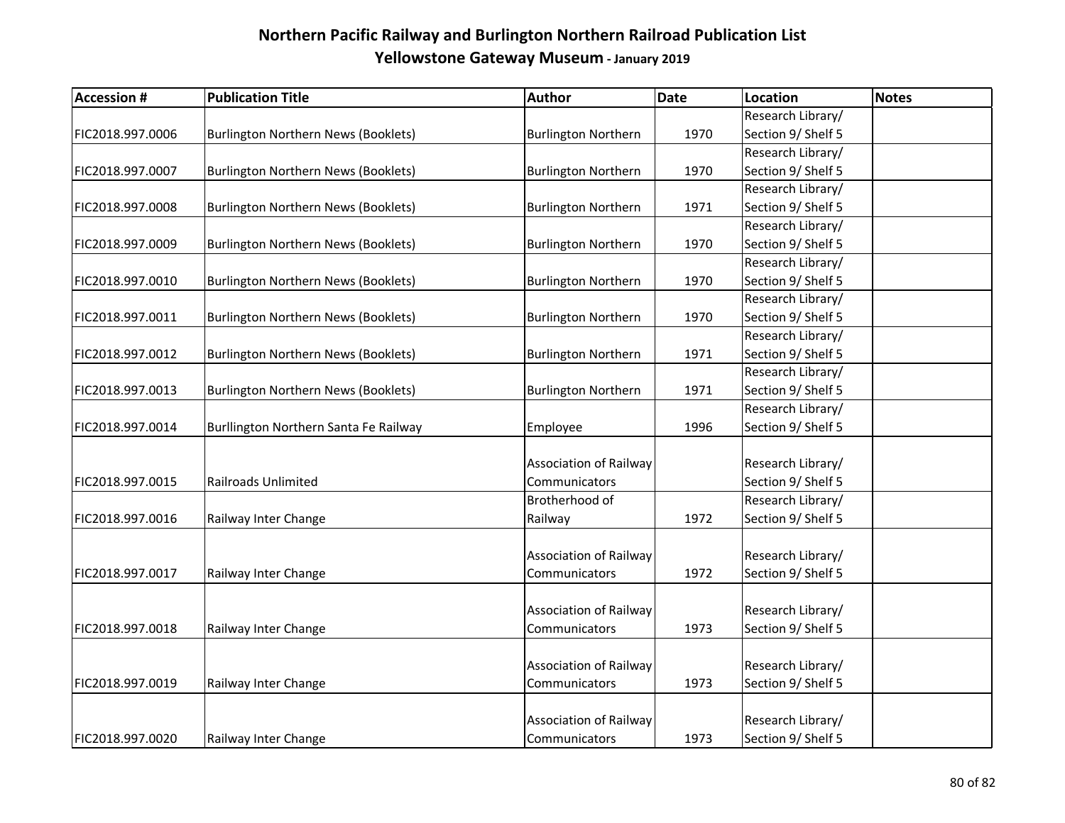# Northern Pacific Railway and Burlington Northern Railroad Publication List

## Yellowstone Gateway Museum - January 2019

| Accession # | Publication Title | Author | Date | Location | Notes |
|---|---|---|---|---|---|
| FIC2018.997.0006 | Burlington Northern News (Booklets) | Burlington Northern | 1970 | Research Library/ Section 9/ Shelf 5 | |
| FIC2018.997.0007 | Burlington Northern News (Booklets) | Burlington Northern | 1970 | Research Library/ Section 9/ Shelf 5 | |
| FIC2018.997.0008 | Burlington Northern News (Booklets) | Burlington Northern | 1971 | Research Library/ Section 9/ Shelf 5 | |
| FIC2018.997.0009 | Burlington Northern News (Booklets) | Burlington Northern | 1970 | Research Library/ Section 9/ Shelf 5 | |
| FIC2018.997.0010 | Burlington Northern News (Booklets) | Burlington Northern | 1970 | Research Library/ Section 9/ Shelf 5 | |
| FIC2018.997.0011 | Burlington Northern News (Booklets) | Burlington Northern | 1970 | Research Library/ Section 9/ Shelf 5 | |
| FIC2018.997.0012 | Burlington Northern News (Booklets) | Burlington Northern | 1971 | Research Library/ Section 9/ Shelf 5 | |
| FIC2018.997.0013 | Burlington Northern News (Booklets) | Burlington Northern | 1971 | Research Library/ Section 9/ Shelf 5 | |
| FIC2018.997.0014 | Burllington Northern Santa Fe Railway | Employee | 1996 | Research Library/ Section 9/ Shelf 5 | |
| FIC2018.997.0015 | Railroads Unlimited | Association of Railway Communicators | | Research Library/ Section 9/ Shelf 5 | |
| FIC2018.997.0016 | Railway Inter Change | Brotherhood of Railway | 1972 | Research Library/ Section 9/ Shelf 5 | |
| FIC2018.997.0017 | Railway Inter Change | Association of Railway Communicators | 1972 | Research Library/ Section 9/ Shelf 5 | |
| FIC2018.997.0018 | Railway Inter Change | Association of Railway Communicators | 1973 | Research Library/ Section 9/ Shelf 5 | |
| FIC2018.997.0019 | Railway Inter Change | Association of Railway Communicators | 1973 | Research Library/ Section 9/ Shelf 5 | |
| FIC2018.997.0020 | Railway Inter Change | Association of Railway Communicators | 1973 | Research Library/ Section 9/ Shelf 5 | |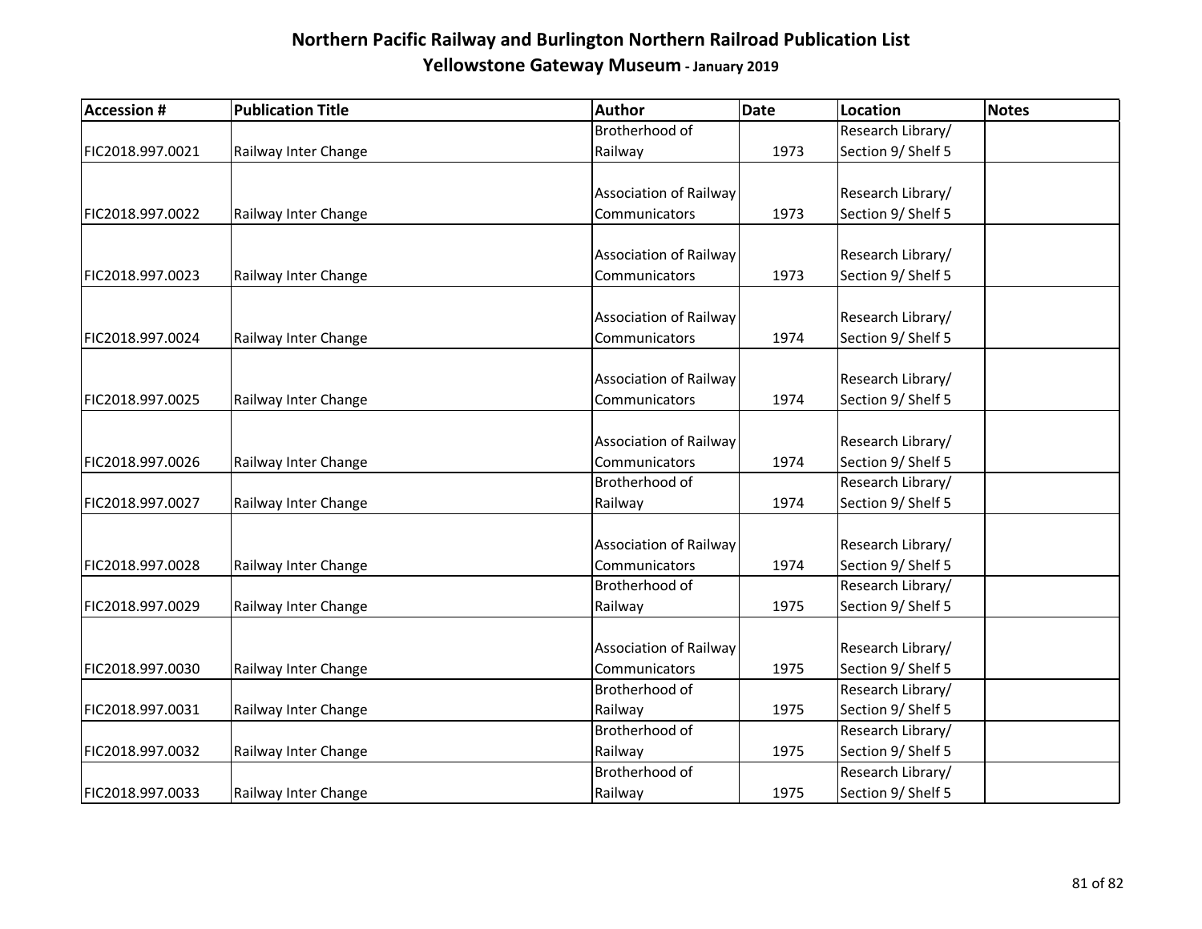# Northern Pacific Railway and Burlington Northern Railroad Publication List

## Yellowstone Gateway Museum - January 2019

| Accession # | Publication Title | Author | Date | Location | Notes |
|---|---|---|---|---|---|
| FIC2018.997.0021 | Railway Inter Change | Brotherhood of Railway | 1973 | Research Library/ Section 9/ Shelf 5 | |
| FIC2018.997.0022 | Railway Inter Change | Association of Railway Communicators | 1973 | Research Library/ Section 9/ Shelf 5 | |
| FIC2018.997.0023 | Railway Inter Change | Association of Railway Communicators | 1973 | Research Library/ Section 9/ Shelf 5 | |
| FIC2018.997.0024 | Railway Inter Change | Association of Railway Communicators | 1974 | Research Library/ Section 9/ Shelf 5 | |
| FIC2018.997.0025 | Railway Inter Change | Association of Railway Communicators | 1974 | Research Library/ Section 9/ Shelf 5 | |
| FIC2018.997.0026 | Railway Inter Change | Association of Railway Communicators | 1974 | Research Library/ Section 9/ Shelf 5 | |
| FIC2018.997.0027 | Railway Inter Change | Brotherhood of Railway | 1974 | Research Library/ Section 9/ Shelf 5 | |
| FIC2018.997.0028 | Railway Inter Change | Association of Railway Communicators | 1974 | Research Library/ Section 9/ Shelf 5 | |
| FIC2018.997.0029 | Railway Inter Change | Brotherhood of Railway | 1975 | Research Library/ Section 9/ Shelf 5 | |
| FIC2018.997.0030 | Railway Inter Change | Association of Railway Communicators | 1975 | Research Library/ Section 9/ Shelf 5 | |
| FIC2018.997.0031 | Railway Inter Change | Brotherhood of Railway | 1975 | Research Library/ Section 9/ Shelf 5 | |
| FIC2018.997.0032 | Railway Inter Change | Brotherhood of Railway | 1975 | Research Library/ Section 9/ Shelf 5 | |
| FIC2018.997.0033 | Railway Inter Change | Brotherhood of Railway | 1975 | Research Library/ Section 9/ Shelf 5 | |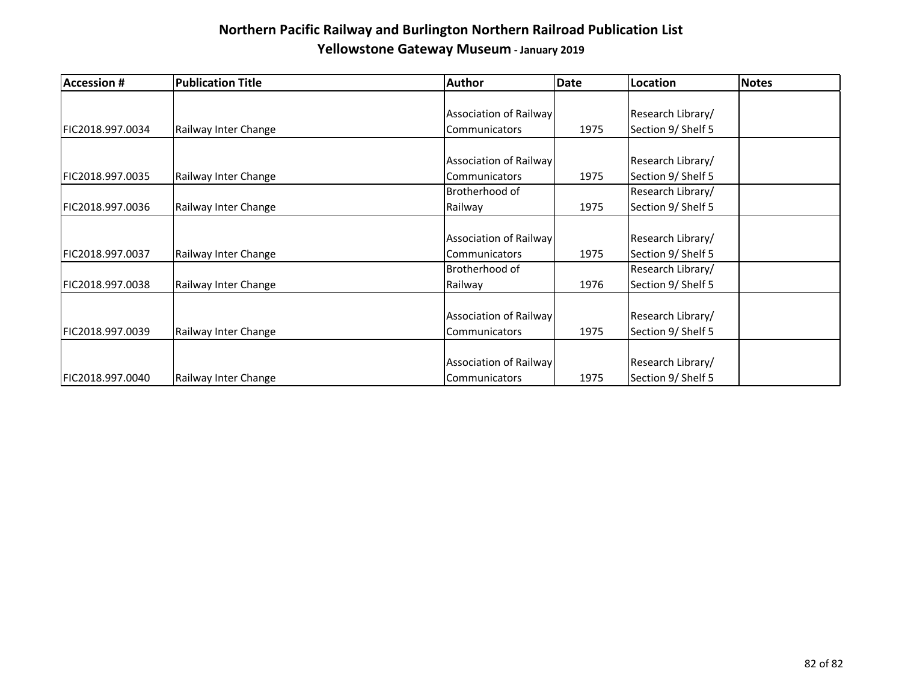# Northern Pacific Railway and Burlington Northern Railroad Publication List

## Yellowstone Gateway Museum - January 2019

| Accession # | Publication Title | Author | Date | Location | Notes |
|---|---|---|---|---|---|
| FIC2018.997.0034 | Railway Inter Change | Association of Railway Communicators | 1975 | Research Library/ Section 9/ Shelf 5 | |
| FIC2018.997.0035 | Railway Inter Change | Association of Railway Communicators | 1975 | Research Library/ Section 9/ Shelf 5 | |
| FIC2018.997.0036 | Railway Inter Change | Brotherhood of Railway | 1975 | Research Library/ Section 9/ Shelf 5 | |
| FIC2018.997.0037 | Railway Inter Change | Association of Railway Communicators | 1975 | Research Library/ Section 9/ Shelf 5 | |
| FIC2018.997.0038 | Railway Inter Change | Brotherhood of Railway | 1976 | Research Library/ Section 9/ Shelf 5 | |
| FIC2018.997.0039 | Railway Inter Change | Association of Railway Communicators | 1975 | Research Library/ Section 9/ Shelf 5 | |
| FIC2018.997.0040 | Railway Inter Change | Association of Railway Communicators | 1975 | Research Library/ Section 9/ Shelf 5 | |